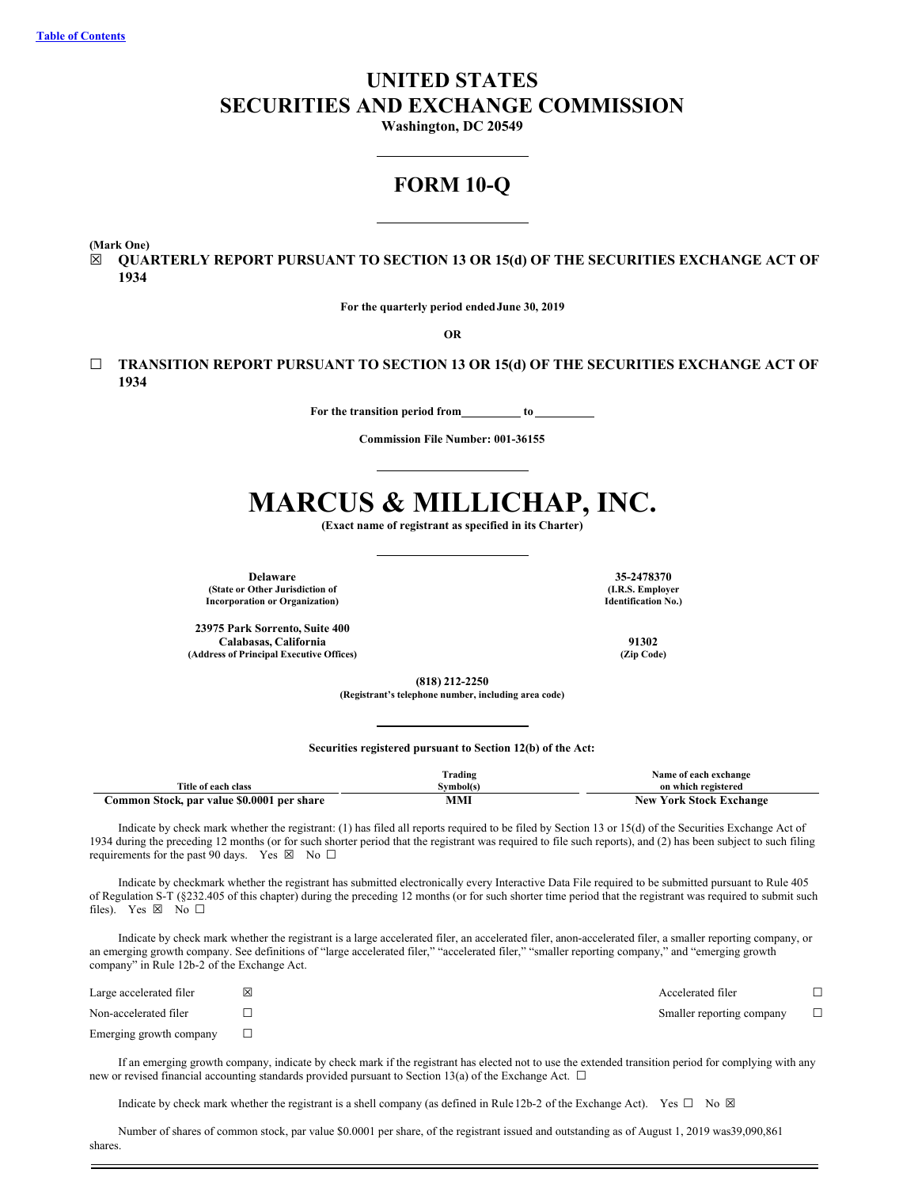Table of Contents

# UNITED STATES
# SECURITIES AND EXCHANGE COMMISSION

**Washington, DC 20549**

## FORM 10-Q

**(Mark One)**

☒ **QUARTERLY REPORT PURSUANT TO SECTION 13 OR 15(d) OF THE SECURITIES EXCHANGE ACT OF 1934**

**For the quarterly period ended June 30, 2019**

**OR**

☐ **TRANSITION REPORT PURSUANT TO SECTION 13 OR 15(d) OF THE SECURITIES EXCHANGE ACT OF 1934**

**For the transition period from __________ to __________**

**Commission File Number: 001-36155**

# MARCUS & MILLICHAP, INC.

**(Exact name of registrant as specified in its Charter)**

| | |
|---|---|
| **Delaware** (State or Other Jurisdiction of Incorporation or Organization) | **35-2478370** (I.R.S. Employer Identification No.) |
| **23975 Park Sorrento, Suite 400 Calabasas, California** (Address of Principal Executive Offices) | **91302** (Zip Code) |

**(818) 212-2250**
**(Registrant's telephone number, including area code)**

**Securities registered pursuant to Section 12(b) of the Act:**

| Title of each class | Trading Symbol(s) | Name of each exchange on which registered |
|---|---|---|
| **Common Stock, par value $0.0001 per share** | **MMI** | **New York Stock Exchange** |

Indicate by check mark whether the registrant: (1) has filed all reports required to be filed by Section 13 or 15(d) of the Securities Exchange Act of 1934 during the preceding 12 months (or for such shorter period that the registrant was required to file such reports), and (2) has been subject to such filing requirements for the past 90 days. Yes ☒ No ☐

Indicate by checkmark whether the registrant has submitted electronically every Interactive Data File required to be submitted pursuant to Rule 405 of Regulation S-T (§232.405 of this chapter) during the preceding 12 months (or for such shorter time period that the registrant was required to submit such files). Yes ☒ No ☐

Indicate by check mark whether the registrant is a large accelerated filer, an accelerated filer, anon-accelerated filer, a smaller reporting company, or an emerging growth company. See definitions of "large accelerated filer," "accelerated filer," "smaller reporting company," and "emerging growth company" in Rule 12b-2 of the Exchange Act.

| | | | |
|---|---|---|---|
| Large accelerated filer | ☒ | Accelerated filer | ☐ |
| Non-accelerated filer | ☐ | Smaller reporting company | ☐ |
| Emerging growth company | ☐ | | |

If an emerging growth company, indicate by check mark if the registrant has elected not to use the extended transition period for complying with any new or revised financial accounting standards provided pursuant to Section 13(a) of the Exchange Act. ☐

Indicate by check mark whether the registrant is a shell company (as defined in Rule 12b-2 of the Exchange Act). Yes ☐ No ☒

Number of shares of common stock, par value $0.0001 per share, of the registrant issued and outstanding as of August 1, 2019 was 39,090,861 shares.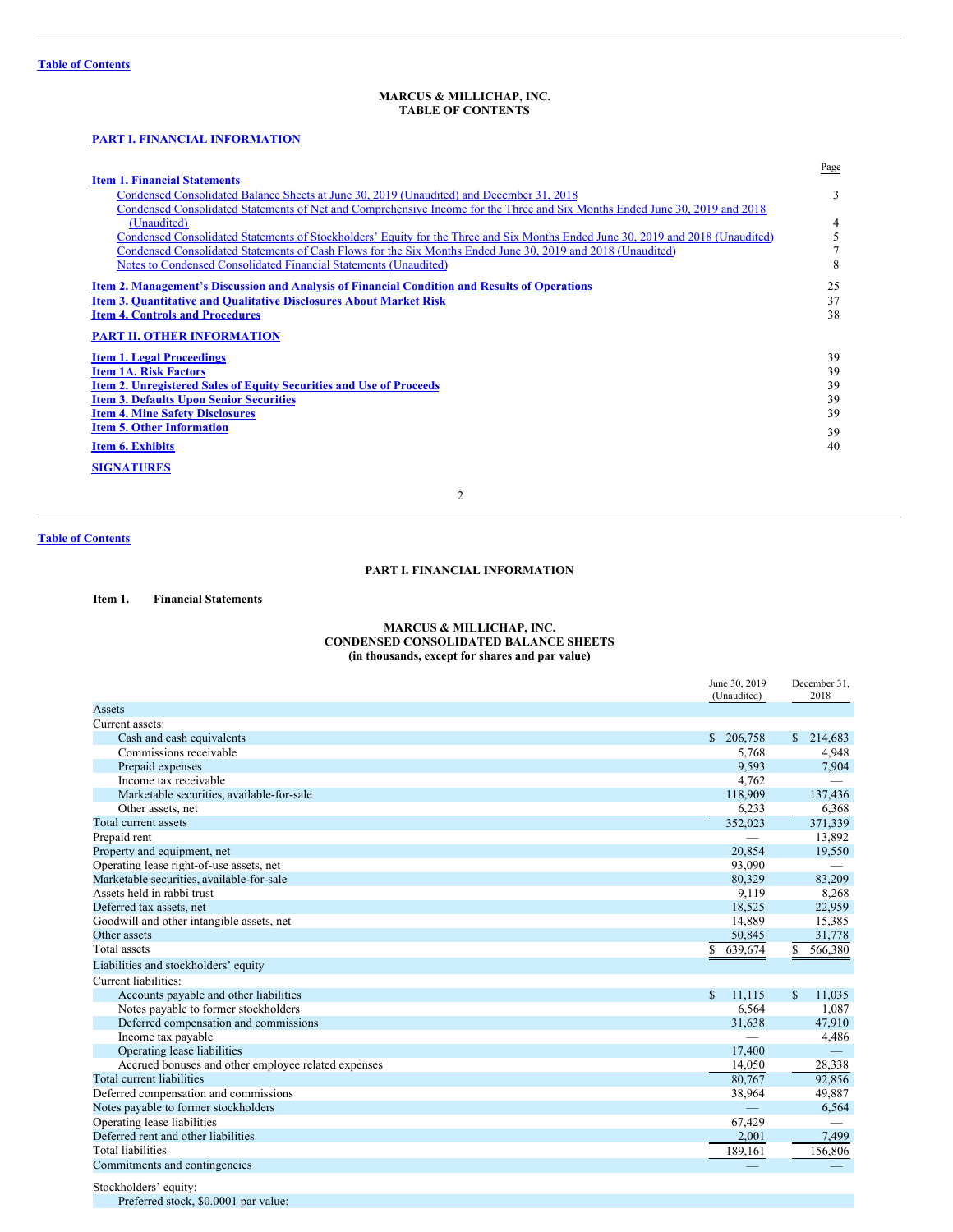Table of Contents

**MARCUS & MILLICHAP, INC.**
**TABLE OF CONTENTS**

**PART I. FINANCIAL INFORMATION**

| | Page |
|---|---|
| **Item 1. Financial Statements** | |
| Condensed Consolidated Balance Sheets at June 30, 2019 (Unaudited) and December 31, 2018 | 3 |
| Condensed Consolidated Statements of Net and Comprehensive Income for the Three and Six Months Ended June 30, 2019 and 2018 (Unaudited) | 4 |
| Condensed Consolidated Statements of Stockholders' Equity for the Three and Six Months Ended June 30, 2019 and 2018 (Unaudited) | 5 |
| Condensed Consolidated Statements of Cash Flows for the Six Months Ended June 30, 2019 and 2018 (Unaudited) | 7 |
| Notes to Condensed Consolidated Financial Statements (Unaudited) | 8 |
| **Item 2. Management's Discussion and Analysis of Financial Condition and Results of Operations** | 25 |
| **Item 3. Quantitative and Qualitative Disclosures About Market Risk** | 37 |
| **Item 4. Controls and Procedures** | 38 |

**PART II. OTHER INFORMATION**

| | |
|---|---|
| **Item 1. Legal Proceedings** | 39 |
| **Item 1A. Risk Factors** | 39 |
| **Item 2. Unregistered Sales of Equity Securities and Use of Proceeds** | 39 |
| **Item 3. Defaults Upon Senior Securities** | 39 |
| **Item 4. Mine Safety Disclosures** | 39 |
| **Item 5. Other Information** | 39 |
| **Item 6. Exhibits** | 40 |

**SIGNATURES**

Table of Contents

## PART I. FINANCIAL INFORMATION

**Item 1. Financial Statements**

**MARCUS & MILLICHAP, INC.**
**CONDENSED CONSOLIDATED BALANCE SHEETS**
**(in thousands, except for shares and par value)**

| | June 30, 2019 (Unaudited) | December 31, 2018 |
|---|---|---|
| Assets | | |
| Current assets: | | |
| Cash and cash equivalents | $ 206,758 | $ 214,683 |
| Commissions receivable | 5,768 | 4,948 |
| Prepaid expenses | 9,593 | 7,904 |
| Income tax receivable | 4,762 | — |
| Marketable securities, available-for-sale | 118,909 | 137,436 |
| Other assets, net | 6,233 | 6,368 |
| Total current assets | 352,023 | 371,339 |
| Prepaid rent | — | 13,892 |
| Property and equipment, net | 20,854 | 19,550 |
| Operating lease right-of-use assets, net | 93,090 | — |
| Marketable securities, available-for-sale | 80,329 | 83,209 |
| Assets held in rabbi trust | 9,119 | 8,268 |
| Deferred tax assets, net | 18,525 | 22,959 |
| Goodwill and other intangible assets, net | 14,889 | 15,385 |
| Other assets | 50,845 | 31,778 |
| Total assets | $ 639,674 | $ 566,380 |
| Liabilities and stockholders' equity | | |
| Current liabilities: | | |
| Accounts payable and other liabilities | $ 11,115 | $ 11,035 |
| Notes payable to former stockholders | 6,564 | 1,087 |
| Deferred compensation and commissions | 31,638 | 47,910 |
| Income tax payable | — | 4,486 |
| Operating lease liabilities | 17,400 | — |
| Accrued bonuses and other employee related expenses | 14,050 | 28,338 |
| Total current liabilities | 80,767 | 92,856 |
| Deferred compensation and commissions | 38,964 | 49,887 |
| Notes payable to former stockholders | — | 6,564 |
| Operating lease liabilities | 67,429 | — |
| Deferred rent and other liabilities | 2,001 | 7,499 |
| Total liabilities | 189,161 | 156,806 |
| Commitments and contingencies | — | — |
| Stockholders' equity: | | |
| Preferred stock, $0.0001 par value: | | |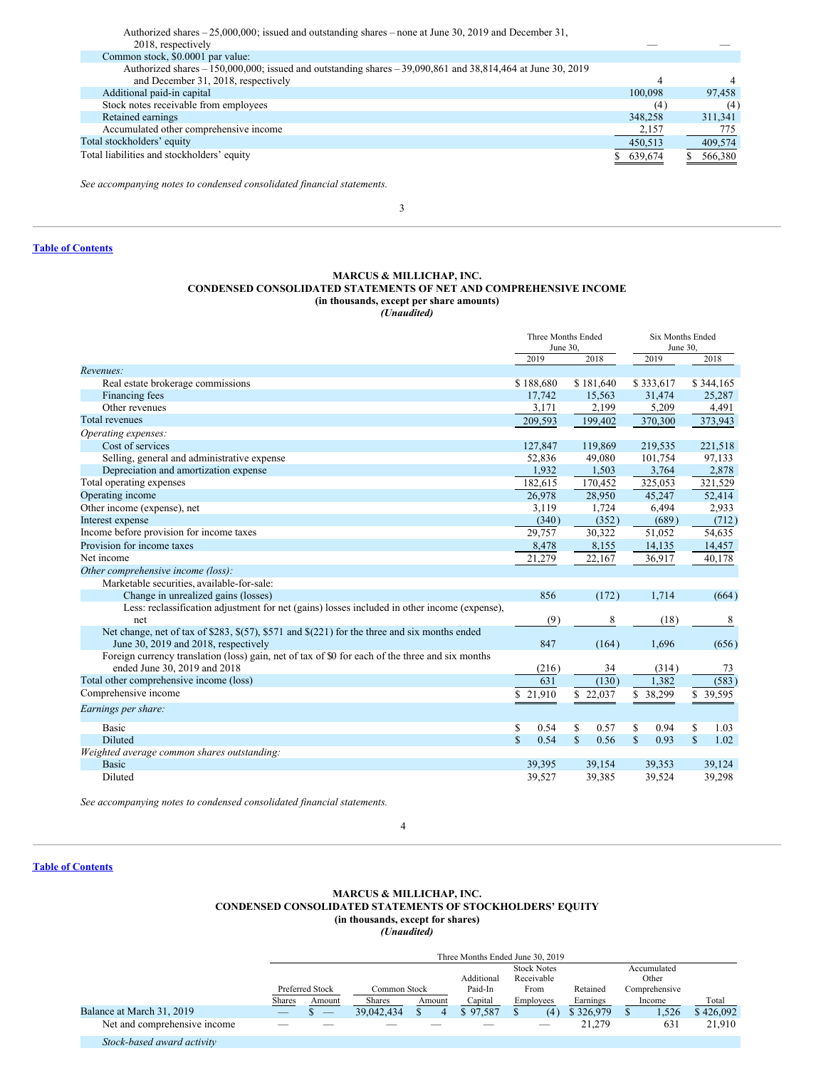| | | |
|---|---|---|
| Authorized shares – 25,000,000; issued and outstanding shares – none at June 30, 2019 and December 31, 2018, respectively | — | — |
| Common stock, $0.0001 par value: | | |
| Authorized shares – 150,000,000; issued and outstanding shares – 39,090,861 and 38,814,464 at June 30, 2019 and December 31, 2018, respectively | 4 | 4 |
| Additional paid-in capital | 100,098 | 97,458 |
| Stock notes receivable from employees | (4) | (4) |
| Retained earnings | 348,258 | 311,341 |
| Accumulated other comprehensive income | 2,157 | 775 |
| Total stockholders' equity | 450,513 | 409,574 |
| Total liabilities and stockholders' equity | $ 639,674 | $ 566,380 |

*See accompanying notes to condensed consolidated financial statements.*

**Table of Contents**

# MARCUS & MILLICHAP, INC.
## CONDENSED CONSOLIDATED STATEMENTS OF NET AND COMPREHENSIVE INCOME
### (in thousands, except per share amounts)
***(Unaudited)***

| | Three Months Ended June 30, | | Six Months Ended June 30, | |
|---|---|---|---|---|
| | 2019 | 2018 | 2019 | 2018 |
| *Revenues:* | | | | |
| Real estate brokerage commissions | $ 188,680 | $ 181,640 | $ 333,617 | $ 344,165 |
| Financing fees | 17,742 | 15,563 | 31,474 | 25,287 |
| Other revenues | 3,171 | 2,199 | 5,209 | 4,491 |
| Total revenues | 209,593 | 199,402 | 370,300 | 373,943 |
| *Operating expenses:* | | | | |
| Cost of services | 127,847 | 119,869 | 219,535 | 221,518 |
| Selling, general and administrative expense | 52,836 | 49,080 | 101,754 | 97,133 |
| Depreciation and amortization expense | 1,932 | 1,503 | 3,764 | 2,878 |
| Total operating expenses | 182,615 | 170,452 | 325,053 | 321,529 |
| Operating income | 26,978 | 28,950 | 45,247 | 52,414 |
| Other income (expense), net | 3,119 | 1,724 | 6,494 | 2,933 |
| Interest expense | (340) | (352) | (689) | (712) |
| Income before provision for income taxes | 29,757 | 30,322 | 51,052 | 54,635 |
| Provision for income taxes | 8,478 | 8,155 | 14,135 | 14,457 |
| Net income | 21,279 | 22,167 | 36,917 | 40,178 |
| *Other comprehensive income (loss):* | | | | |
| Marketable securities, available-for-sale: | | | | |
| Change in unrealized gains (losses) | 856 | (172) | 1,714 | (664) |
| Less: reclassification adjustment for net (gains) losses included in other income (expense), net | (9) | 8 | (18) | 8 |
| Net change, net of tax of $283, $(57), $571 and $(221) for the three and six months ended June 30, 2019 and 2018, respectively | 847 | (164) | 1,696 | (656) |
| Foreign currency translation (loss) gain, net of tax of $0 for each of the three and six months ended June 30, 2019 and 2018 | (216) | 34 | (314) | 73 |
| Total other comprehensive income (loss) | 631 | (130) | 1,382 | (583) |
| Comprehensive income | $ 21,910 | $ 22,037 | $ 38,299 | $ 39,595 |
| *Earnings per share:* | | | | |
| Basic | $ 0.54 | $ 0.57 | $ 0.94 | $ 1.03 |
| Diluted | $ 0.54 | $ 0.56 | $ 0.93 | $ 1.02 |
| *Weighted average common shares outstanding:* | | | | |
| Basic | 39,395 | 39,154 | 39,353 | 39,124 |
| Diluted | 39,527 | 39,385 | 39,524 | 39,298 |

*See accompanying notes to condensed consolidated financial statements.*

**Table of Contents**

# MARCUS & MILLICHAP, INC.
## CONDENSED CONSOLIDATED STATEMENTS OF STOCKHOLDERS' EQUITY
### (in thousands, except for shares)
***(Unaudited)***

| | Three Months Ended June 30, 2019 | | | | | | | | |
|---|---|---|---|---|---|---|---|---|---|
| | Preferred Stock | | Common Stock | | Additional Paid-In Capital | Stock Notes Receivable From Employees | Retained Earnings | Accumulated Other Comprehensive Income | Total |
| | Shares | Amount | Shares | Amount | | | | | |
| Balance at March 31, 2019 | — | $ — | 39,042,434 | $ 4 | $ 97,587 | $ (4) | $ 326,979 | $ 1,526 | $ 426,092 |
| Net and comprehensive income | — | — | — | — | — | — | 21,279 | 631 | 21,910 |
| *Stock-based award activity* | | | | | | | | | |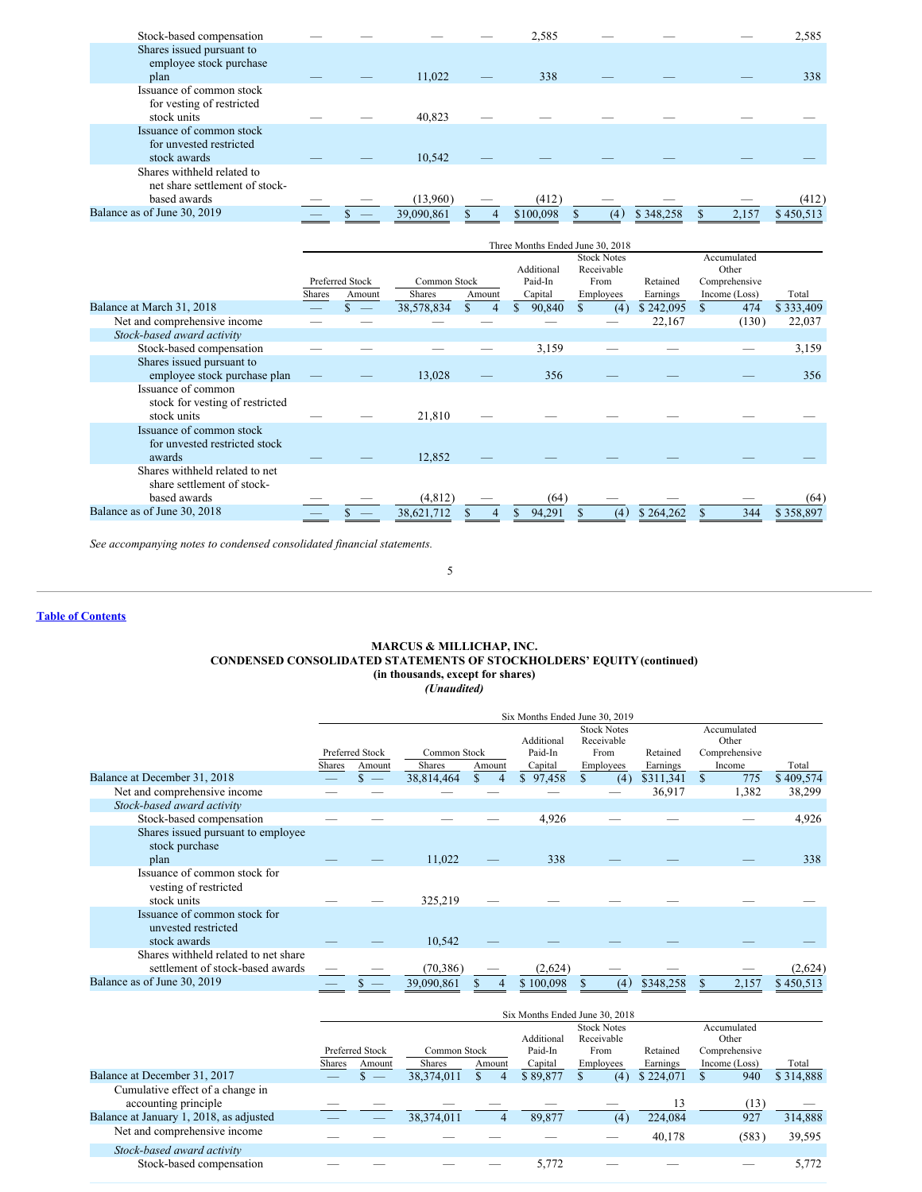| | Preferred Stock Shares | Preferred Stock Amount | Common Stock Shares | Common Stock Amount | Additional Paid-In Capital | Stock Notes Receivable From Employees | Retained Earnings | Accumulated Other Comprehensive Income (Loss) | Total |
|---|---|---|---|---|---|---|---|---|---|
| Stock-based compensation | — | — | — | — | 2,585 | — | — | — | 2,585 |
| Shares issued pursuant to employee stock purchase plan | — | — | 11,022 | — | 338 | — | — | — | 338 |
| Issuance of common stock for vesting of restricted stock units | — | — | 40,823 | — | — | — | — | — | — |
| Issuance of common stock for unvested restricted stock awards | — | — | 10,542 | — | — | — | — | — | — |
| Shares withheld related to net share settlement of stock-based awards | — | — | (13,960) | — | (412) | — | — | — | (412) |
| Balance as of June 30, 2019 | — | $ — | 39,090,861 | $ 4 | $100,098 | $ (4) | $ 348,258 | $ 2,157 | $ 450,513 |

| Three Months Ended June 30, 2018 | | | | | | | | | |
|---|---|---|---|---|---|---|---|---|---|
| | Preferred Stock | | Common Stock | | Additional Paid-In Capital | Stock Notes Receivable From Employees | Retained Earnings | Accumulated Other Comprehensive Income (Loss) | Total |
| | Shares | Amount | Shares | Amount | | | | | |
| Balance at March 31, 2018 | — | $ — | 38,578,834 | $ 4 | $ 90,840 | $ (4) | $ 242,095 | $ 474 | $ 333,409 |
| Net and comprehensive income | — | — | — | — | — | — | 22,167 | (130) | 22,037 |
| *Stock-based award activity* | | | | | | | | | |
| Stock-based compensation | — | — | — | — | 3,159 | — | — | — | 3,159 |
| Shares issued pursuant to employee stock purchase plan | — | — | 13,028 | — | 356 | — | — | — | 356 |
| Issuance of common stock for vesting of restricted stock units | — | — | 21,810 | — | — | — | — | — | — |
| Issuance of common stock for unvested restricted stock awards | — | — | 12,852 | — | — | — | — | — | — |
| Shares withheld related to net share settlement of stock-based awards | — | — | (4,812) | — | (64) | — | — | — | (64) |
| Balance as of June 30, 2018 | — | $ — | 38,621,712 | $ 4 | $ 94,291 | $ (4) | $ 264,262 | $ 344 | $ 358,897 |

*See accompanying notes to condensed consolidated financial statements.*

**Table of Contents**

# MARCUS & MILLICHAP, INC.
## CONDENSED CONSOLIDATED STATEMENTS OF STOCKHOLDERS' EQUITY (continued)
**(in thousands, except for shares)**
***(Unaudited)***

| Six Months Ended June 30, 2019 | | | | | | | | | |
|---|---|---|---|---|---|---|---|---|---|
| | Preferred Stock | | Common Stock | | Additional Paid-In Capital | Stock Notes Receivable From Employees | Retained Earnings | Accumulated Other Comprehensive Income | Total |
| | Shares | Amount | Shares | Amount | | | | | |
| Balance at December 31, 2018 | — | $ — | 38,814,464 | $ 4 | $ 97,458 | $ (4) | $311,341 | $ 775 | $ 409,574 |
| Net and comprehensive income | — | — | — | — | — | — | 36,917 | 1,382 | 38,299 |
| *Stock-based award activity* | | | | | | | | | |
| Stock-based compensation | — | — | — | — | 4,926 | — | — | — | 4,926 |
| Shares issued pursuant to employee stock purchase plan | — | — | 11,022 | — | 338 | — | — | — | 338 |
| Issuance of common stock for vesting of restricted stock units | — | — | 325,219 | — | — | — | — | — | — |
| Issuance of common stock for unvested restricted stock awards | — | — | 10,542 | — | — | — | — | — | — |
| Shares withheld related to net share settlement of stock-based awards | — | — | (70,386) | — | (2,624) | — | — | — | (2,624) |
| Balance as of June 30, 2019 | — | $ — | 39,090,861 | $ 4 | $ 100,098 | $ (4) | $348,258 | $ 2,157 | $ 450,513 |

| Six Months Ended June 30, 2018 | | | | | | | | | |
|---|---|---|---|---|---|---|---|---|---|
| | Preferred Stock | | Common Stock | | Additional Paid-In Capital | Stock Notes Receivable From Employees | Retained Earnings | Accumulated Other Comprehensive Income (Loss) | Total |
| | Shares | Amount | Shares | Amount | | | | | |
| Balance at December 31, 2017 | — | $ — | 38,374,011 | $ 4 | $ 89,877 | $ (4) | $ 224,071 | $ 940 | $ 314,888 |
| Cumulative effect of a change in accounting principle | — | — | — | — | — | — | 13 | (13) | — |
| Balance at January 1, 2018, as adjusted | — | — | 38,374,011 | 4 | 89,877 | (4) | 224,084 | 927 | 314,888 |
| Net and comprehensive income | — | — | — | — | — | — | 40,178 | (583) | 39,595 |
| *Stock-based award activity* | | | | | | | | | |
| Stock-based compensation | — | — | — | — | 5,772 | — | — | — | 5,772 |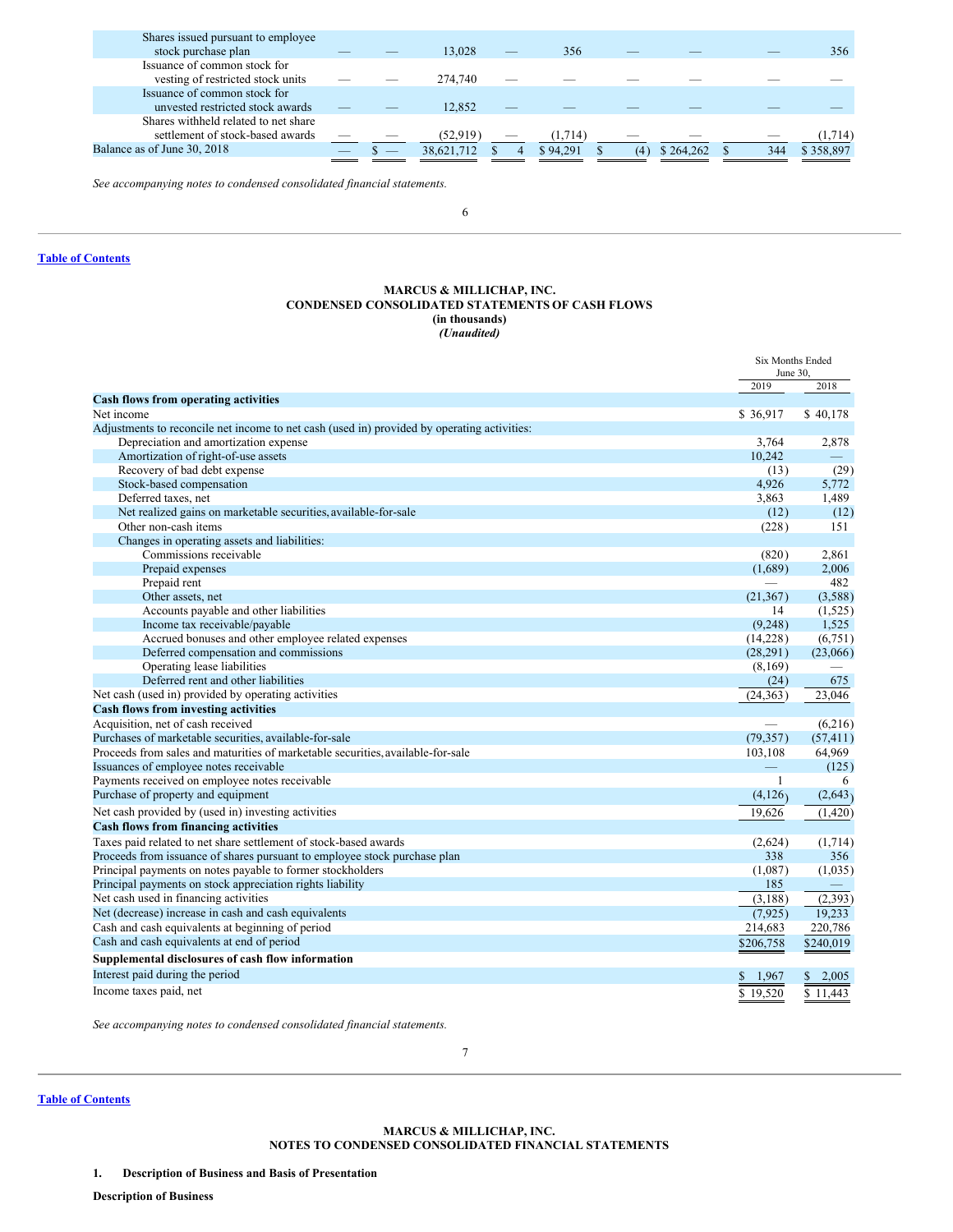| | | | | | | | | | |
|---|---|---|---|---|---|---|---|---|---|
| Shares issued pursuant to employee stock purchase plan | — | — | 13,028 | — | 356 | — | — | — | 356 |
| Issuance of common stock for vesting of restricted stock units | — | — | 274,740 | — | — | — | — | — | — |
| Issuance of common stock for unvested restricted stock awards | — | — | 12,852 | — | — | — | — | — | — |
| Shares withheld related to net share settlement of stock-based awards | — | — | (52,919) | — | (1,714) | — | — | — | (1,714) |
| Balance as of June 30, 2018 | — | $ — | 38,621,712 | $ 4 | $ 94,291 | $ (4) | $ 264,262 | $ 344 | $ 358,897 |

*See accompanying notes to condensed consolidated financial statements.*

Table of Contents

**MARCUS & MILLICHAP, INC.**
**CONDENSED CONSOLIDATED STATEMENTS OF CASH FLOWS**
**(in thousands)**
***(Unaudited)***

| | Six Months Ended June 30, 2019 | Six Months Ended June 30, 2018 |
|---|---|---|
| **Cash flows from operating activities** | | |
| Net income | $ 36,917 | $ 40,178 |
| Adjustments to reconcile net income to net cash (used in) provided by operating activities: | | |
| Depreciation and amortization expense | 3,764 | 2,878 |
| Amortization of right-of-use assets | 10,242 | — |
| Recovery of bad debt expense | (13) | (29) |
| Stock-based compensation | 4,926 | 5,772 |
| Deferred taxes, net | 3,863 | 1,489 |
| Net realized gains on marketable securities, available-for-sale | (12) | (12) |
| Other non-cash items | (228) | 151 |
| Changes in operating assets and liabilities: | | |
| Commissions receivable | (820) | 2,861 |
| Prepaid expenses | (1,689) | 2,006 |
| Prepaid rent | — | 482 |
| Other assets, net | (21,367) | (3,588) |
| Accounts payable and other liabilities | 14 | (1,525) |
| Income tax receivable/payable | (9,248) | 1,525 |
| Accrued bonuses and other employee related expenses | (14,228) | (6,751) |
| Deferred compensation and commissions | (28,291) | (23,066) |
| Operating lease liabilities | (8,169) | — |
| Deferred rent and other liabilities | (24) | 675 |
| Net cash (used in) provided by operating activities | (24,363) | 23,046 |
| **Cash flows from investing activities** | | |
| Acquisition, net of cash received | — | (6,216) |
| Purchases of marketable securities, available-for-sale | (79,357) | (57,411) |
| Proceeds from sales and maturities of marketable securities, available-for-sale | 103,108 | 64,969 |
| Issuances of employee notes receivable | — | (125) |
| Payments received on employee notes receivable | 1 | 6 |
| Purchase of property and equipment | (4,126) | (2,643) |
| Net cash provided by (used in) investing activities | 19,626 | (1,420) |
| **Cash flows from financing activities** | | |
| Taxes paid related to net share settlement of stock-based awards | (2,624) | (1,714) |
| Proceeds from issuance of shares pursuant to employee stock purchase plan | 338 | 356 |
| Principal payments on notes payable to former stockholders | (1,087) | (1,035) |
| Principal payments on stock appreciation rights liability | 185 | — |
| Net cash used in financing activities | (3,188) | (2,393) |
| Net (decrease) increase in cash and cash equivalents | (7,925) | 19,233 |
| Cash and cash equivalents at beginning of period | 214,683 | 220,786 |
| Cash and cash equivalents at end of period | $206,758 | $240,019 |
| **Supplemental disclosures of cash flow information** | | |
| Interest paid during the period | $ 1,967 | $ 2,005 |
| Income taxes paid, net | $ 19,520 | $ 11,443 |

*See accompanying notes to condensed consolidated financial statements.*

Table of Contents

**MARCUS & MILLICHAP, INC.**
**NOTES TO CONDENSED CONSOLIDATED FINANCIAL STATEMENTS**

## 1. Description of Business and Basis of Presentation

**Description of Business**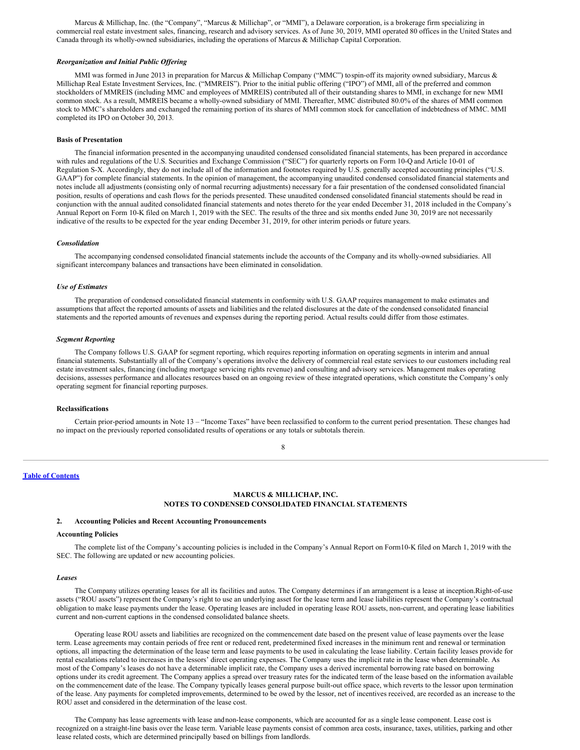Marcus & Millichap, Inc. (the "Company", "Marcus & Millichap", or "MMI"), a Delaware corporation, is a brokerage firm specializing in commercial real estate investment sales, financing, research and advisory services. As of June 30, 2019, MMI operated 80 offices in the United States and Canada through its wholly-owned subsidiaries, including the operations of Marcus & Millichap Capital Corporation.

***Reorganization and Initial Public Offering***

MMI was formed in June 2013 in preparation for Marcus & Millichap Company ("MMC") to spin-off its majority owned subsidiary, Marcus & Millichap Real Estate Investment Services, Inc. ("MMREIS"). Prior to the initial public offering ("IPO") of MMI, all of the preferred and common stockholders of MMREIS (including MMC and employees of MMREIS) contributed all of their outstanding shares to MMI, in exchange for new MMI common stock. As a result, MMREIS became a wholly-owned subsidiary of MMI. Thereafter, MMC distributed 80.0% of the shares of MMI common stock to MMC's shareholders and exchanged the remaining portion of its shares of MMI common stock for cancellation of indebtedness of MMC. MMI completed its IPO on October 30, 2013.

**Basis of Presentation**

The financial information presented in the accompanying unaudited condensed consolidated financial statements, has been prepared in accordance with rules and regulations of the U.S. Securities and Exchange Commission ("SEC") for quarterly reports on Form 10-Q and Article 10-01 of Regulation S-X. Accordingly, they do not include all of the information and footnotes required by U.S. generally accepted accounting principles ("U.S. GAAP") for complete financial statements. In the opinion of management, the accompanying unaudited condensed consolidated financial statements and notes include all adjustments (consisting only of normal recurring adjustments) necessary for a fair presentation of the condensed consolidated financial position, results of operations and cash flows for the periods presented. These unaudited condensed consolidated financial statements should be read in conjunction with the annual audited consolidated financial statements and notes thereto for the year ended December 31, 2018 included in the Company's Annual Report on Form 10-K filed on March 1, 2019 with the SEC. The results of the three and six months ended June 30, 2019 are not necessarily indicative of the results to be expected for the year ending December 31, 2019, for other interim periods or future years.

***Consolidation***

The accompanying condensed consolidated financial statements include the accounts of the Company and its wholly-owned subsidiaries. All significant intercompany balances and transactions have been eliminated in consolidation.

***Use of Estimates***

The preparation of condensed consolidated financial statements in conformity with U.S. GAAP requires management to make estimates and assumptions that affect the reported amounts of assets and liabilities and the related disclosures at the date of the condensed consolidated financial statements and the reported amounts of revenues and expenses during the reporting period. Actual results could differ from those estimates.

***Segment Reporting***

The Company follows U.S. GAAP for segment reporting, which requires reporting information on operating segments in interim and annual financial statements. Substantially all of the Company's operations involve the delivery of commercial real estate services to our customers including real estate investment sales, financing (including mortgage servicing rights revenue) and consulting and advisory services. Management makes operating decisions, assesses performance and allocates resources based on an ongoing review of these integrated operations, which constitute the Company's only operating segment for financial reporting purposes.

**Reclassifications**

Certain prior-period amounts in Note 13 – "Income Taxes" have been reclassified to conform to the current period presentation. These changes had no impact on the previously reported consolidated results of operations or any totals or subtotals therein.

**MARCUS & MILLICHAP, INC.**
**NOTES TO CONDENSED CONSOLIDATED FINANCIAL STATEMENTS**

## 2. Accounting Policies and Recent Accounting Pronouncements

**Accounting Policies**

The complete list of the Company's accounting policies is included in the Company's Annual Report on Form10-K filed on March 1, 2019 with the SEC. The following are updated or new accounting policies.

***Leases***

The Company utilizes operating leases for all its facilities and autos. The Company determines if an arrangement is a lease at inception. Right-of-use assets ("ROU assets") represent the Company's right to use an underlying asset for the lease term and lease liabilities represent the Company's contractual obligation to make lease payments under the lease. Operating leases are included in operating lease ROU assets, non-current, and operating lease liabilities current and non-current captions in the condensed consolidated balance sheets.

Operating lease ROU assets and liabilities are recognized on the commencement date based on the present value of lease payments over the lease term. Lease agreements may contain periods of free rent or reduced rent, predetermined fixed increases in the minimum rent and renewal or termination options, all impacting the determination of the lease term and lease payments to be used in calculating the lease liability. Certain facility leases provide for rental escalations related to increases in the lessors' direct operating expenses. The Company uses the implicit rate in the lease when determinable. As most of the Company's leases do not have a determinable implicit rate, the Company uses a derived incremental borrowing rate based on borrowing options under its credit agreement. The Company applies a spread over treasury rates for the indicated term of the lease based on the information available on the commencement date of the lease. The Company typically leases general purpose built-out office space, which reverts to the lessor upon termination of the lease. Any payments for completed improvements, determined to be owed by the lessor, net of incentives received, are recorded as an increase to the ROU asset and considered in the determination of the lease cost.

The Company has lease agreements with lease and non-lease components, which are accounted for as a single lease component. Lease cost is recognized on a straight-line basis over the lease term. Variable lease payments consist of common area costs, insurance, taxes, utilities, parking and other lease related costs, which are determined principally based on billings from landlords.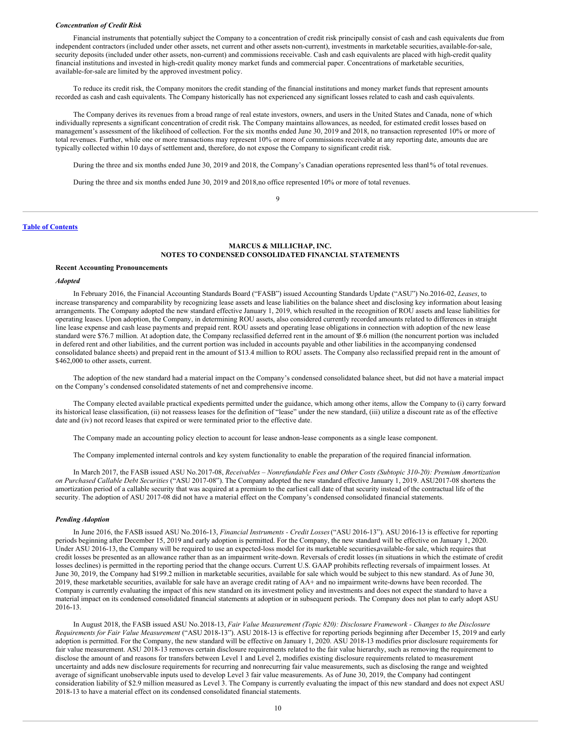*Concentration of Credit Risk*

Financial instruments that potentially subject the Company to a concentration of credit risk principally consist of cash and cash equivalents due from independent contractors (included under other assets, net current and other assets non-current), investments in marketable securities, available-for-sale, security deposits (included under other assets, non-current) and commissions receivable. Cash and cash equivalents are placed with high-credit quality financial institutions and invested in high-credit quality money market funds and commercial paper. Concentrations of marketable securities, available-for-sale are limited by the approved investment policy.

To reduce its credit risk, the Company monitors the credit standing of the financial institutions and money market funds that represent amounts recorded as cash and cash equivalents. The Company historically has not experienced any significant losses related to cash and cash equivalents.

The Company derives its revenues from a broad range of real estate investors, owners, and users in the United States and Canada, none of which individually represents a significant concentration of credit risk. The Company maintains allowances, as needed, for estimated credit losses based on management's assessment of the likelihood of collection. For the six months ended June 30, 2019 and 2018, no transaction represented 10% or more of total revenues. Further, while one or more transactions may represent 10% or more of commissions receivable at any reporting date, amounts due are typically collected within 10 days of settlement and, therefore, do not expose the Company to significant credit risk.

During the three and six months ended June 30, 2019 and 2018, the Company's Canadian operations represented less than 1% of total revenues.

During the three and six months ended June 30, 2019 and 2018, no office represented 10% or more of total revenues.

**MARCUS & MILLICHAP, INC.**
**NOTES TO CONDENSED CONSOLIDATED FINANCIAL STATEMENTS**

**Recent Accounting Pronouncements**

*Adopted*

In February 2016, the Financial Accounting Standards Board ("FASB") issued Accounting Standards Update ("ASU") No. 2016-02, *Leases*, to increase transparency and comparability by recognizing lease assets and lease liabilities on the balance sheet and disclosing key information about leasing arrangements. The Company adopted the new standard effective January 1, 2019, which resulted in the recognition of ROU assets and lease liabilities for operating leases. Upon adoption, the Company, in determining ROU assets, also considered currently recorded amounts related to differences in straight line lease expense and cash lease payments and prepaid rent. ROU assets and operating lease obligations in connection with adoption of the new lease standard were $76.7 million. At adoption date, the Company reclassified deferred rent in the amount of $5.6 million (the noncurrent portion was included in defered rent and other liabilities, and the current portion was included in accounts payable and other liabilities in the accompanying condensed consolidated balance sheets) and prepaid rent in the amount of $13.4 million to ROU assets. The Company also reclassified prepaid rent in the amount of $462,000 to other assets, current.

The adoption of the new standard had a material impact on the Company's condensed consolidated balance sheet, but did not have a material impact on the Company's condensed consolidated statements of net and comprehensive income.

The Company elected available practical expedients permitted under the guidance, which among other items, allow the Company to (i) carry forward its historical lease classification, (ii) not reassess leases for the definition of "lease" under the new standard, (iii) utilize a discount rate as of the effective date and (iv) not record leases that expired or were terminated prior to the effective date.

The Company made an accounting policy election to account for lease and non-lease components as a single lease component.

The Company implemented internal controls and key system functionality to enable the preparation of the required financial information.

In March 2017, the FASB issued ASU No. 2017-08, *Receivables – Nonrefundable Fees and Other Costs (Subtopic 310-20): Premium Amortization on Purchased Callable Debt Securities* ("ASU 2017-08"). The Company adopted the new standard effective January 1, 2019. ASU 2017-08 shortens the amortization period of a callable security that was acquired at a premium to the earliest call date of that security instead of the contractual life of the security. The adoption of ASU 2017-08 did not have a material effect on the Company's condensed consolidated financial statements.

*Pending Adoption*

In June 2016, the FASB issued ASU No. 2016-13, *Financial Instruments - Credit Losses* ("ASU 2016-13"). ASU 2016-13 is effective for reporting periods beginning after December 15, 2019 and early adoption is permitted. For the Company, the new standard will be effective on January 1, 2020. Under ASU 2016-13, the Company will be required to use an expected-loss model for its marketable securities, available-for sale, which requires that credit losses be presented as an allowance rather than as an impairment write-down. Reversals of credit losses (in situations in which the estimate of credit losses declines) is permitted in the reporting period that the change occurs. Current U.S. GAAP prohibits reflecting reversals of impairment losses. At June 30, 2019, the Company had $199.2 million in marketable securities, available for sale which would be subject to this new standard. As of June 30, 2019, these marketable securities, available for sale have an average credit rating of AA+ and no impairment write-downs have been recorded. The Company is currently evaluating the impact of this new standard on its investment policy and investments and does not expect the standard to have a material impact on its condensed consolidated financial statements at adoption or in subsequent periods. The Company does not plan to early adopt ASU 2016-13.

In August 2018, the FASB issued ASU No. 2018-13, *Fair Value Measurement (Topic 820): Disclosure Framework - Changes to the Disclosure Requirements for Fair Value Measurement* ("ASU 2018-13"). ASU 2018-13 is effective for reporting periods beginning after December 15, 2019 and early adoption is permitted. For the Company, the new standard will be effective on January 1, 2020. ASU 2018-13 modifies prior disclosure requirements for fair value measurement. ASU 2018-13 removes certain disclosure requirements related to the fair value hierarchy, such as removing the requirement to disclose the amount of and reasons for transfers between Level 1 and Level 2, modifies existing disclosure requirements related to measurement uncertainty and adds new disclosure requirements for recurring and nonrecurring fair value measurements, such as disclosing the range and weighted average of significant unobservable inputs used to develop Level 3 fair value measurements. As of June 30, 2019, the Company had contingent consideration liability of $2.9 million measured as Level 3. The Company is currently evaluating the impact of this new standard and does not expect ASU 2018-13 to have a material effect on its condensed consolidated financial statements.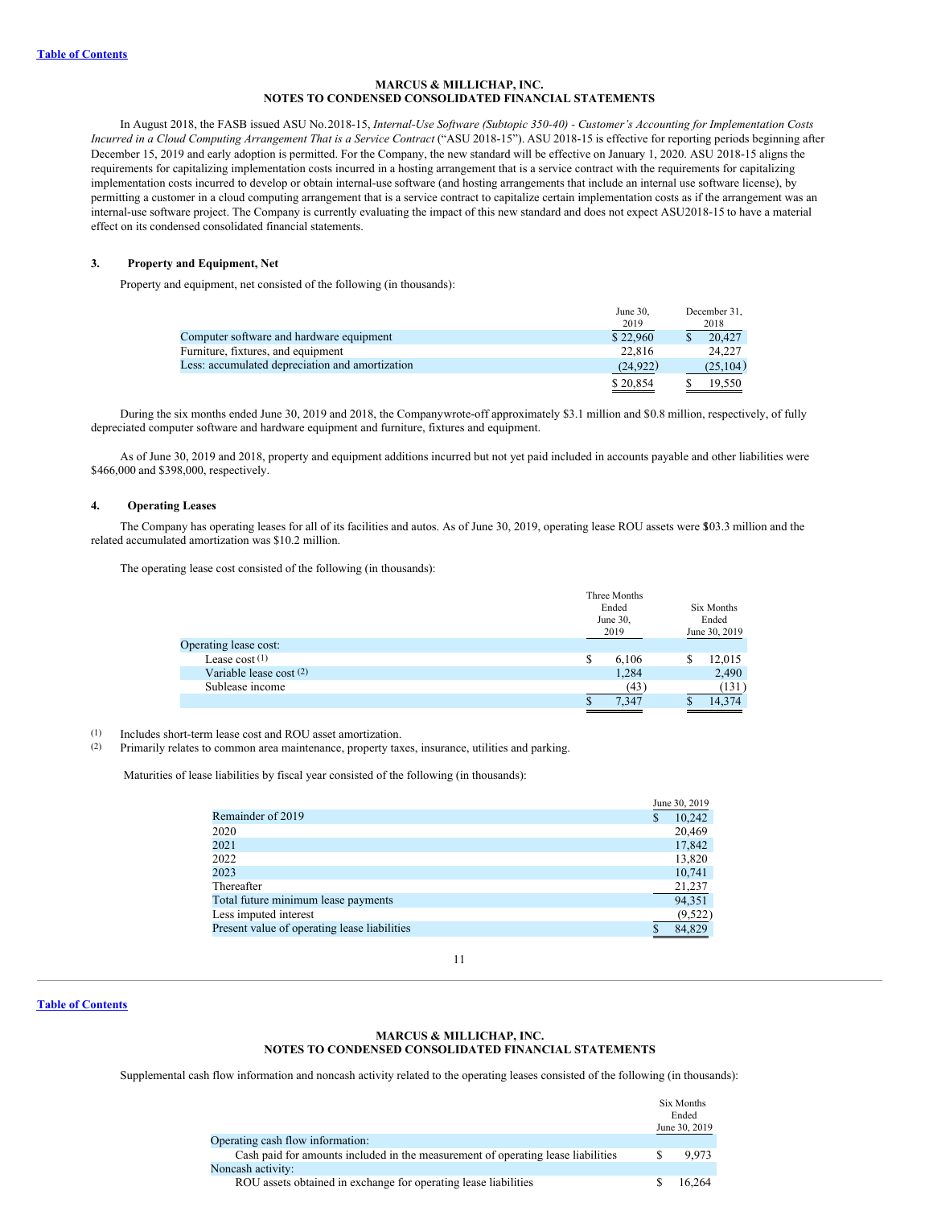# MARCUS & MILLICHAP, INC.
## NOTES TO CONDENSED CONSOLIDATED FINANCIAL STATEMENTS

In August 2018, the FASB issued ASU No.2018-15, *Internal-Use Software (Subtopic 350-40) - Customer's Accounting for Implementation Costs Incurred in a Cloud Computing Arrangement That is a Service Contract* ("ASU 2018-15"). ASU 2018-15 is effective for reporting periods beginning after December 15, 2019 and early adoption is permitted. For the Company, the new standard will be effective on January 1, 2020. ASU 2018-15 aligns the requirements for capitalizing implementation costs incurred in a hosting arrangement that is a service contract with the requirements for capitalizing implementation costs incurred to develop or obtain internal-use software (and hosting arrangements that include an internal use software license), by permitting a customer in a cloud computing arrangement that is a service contract to capitalize certain implementation costs as if the arrangement was an internal-use software project. The Company is currently evaluating the impact of this new standard and does not expect ASU2018-15 to have a material effect on its condensed consolidated financial statements.

### 3. Property and Equipment, Net

Property and equipment, net consisted of the following (in thousands):

| | June 30, 2019 | December 31, 2018 |
|---|---|---|
| Computer software and hardware equipment | $ 22,960 | $ 20,427 |
| Furniture, fixtures, and equipment | 22,816 | 24,227 |
| Less: accumulated depreciation and amortization | (24,922) | (25,104) |
| | $ 20,854 | $ 19,550 |

During the six months ended June 30, 2019 and 2018, the Companywrote-off approximately $3.1 million and $0.8 million, respectively, of fully depreciated computer software and hardware equipment and furniture, fixtures and equipment.

As of June 30, 2019 and 2018, property and equipment additions incurred but not yet paid included in accounts payable and other liabilities were $466,000 and $398,000, respectively.

### 4. Operating Leases

The Company has operating leases for all of its facilities and autos. As of June 30, 2019, operating lease ROU assets were $103.3 million and the related accumulated amortization was $10.2 million.

The operating lease cost consisted of the following (in thousands):

| | Three Months Ended June 30, 2019 | Six Months Ended June 30, 2019 |
|---|---|---|
| Operating lease cost: | | |
| Lease cost [(1)] | $ 6,106 | $ 12,015 |
| Variable lease cost [(2)] | 1,284 | 2,490 |
| Sublease income | (43) | (131) |
| | $ 7,347 | $ 14,374 |

(1) Includes short-term lease cost and ROU asset amortization.
(2) Primarily relates to common area maintenance, property taxes, insurance, utilities and parking.

Maturities of lease liabilities by fiscal year consisted of the following (in thousands):

| | June 30, 2019 |
|---|---|
| Remainder of 2019 | $ 10,242 |
| 2020 | 20,469 |
| 2021 | 17,842 |
| 2022 | 13,820 |
| 2023 | 10,741 |
| Thereafter | 21,237 |
| Total future minimum lease payments | 94,351 |
| Less imputed interest | (9,522) |
| Present value of operating lease liabilities | $ 84,829 |

# MARCUS & MILLICHAP, INC.
## NOTES TO CONDENSED CONSOLIDATED FINANCIAL STATEMENTS

Supplemental cash flow information and noncash activity related to the operating leases consisted of the following (in thousands):

| | Six Months Ended June 30, 2019 |
|---|---|
| Operating cash flow information: | |
| Cash paid for amounts included in the measurement of operating lease liabilities | $ 9,973 |
| Noncash activity: | |
| ROU assets obtained in exchange for operating lease liabilities | $ 16,264 |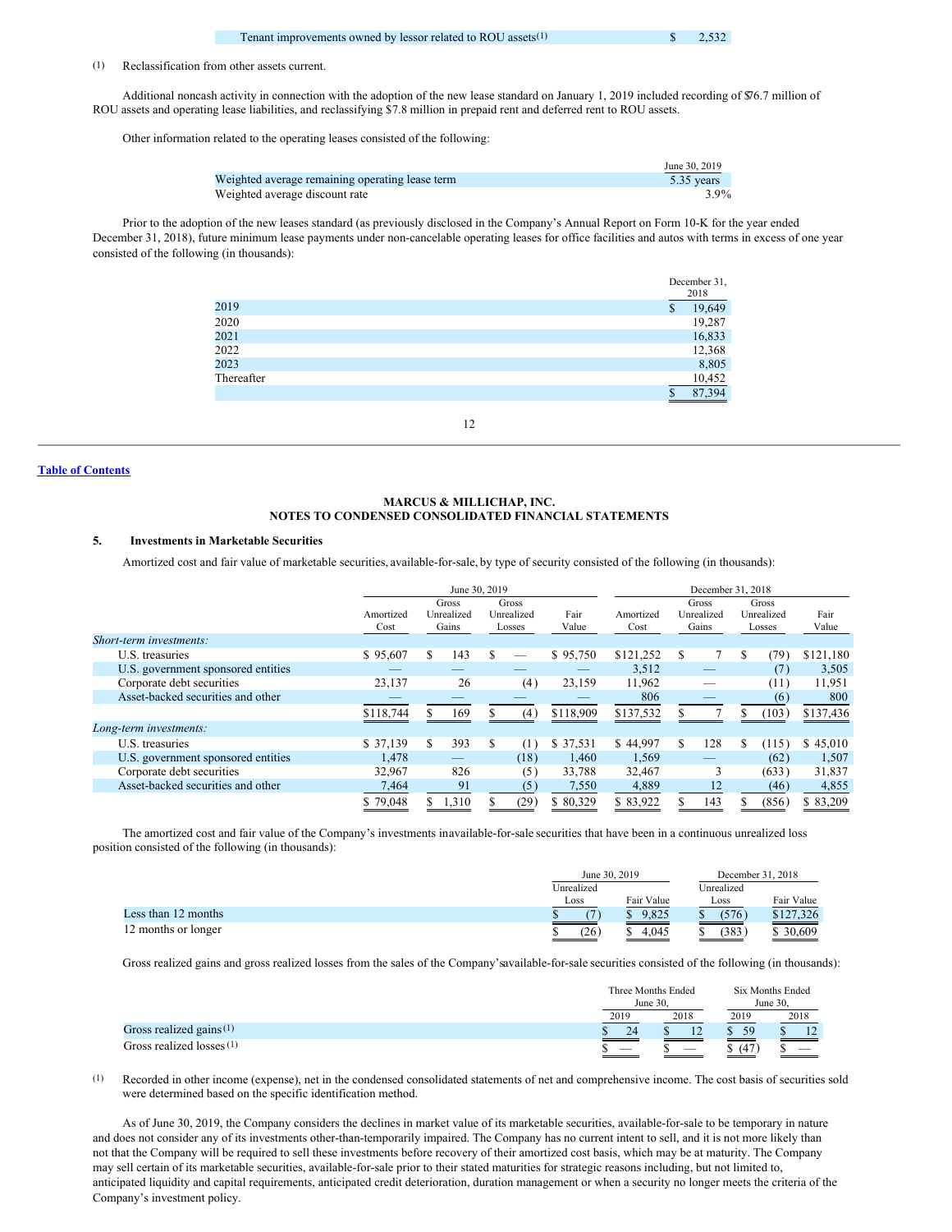| | |
|---|---|
| Tenant improvements owned by lessor related to ROU assets[(1)] | $ 2,532 |

(1) Reclassification from other assets current.

Additional noncash activity in connection with the adoption of the new lease standard on January 1, 2019 included recording of $76.7 million of ROU assets and operating lease liabilities, and reclassifying $7.8 million in prepaid rent and deferred rent to ROU assets.

Other information related to the operating leases consisted of the following:

| | June 30, 2019 |
|---|---|
| Weighted average remaining operating lease term | 5.35 years |
| Weighted average discount rate | 3.9% |

Prior to the adoption of the new leases standard (as previously disclosed in the Company's Annual Report on Form 10-K for the year ended December 31, 2018), future minimum lease payments under non-cancelable operating leases for office facilities and autos with terms in excess of one year consisted of the following (in thousands):

| | December 31, 2018 |
|---|---|
| 2019 | $ 19,649 |
| 2020 | 19,287 |
| 2021 | 16,833 |
| 2022 | 12,368 |
| 2023 | 8,805 |
| Thereafter | 10,452 |
| | $ 87,394 |

**MARCUS & MILLICHAP, INC.**
**NOTES TO CONDENSED CONSOLIDATED FINANCIAL STATEMENTS**

## 5. Investments in Marketable Securities

Amortized cost and fair value of marketable securities, available-for-sale, by type of security consisted of the following (in thousands):

| | June 30, 2019 | | | | December 31, 2018 | | | |
|---|---|---|---|---|---|---|---|---|
| | Amortized Cost | Gross Unrealized Gains | Gross Unrealized Losses | Fair Value | Amortized Cost | Gross Unrealized Gains | Gross Unrealized Losses | Fair Value |
| *Short-term investments:* | | | | | | | | |
| U.S. treasuries | $ 95,607 | $ 143 | $ — | $ 95,750 | $121,252 | $ 7 | $ (79) | $121,180 |
| U.S. government sponsored entities | — | — | — | — | 3,512 | — | (7) | 3,505 |
| Corporate debt securities | 23,137 | 26 | (4) | 23,159 | 11,962 | — | (11) | 11,951 |
| Asset-backed securities and other | — | — | — | — | 806 | — | (6) | 800 |
| | $118,744 | $ 169 | $ (4) | $118,909 | $137,532 | $ 7 | $ (103) | $137,436 |
| *Long-term investments:* | | | | | | | | |
| U.S. treasuries | $ 37,139 | $ 393 | $ (1) | $ 37,531 | $ 44,997 | $ 128 | $ (115) | $ 45,010 |
| U.S. government sponsored entities | 1,478 | — | (18) | 1,460 | 1,569 | — | (62) | 1,507 |
| Corporate debt securities | 32,967 | 826 | (5) | 33,788 | 32,467 | 3 | (633) | 31,837 |
| Asset-backed securities and other | 7,464 | 91 | (5) | 7,550 | 4,889 | 12 | (46) | 4,855 |
| | $ 79,048 | $ 1,310 | $ (29) | $ 80,329 | $ 83,922 | $ 143 | $ (856) | $ 83,209 |

The amortized cost and fair value of the Company's investments in available-for-sale securities that have been in a continuous unrealized loss position consisted of the following (in thousands):

| | June 30, 2019 | | December 31, 2018 | |
|---|---|---|---|---|
| | Unrealized Loss | Fair Value | Unrealized Loss | Fair Value |
| Less than 12 months | $ (7) | $ 9,825 | $ (576) | $127,326 |
| 12 months or longer | $ (26) | $ 4,045 | $ (383) | $ 30,609 |

Gross realized gains and gross realized losses from the sales of the Company's available-for-sale securities consisted of the following (in thousands):

| | Three Months Ended June 30, | | Six Months Ended June 30, | |
|---|---|---|---|---|
| | 2019 | 2018 | 2019 | 2018 |
| Gross realized gains[(1)] | $ 24 | $ 12 | $ 59 | $ 12 |
| Gross realized losses[(1)] | $ — | $ — | $ (47) | $ — |

(1) Recorded in other income (expense), net in the condensed consolidated statements of net and comprehensive income. The cost basis of securities sold were determined based on the specific identification method.

As of June 30, 2019, the Company considers the declines in market value of its marketable securities, available-for-sale to be temporary in nature and does not consider any of its investments other-than-temporarily impaired. The Company has no current intent to sell, and it is not more likely than not that the Company will be required to sell these investments before recovery of their amortized cost basis, which may be at maturity. The Company may sell certain of its marketable securities, available-for-sale prior to their stated maturities for strategic reasons including, but not limited to, anticipated liquidity and capital requirements, anticipated credit deterioration, duration management or when a security no longer meets the criteria of the Company's investment policy.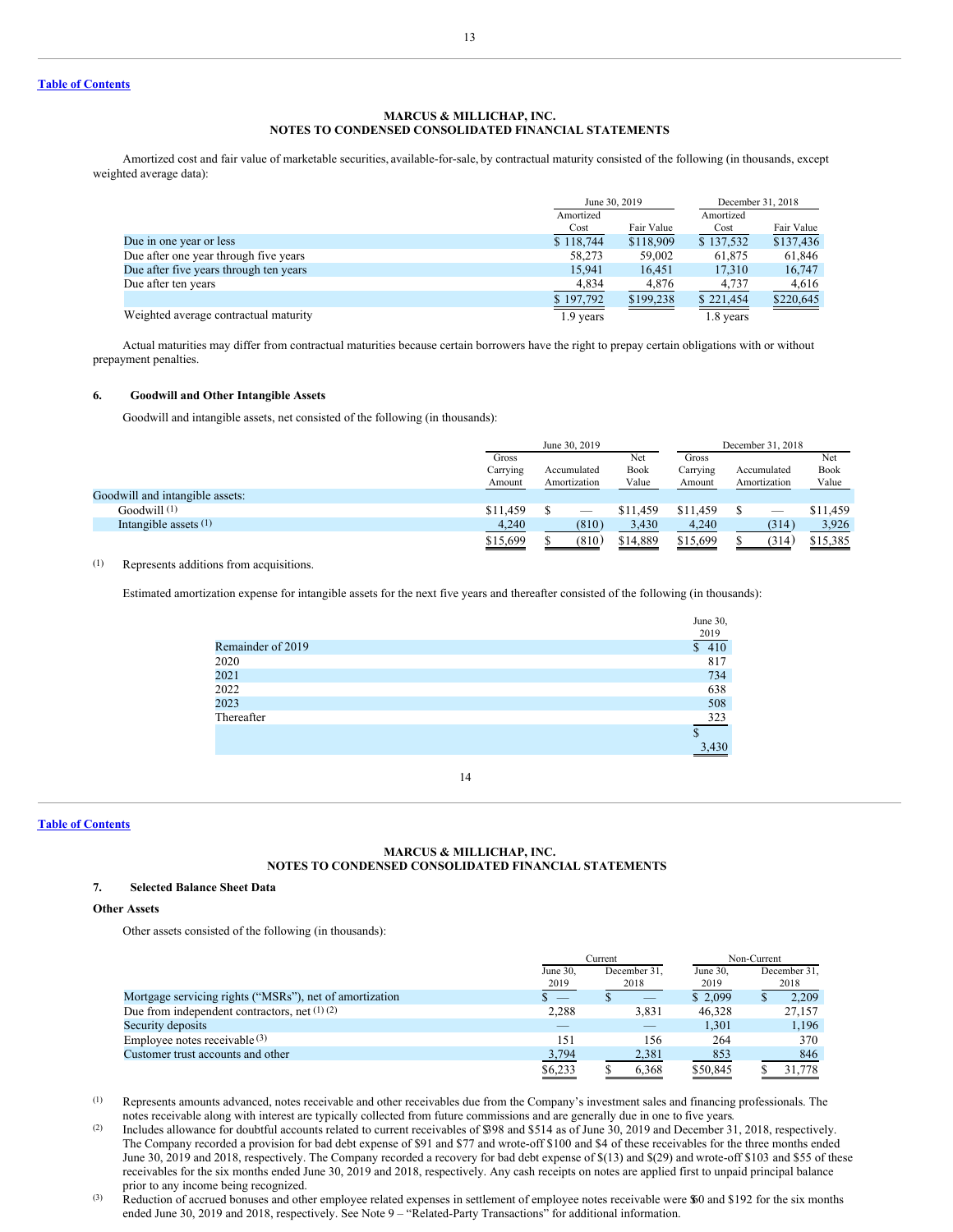**MARCUS & MILLICHAP, INC.**
**NOTES TO CONDENSED CONSOLIDATED FINANCIAL STATEMENTS**

Amortized cost and fair value of marketable securities, available-for-sale, by contractual maturity consisted of the following (in thousands, except weighted average data):

| | June 30, 2019 | | December 31, 2018 | |
|---|---|---|---|---|
| | Amortized Cost | Fair Value | Amortized Cost | Fair Value |
| Due in one year or less | $ 118,744 | $118,909 | $ 137,532 | $137,436 |
| Due after one year through five years | 58,273 | 59,002 | 61,875 | 61,846 |
| Due after five years through ten years | 15,941 | 16,451 | 17,310 | 16,747 |
| Due after ten years | 4,834 | 4,876 | 4,737 | 4,616 |
| | $ 197,792 | $199,238 | $ 221,454 | $220,645 |
| Weighted average contractual maturity | 1.9 years | | 1.8 years | |

Actual maturities may differ from contractual maturities because certain borrowers have the right to prepay certain obligations with or without prepayment penalties.

### 6. Goodwill and Other Intangible Assets

Goodwill and intangible assets, net consisted of the following (in thousands):

| | June 30, 2019 | | | December 31, 2018 | | |
|---|---|---|---|---|---|---|
| | Gross Carrying Amount | Accumulated Amortization | Net Book Value | Gross Carrying Amount | Accumulated Amortization | Net Book Value |
| Goodwill and intangible assets: | | | | | | |
| Goodwill [(1)] | $11,459 | $ — | $11,459 | $11,459 | $ — | $11,459 |
| Intangible assets [(1)] | 4,240 | (810) | 3,430 | 4,240 | (314) | 3,926 |
| | $15,699 | $ (810) | $14,889 | $15,699 | $ (314) | $15,385 |

(1) Represents additions from acquisitions.

Estimated amortization expense for intangible assets for the next five years and thereafter consisted of the following (in thousands):

| | June 30, 2019 |
|---|---|
| Remainder of 2019 | $ 410 |
| 2020 | 817 |
| 2021 | 734 |
| 2022 | 638 |
| 2023 | 508 |
| Thereafter | 323 |
| | $ 3,430 |

**MARCUS & MILLICHAP, INC.**
**NOTES TO CONDENSED CONSOLIDATED FINANCIAL STATEMENTS**

### 7. Selected Balance Sheet Data

**Other Assets**

Other assets consisted of the following (in thousands):

| | Current | | Non-Current | |
|---|---|---|---|---|
| | June 30, 2019 | December 31, 2018 | June 30, 2019 | December 31, 2018 |
| Mortgage servicing rights ("MSRs"), net of amortization | $ — | $ — | $ 2,099 | $ 2,209 |
| Due from independent contractors, net [(1) (2)] | 2,288 | 3,831 | 46,328 | 27,157 |
| Security deposits | — | — | 1,301 | 1,196 |
| Employee notes receivable [(3)] | 151 | 156 | 264 | 370 |
| Customer trust accounts and other | 3,794 | 2,381 | 853 | 846 |
| | $6,233 | $ 6,368 | $50,845 | $ 31,778 |

(1) Represents amounts advanced, notes receivable and other receivables due from the Company's investment sales and financing professionals. The notes receivable along with interest are typically collected from future commissions and are generally due in one to five years.

(2) Includes allowance for doubtful accounts related to current receivables of $398 and $514 as of June 30, 2019 and December 31, 2018, respectively. The Company recorded a provision for bad debt expense of $91 and $77 and wrote-off $100 and $4 of these receivables for the three months ended June 30, 2019 and 2018, respectively. The Company recorded a recovery for bad debt expense of $(13) and $(29) and wrote-off $103 and $55 of these receivables for the six months ended June 30, 2019 and 2018, respectively. Any cash receipts on notes are applied first to unpaid principal balance prior to any income being recognized.

(3) Reduction of accrued bonuses and other employee related expenses in settlement of employee notes receivable were $60 and $192 for the six months ended June 30, 2019 and 2018, respectively. See Note 9 – "Related-Party Transactions" for additional information.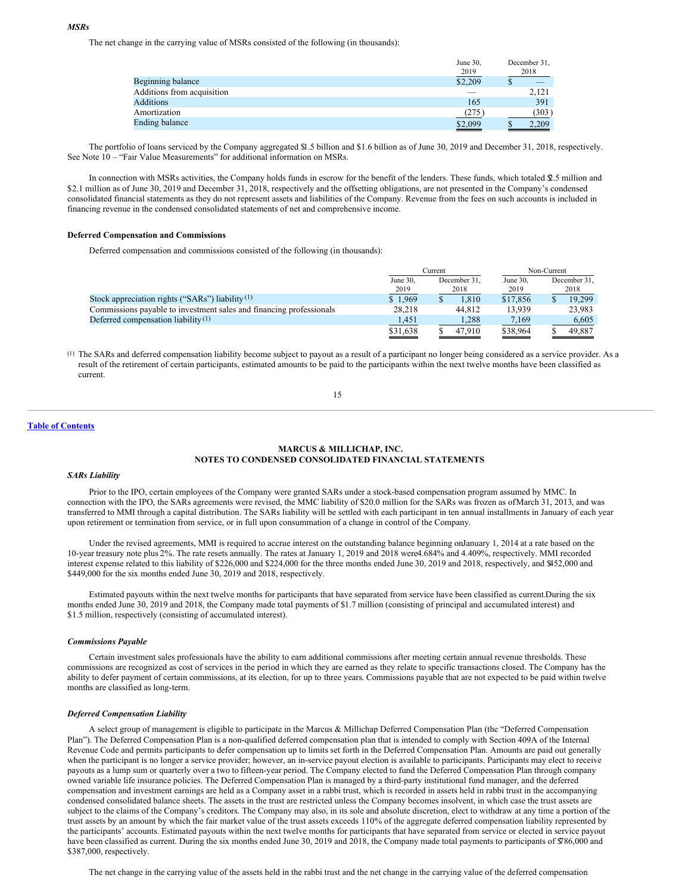***MSRs***

The net change in the carrying value of MSRs consisted of the following (in thousands):

| | June 30, 2019 | December 31, 2018 |
|---|---|---|
| Beginning balance | $2,209 | $ — |
| Additions from acquisition | — | 2,121 |
| Additions | 165 | 391 |
| Amortization | (275) | (303) |
| Ending balance | $2,099 | $ 2,209 |

The portfolio of loans serviced by the Company aggregated $1.5 billion and $1.6 billion as of June 30, 2019 and December 31, 2018, respectively. See Note 10 – "Fair Value Measurements" for additional information on MSRs.

In connection with MSRs activities, the Company holds funds in escrow for the benefit of the lenders. These funds, which totaled $2.5 million and $2.1 million as of June 30, 2019 and December 31, 2018, respectively and the offsetting obligations, are not presented in the Company's condensed consolidated financial statements as they do not represent assets and liabilities of the Company. Revenue from the fees on such accounts is included in financing revenue in the condensed consolidated statements of net and comprehensive income.

**Deferred Compensation and Commissions**

Deferred compensation and commissions consisted of the following (in thousands):

| | Current | | Non-Current | |
|---|---|---|---|---|
| | June 30, 2019 | December 31, 2018 | June 30, 2019 | December 31, 2018 |
| Stock appreciation rights ("SARs") liability [(1)] | $ 1,969 | $ 1,810 | $17,856 | $ 19,299 |
| Commissions payable to investment sales and financing professionals | 28,218 | 44,812 | 13,939 | 23,983 |
| Deferred compensation liability [(1)] | 1,451 | 1,288 | 7,169 | 6,605 |
| | $31,638 | $ 47,910 | $38,964 | $ 49,887 |

(1) The SARs and deferred compensation liability become subject to payout as a result of a participant no longer being considered as a service provider. As a result of the retirement of certain participants, estimated amounts to be paid to the participants within the next twelve months have been classified as current.

**MARCUS & MILLICHAP, INC.**
**NOTES TO CONDENSED CONSOLIDATED FINANCIAL STATEMENTS**

***SARs Liability***

Prior to the IPO, certain employees of the Company were granted SARs under a stock-based compensation program assumed by MMC. In connection with the IPO, the SARs agreements were revised, the MMC liability of $20.0 million for the SARs was frozen as of March 31, 2013, and was transferred to MMI through a capital distribution. The SARs liability will be settled with each participant in ten annual installments in January of each year upon retirement or termination from service, or in full upon consummation of a change in control of the Company.

Under the revised agreements, MMI is required to accrue interest on the outstanding balance beginning on January 1, 2014 at a rate based on the 10-year treasury note plus 2%. The rate resets annually. The rates at January 1, 2019 and 2018 were 4.684% and 4.409%, respectively. MMI recorded interest expense related to this liability of $226,000 and $224,000 for the three months ended June 30, 2019 and 2018, respectively, and $452,000 and $449,000 for the six months ended June 30, 2019 and 2018, respectively.

Estimated payouts within the next twelve months for participants that have separated from service have been classified as current. During the six months ended June 30, 2019 and 2018, the Company made total payments of $1.7 million (consisting of principal and accumulated interest) and $1.5 million, respectively (consisting of accumulated interest).

***Commissions Payable***

Certain investment sales professionals have the ability to earn additional commissions after meeting certain annual revenue thresholds. These commissions are recognized as cost of services in the period in which they are earned as they relate to specific transactions closed. The Company has the ability to defer payment of certain commissions, at its election, for up to three years. Commissions payable that are not expected to be paid within twelve months are classified as long-term.

***Deferred Compensation Liability***

A select group of management is eligible to participate in the Marcus & Millichap Deferred Compensation Plan (the "Deferred Compensation Plan"). The Deferred Compensation Plan is a non-qualified deferred compensation plan that is intended to comply with Section 409A of the Internal Revenue Code and permits participants to defer compensation up to limits set forth in the Deferred Compensation Plan. Amounts are paid out generally when the participant is no longer a service provider; however, an in-service payout election is available to participants. Participants may elect to receive payouts as a lump sum or quarterly over a two to fifteen-year period. The Company elected to fund the Deferred Compensation Plan through company owned variable life insurance policies. The Deferred Compensation Plan is managed by a third-party institutional fund manager, and the deferred compensation and investment earnings are held as a Company asset in a rabbi trust, which is recorded in assets held in rabbi trust in the accompanying condensed consolidated balance sheets. The assets in the trust are restricted unless the Company becomes insolvent, in which case the trust assets are subject to the claims of the Company's creditors. The Company may also, in its sole and absolute discretion, elect to withdraw at any time a portion of the trust assets by an amount by which the fair market value of the trust assets exceeds 110% of the aggregate deferred compensation liability represented by the participants' accounts. Estimated payouts within the next twelve months for participants that have separated from service or elected in service payout have been classified as current. During the six months ended June 30, 2019 and 2018, the Company made total payments to participants of $786,000 and $387,000, respectively.

The net change in the carrying value of the assets held in the rabbi trust and the net change in the carrying value of the deferred compensation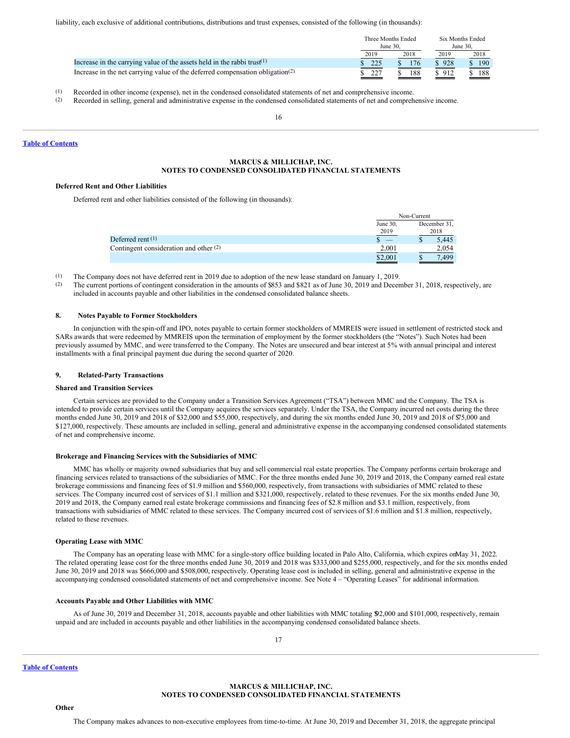liability, each exclusive of additional contributions, distributions and trust expenses, consisted of the following (in thousands):

| | Three Months Ended June 30, | | Six Months Ended June 30, | |
|---|---|---|---|---|
| | 2019 | 2018 | 2019 | 2018 |
| Increase in the carrying value of the assets held in the rabbi trust[(1)] | $ 225 | $ 176 | $ 928 | $ 190 |
| Increase in the net carrying value of the deferred compensation obligation[(2)] | $ 227 | $ 188 | $ 912 | $ 188 |

(1) Recorded in other income (expense), net in the condensed consolidated statements of net and comprehensive income.
(2) Recorded in selling, general and administrative expense in the condensed consolidated statements of net and comprehensive income.

### MARCUS & MILLICHAP, INC.
### NOTES TO CONDENSED CONSOLIDATED FINANCIAL STATEMENTS

**Deferred Rent and Other Liabilities**

Deferred rent and other liabilities consisted of the following (in thousands):

| | Non-Current | |
|---|---|---|
| | June 30, 2019 | December 31, 2018 |
| Deferred rent [(1)] | $ — | $ 5,445 |
| Contingent consideration and other [(2)] | 2,001 | 2,054 |
| | $2,001 | $ 7,499 |

(1) The Company does not have deferred rent in 2019 due to adoption of the new lease standard on January 1, 2019.
(2) The current portions of contingent consideration in the amounts of $853 and $821 as of June 30, 2019 and December 31, 2018, respectively, are included in accounts payable and other liabilities in the condensed consolidated balance sheets.

## 8. Notes Payable to Former Stockholders

In conjunction with the spin-off and IPO, notes payable to certain former stockholders of MMREIS were issued in settlement of restricted stock and SARs awards that were redeemed by MMREIS upon the termination of employment by the former stockholders (the "Notes"). Such Notes had been previously assumed by MMC, and were transferred to the Company. The Notes are unsecured and bear interest at 5% with annual principal and interest installments with a final principal payment due during the second quarter of 2020.

## 9. Related-Party Transactions

**Shared and Transition Services**

Certain services are provided to the Company under a Transition Services Agreement ("TSA") between MMC and the Company. The TSA is intended to provide certain services until the Company acquires the services separately. Under the TSA, the Company incurred net costs during the three months ended June 30, 2019 and 2018 of $32,000 and $55,000, respectively, and during the six months ended June 30, 2019 and 2018 of $75,000 and $127,000, respectively. These amounts are included in selling, general and administrative expense in the accompanying condensed consolidated statements of net and comprehensive income.

**Brokerage and Financing Services with the Subsidiaries of MMC**

MMC has wholly or majority owned subsidiaries that buy and sell commercial real estate properties. The Company performs certain brokerage and financing services related to transactions of the subsidiaries of MMC. For the three months ended June 30, 2019 and 2018, the Company earned real estate brokerage commissions and financing fees of $1.9 million and $560,000, respectively, from transactions with subsidiaries of MMC related to these services. The Company incurred cost of services of $1.1 million and $321,000, respectively, related to these revenues. For the six months ended June 30, 2019 and 2018, the Company earned real estate brokerage commissions and financing fees of $2.8 million and $3.1 million, respectively, from transactions with subsidiaries of MMC related to these services. The Company incurred cost of services of $1.6 million and $1.8 million, respectively, related to these revenues.

**Operating Lease with MMC**

The Company has an operating lease with MMC for a single-story office building located in Palo Alto, California, which expires on May 31, 2022. The related operating lease cost for the three months ended June 30, 2019 and 2018 was $333,000 and $255,000, respectively, and for the six months ended June 30, 2019 and 2018 was $666,000 and $508,000, respectively. Operating lease cost is included in selling, general and administrative expense in the accompanying condensed consolidated statements of net and comprehensive income. See Note 4 – "Operating Leases" for additional information.

**Accounts Payable and Other Liabilities with MMC**

As of June 30, 2019 and December 31, 2018, accounts payable and other liabilities with MMC totaling $92,000 and $101,000, respectively, remain unpaid and are included in accounts payable and other liabilities in the accompanying condensed consolidated balance sheets.

### MARCUS & MILLICHAP, INC.
### NOTES TO CONDENSED CONSOLIDATED FINANCIAL STATEMENTS

**Other**

The Company makes advances to non-executive employees from time-to-time. At June 30, 2019 and December 31, 2018, the aggregate principal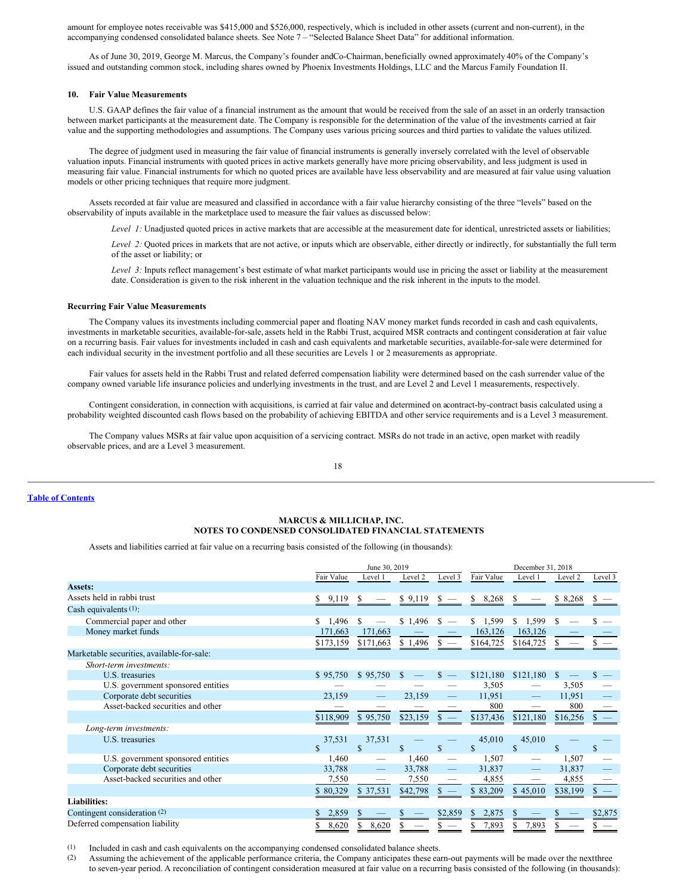amount for employee notes receivable was $415,000 and $526,000, respectively, which is included in other assets (current and non-current), in the accompanying condensed consolidated balance sheets. See Note 7 – "Selected Balance Sheet Data" for additional information.

As of June 30, 2019, George M. Marcus, the Company's founder and Co-Chairman, beneficially owned approximately 40% of the Company's issued and outstanding common stock, including shares owned by Phoenix Investments Holdings, LLC and the Marcus Family Foundation II.

### 10. Fair Value Measurements

U.S. GAAP defines the fair value of a financial instrument as the amount that would be received from the sale of an asset in an orderly transaction between market participants at the measurement date. The Company is responsible for the determination of the value of the investments carried at fair value and the supporting methodologies and assumptions. The Company uses various pricing sources and third parties to validate the values utilized.

The degree of judgment used in measuring the fair value of financial instruments is generally inversely correlated with the level of observable valuation inputs. Financial instruments with quoted prices in active markets generally have more pricing observability, and less judgment is used in measuring fair value. Financial instruments for which no quoted prices are available have less observability and are measured at fair value using valuation models or other pricing techniques that require more judgment.

Assets recorded at fair value are measured and classified in accordance with a fair value hierarchy consisting of the three "levels" based on the observability of inputs available in the marketplace used to measure the fair values as discussed below:

*Level 1:* Unadjusted quoted prices in active markets that are accessible at the measurement date for identical, unrestricted assets or liabilities;

*Level 2:* Quoted prices in markets that are not active, or inputs which are observable, either directly or indirectly, for substantially the full term of the asset or liability; or

*Level 3:* Inputs reflect management's best estimate of what market participants would use in pricing the asset or liability at the measurement date. Consideration is given to the risk inherent in the valuation technique and the risk inherent in the inputs to the model.

**Recurring Fair Value Measurements**

The Company values its investments including commercial paper and floating NAV money market funds recorded in cash and cash equivalents, investments in marketable securities, available-for-sale, assets held in the Rabbi Trust, acquired MSR contracts and contingent consideration at fair value on a recurring basis. Fair values for investments included in cash and cash equivalents and marketable securities, available-for-sale were determined for each individual security in the investment portfolio and all these securities are Levels 1 or 2 measurements as appropriate.

Fair values for assets held in the Rabbi Trust and related deferred compensation liability were determined based on the cash surrender value of the company owned variable life insurance policies and underlying investments in the trust, and are Level 2 and Level 1 measurements, respectively.

Contingent consideration, in connection with acquisitions, is carried at fair value and determined on a contract-by-contract basis calculated using a probability weighted discounted cash flows based on the probability of achieving EBITDA and other service requirements and is a Level 3 measurement.

The Company values MSRs at fair value upon acquisition of a servicing contract. MSRs do not trade in an active, open market with readily observable prices, and are a Level 3 measurement.

## MARCUS & MILLICHAP, INC.
## NOTES TO CONDENSED CONSOLIDATED FINANCIAL STATEMENTS

Assets and liabilities carried at fair value on a recurring basis consisted of the following (in thousands):

| | June 30, 2019 | | | | December 31, 2018 | | | |
|---|---|---|---|---|---|---|---|---|
| | Fair Value | Level 1 | Level 2 | Level 3 | Fair Value | Level 1 | Level 2 | Level 3 |
| **Assets:** | | | | | | | | |
| Assets held in rabbi trust | $ 9,119 | $ — | $ 9,119 | $ — | $ 8,268 | $ — | $ 8,268 | $ — |
| Cash equivalents [(1)]: | | | | | | | | |
| Commercial paper and other | $ 1,496 | $ — | $ 1,496 | $ — | $ 1,599 | $ 1,599 | $ — | $ — |
| Money market funds | 171,663 | 171,663 | — | — | 163,126 | 163,126 | — | — |
| | $173,159 | $171,663 | $ 1,496 | $ — | $164,725 | $164,725 | $ — | $ — |
| Marketable securities, available-for-sale: | | | | | | | | |
| *Short-term investments:* | | | | | | | | |
| U.S. treasuries | $ 95,750 | $ 95,750 | $ — | $ — | $121,180 | $121,180 | $ — | $ — |
| U.S. government sponsored entities | — | — | — | — | 3,505 | — | 3,505 | — |
| Corporate debt securities | 23,159 | — | 23,159 | — | 11,951 | — | 11,951 | — |
| Asset-backed securities and other | — | — | — | — | 800 | — | 800 | — |
| | $118,909 | $ 95,750 | $23,159 | $ — | $137,436 | $121,180 | $16,256 | $ — |
| *Long-term investments:* | | | | | | | | |
| U.S. treasuries | $ 37,531 | $ 37,531 | $ — | $ — | $ 45,010 | $ 45,010 | $ — | $ — |
| U.S. government sponsored entities | 1,460 | — | 1,460 | — | 1,507 | — | 1,507 | — |
| Corporate debt securities | 33,788 | — | 33,788 | — | 31,837 | — | 31,837 | — |
| Asset-backed securities and other | 7,550 | — | 7,550 | — | 4,855 | — | 4,855 | — |
| | $ 80,329 | $ 37,531 | $42,798 | $ — | $ 83,209 | $ 45,010 | $38,199 | $ — |
| **Liabilities:** | | | | | | | | |
| Contingent consideration [(2)] | $ 2,859 | $ — | $ — | $2,859 | $ 2,875 | $ — | $ — | $2,875 |
| Deferred compensation liability | $ 8,620 | $ 8,620 | $ — | $ — | $ 7,893 | $ 7,893 | $ — | $ — |

(1) Included in cash and cash equivalents on the accompanying condensed consolidated balance sheets.

(2) Assuming the achievement of the applicable performance criteria, the Company anticipates these earn-out payments will be made over the next three to seven-year period. A reconciliation of contingent consideration measured at fair value on a recurring basis consisted of the following (in thousands):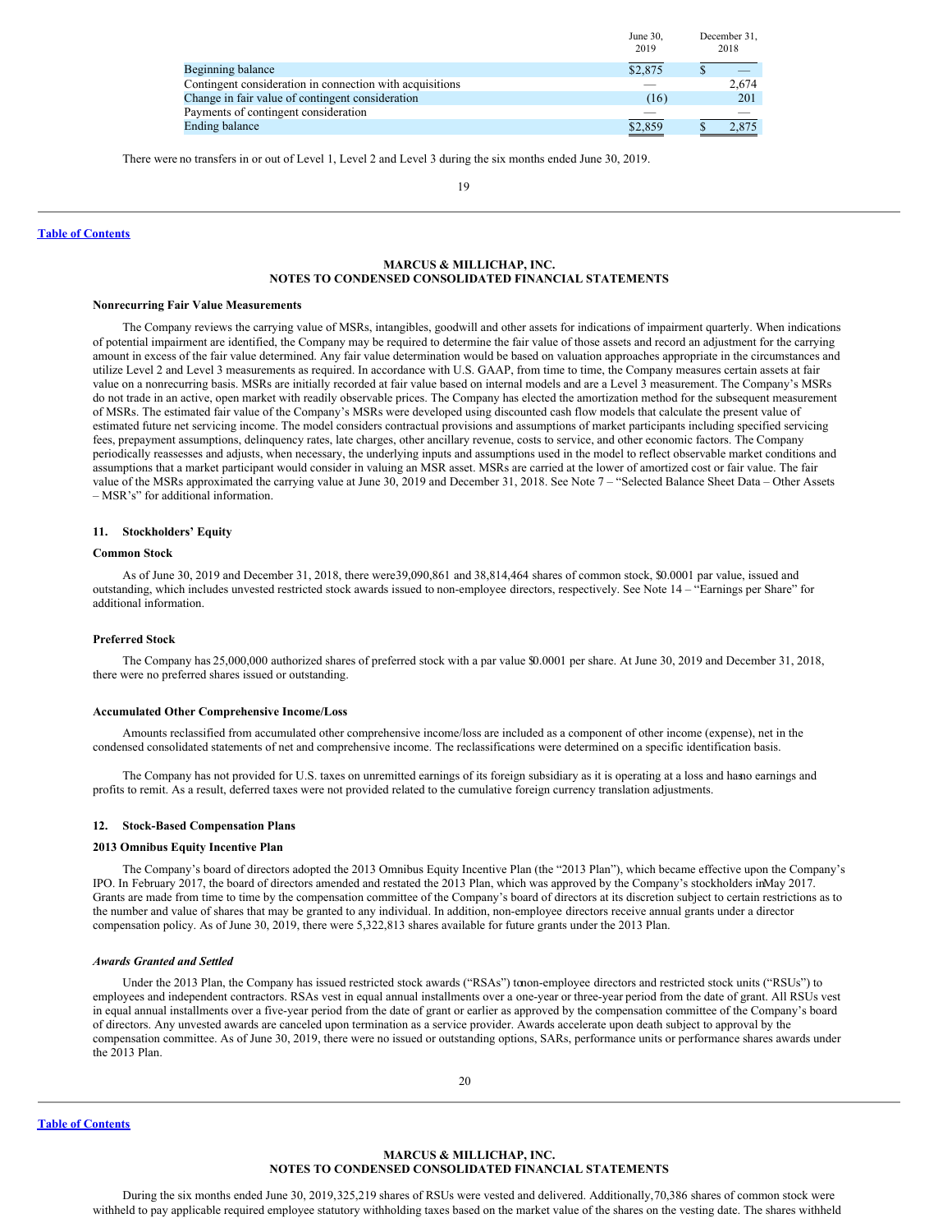| | June 30, 2019 | December 31, 2018 |
|---|---|---|
| Beginning balance | $2,875 | $ — |
| Contingent consideration in connection with acquisitions | — | 2,674 |
| Change in fair value of contingent consideration | (16) | 201 |
| Payments of contingent consideration | — | — |
| Ending balance | $2,859 | $ 2,875 |

There were no transfers in or out of Level 1, Level 2 and Level 3 during the six months ended June 30, 2019.

**MARCUS & MILLICHAP, INC.**
**NOTES TO CONDENSED CONSOLIDATED FINANCIAL STATEMENTS**

**Nonrecurring Fair Value Measurements**

The Company reviews the carrying value of MSRs, intangibles, goodwill and other assets for indications of impairment quarterly. When indications of potential impairment are identified, the Company may be required to determine the fair value of those assets and record an adjustment for the carrying amount in excess of the fair value determined. Any fair value determination would be based on valuation approaches appropriate in the circumstances and utilize Level 2 and Level 3 measurements as required. In accordance with U.S. GAAP, from time to time, the Company measures certain assets at fair value on a nonrecurring basis. MSRs are initially recorded at fair value based on internal models and are a Level 3 measurement. The Company's MSRs do not trade in an active, open market with readily observable prices. The Company has elected the amortization method for the subsequent measurement of MSRs. The estimated fair value of the Company's MSRs were developed using discounted cash flow models that calculate the present value of estimated future net servicing income. The model considers contractual provisions and assumptions of market participants including specified servicing fees, prepayment assumptions, delinquency rates, late charges, other ancillary revenue, costs to service, and other economic factors. The Company periodically reassesses and adjusts, when necessary, the underlying inputs and assumptions used in the model to reflect observable market conditions and assumptions that a market participant would consider in valuing an MSR asset. MSRs are carried at the lower of amortized cost or fair value. The fair value of the MSRs approximated the carrying value at June 30, 2019 and December 31, 2018. See Note 7 – "Selected Balance Sheet Data – Other Assets – MSR's" for additional information.

## 11. Stockholders' Equity

**Common Stock**

As of June 30, 2019 and December 31, 2018, there were 39,090,861 and 38,814,464 shares of common stock, $0.0001 par value, issued and outstanding, which includes unvested restricted stock awards issued to non-employee directors, respectively. See Note 14 – "Earnings per Share" for additional information.

**Preferred Stock**

The Company has 25,000,000 authorized shares of preferred stock with a par value $0.0001 per share. At June 30, 2019 and December 31, 2018, there were no preferred shares issued or outstanding.

**Accumulated Other Comprehensive Income/Loss**

Amounts reclassified from accumulated other comprehensive income/loss are included as a component of other income (expense), net in the condensed consolidated statements of net and comprehensive income. The reclassifications were determined on a specific identification basis.

The Company has not provided for U.S. taxes on unremitted earnings of its foreign subsidiary as it is operating at a loss and has no earnings and profits to remit. As a result, deferred taxes were not provided related to the cumulative foreign currency translation adjustments.

## 12. Stock-Based Compensation Plans

**2013 Omnibus Equity Incentive Plan**

The Company's board of directors adopted the 2013 Omnibus Equity Incentive Plan (the "2013 Plan"), which became effective upon the Company's IPO. In February 2017, the board of directors amended and restated the 2013 Plan, which was approved by the Company's stockholders in May 2017. Grants are made from time to time by the compensation committee of the Company's board of directors at its discretion subject to certain restrictions as to the number and value of shares that may be granted to any individual. In addition, non-employee directors receive annual grants under a director compensation policy. As of June 30, 2019, there were 5,322,813 shares available for future grants under the 2013 Plan.

***Awards Granted and Settled***

Under the 2013 Plan, the Company has issued restricted stock awards ("RSAs") to non-employee directors and restricted stock units ("RSUs") to employees and independent contractors. RSAs vest in equal annual installments over a one-year or three-year period from the date of grant. All RSUs vest in equal annual installments over a five-year period from the date of grant or earlier as approved by the compensation committee of the Company's board of directors. Any unvested awards are canceled upon termination as a service provider. Awards accelerate upon death subject to approval by the compensation committee. As of June 30, 2019, there were no issued or outstanding options, SARs, performance units or performance shares awards under the 2013 Plan.

**MARCUS & MILLICHAP, INC.**
**NOTES TO CONDENSED CONSOLIDATED FINANCIAL STATEMENTS**

During the six months ended June 30, 2019, 325,219 shares of RSUs were vested and delivered. Additionally, 70,386 shares of common stock were withheld to pay applicable required employee statutory withholding taxes based on the market value of the shares on the vesting date. The shares withheld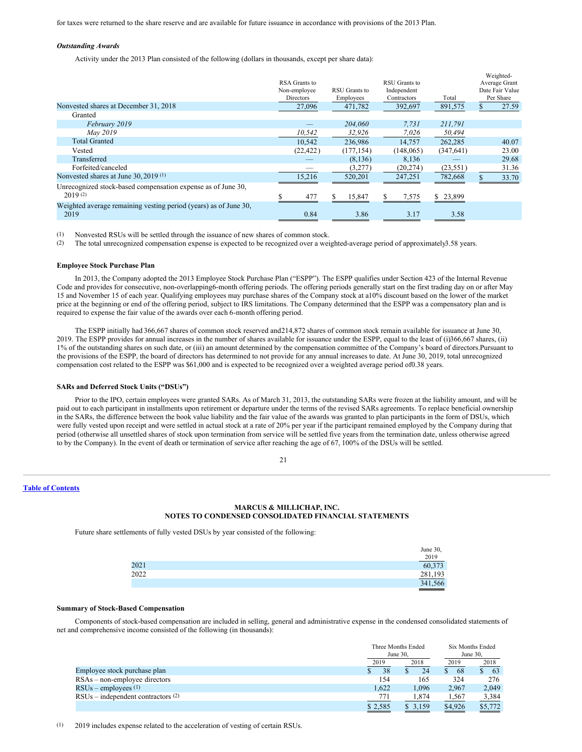for taxes were returned to the share reserve and are available for future issuance in accordance with provisions of the 2013 Plan.

***Outstanding Awards***

Activity under the 2013 Plan consisted of the following (dollars in thousands, except per share data):

| | RSA Grants to Non-employee Directors | RSU Grants to Employees | RSU Grants to Independent Contractors | Total | Weighted-Average Grant Date Fair Value Per Share |
|---|---|---|---|---|---|
| Nonvested shares at December 31, 2018 | 27,096 | 471,782 | 392,697 | 891,575 | $ 27.59 |
| Granted | | | | | |
| *February 2019* | — | *204,060* | *7,731* | *211,791* | |
| *May 2019* | *10,542* | *32,926* | *7,026* | *50,494* | |
| Total Granted | 10,542 | 236,986 | 14,757 | 262,285 | 40.07 |
| Vested | (22,422) | (177,154) | (148,065) | (347,641) | 23.00 |
| Transferred | — | (8,136) | 8,136 | — | 29.68 |
| Forfeited/canceled | — | (3,277) | (20,274) | (23,551) | 31.36 |
| Nonvested shares at June 30, 2019 (1) | 15,216 | 520,201 | 247,251 | 782,668 | $ 33.70 |
| Unrecognized stock-based compensation expense as of June 30, 2019 (2) | $ 477 | $ 15,847 | $ 7,575 | $ 23,899 | |
| Weighted average remaining vesting period (years) as of June 30, 2019 | 0.84 | 3.86 | 3.17 | 3.58 | |

(1) Nonvested RSUs will be settled through the issuance of new shares of common stock.
(2) The total unrecognized compensation expense is expected to be recognized over a weighted-average period of approximately 3.58 years.

**Employee Stock Purchase Plan**

In 2013, the Company adopted the 2013 Employee Stock Purchase Plan ("ESPP"). The ESPP qualifies under Section 423 of the Internal Revenue Code and provides for consecutive, non-overlapping 6-month offering periods. The offering periods generally start on the first trading day on or after May 15 and November 15 of each year. Qualifying employees may purchase shares of the Company stock at a 10% discount based on the lower of the market price at the beginning or end of the offering period, subject to IRS limitations. The Company determined that the ESPP was a compensatory plan and is required to expense the fair value of the awards over each 6-month offering period.

The ESPP initially had 366,667 shares of common stock reserved and 214,872 shares of common stock remain available for issuance at June 30, 2019. The ESPP provides for annual increases in the number of shares available for issuance under the ESPP, equal to the least of (i) 366,667 shares, (ii) 1% of the outstanding shares on such date, or (iii) an amount determined by the compensation committee of the Company's board of directors. Pursuant to the provisions of the ESPP, the board of directors has determined to not provide for any annual increases to date. At June 30, 2019, total unrecognized compensation cost related to the ESPP was $61,000 and is expected to be recognized over a weighted average period of 0.38 years.

**SARs and Deferred Stock Units ("DSUs")**

Prior to the IPO, certain employees were granted SARs. As of March 31, 2013, the outstanding SARs were frozen at the liability amount, and will be paid out to each participant in installments upon retirement or departure under the terms of the revised SARs agreements. To replace beneficial ownership in the SARs, the difference between the book value liability and the fair value of the awards was granted to plan participants in the form of DSUs, which were fully vested upon receipt and were settled in actual stock at a rate of 20% per year if the participant remained employed by the Company during that period (otherwise all unsettled shares of stock upon termination from service will be settled five years from the termination date, unless otherwise agreed to by the Company). In the event of death or termination of service after reaching the age of 67, 100% of the DSUs will be settled.

**MARCUS & MILLICHAP, INC.**
**NOTES TO CONDENSED CONSOLIDATED FINANCIAL STATEMENTS**

Future share settlements of fully vested DSUs by year consisted of the following:

| | June 30, 2019 |
|---|---|
| 2021 | 60,373 |
| 2022 | 281,193 |
| | 341,566 |

**Summary of Stock-Based Compensation**

Components of stock-based compensation are included in selling, general and administrative expense in the condensed consolidated statements of net and comprehensive income consisted of the following (in thousands):

| | Three Months Ended June 30, | | Six Months Ended June 30, | |
|---|---|---|---|---|
| | 2019 | 2018 | 2019 | 2018 |
| Employee stock purchase plan | $ 38 | $ 24 | $ 68 | $ 63 |
| RSAs – non-employee directors | 154 | 165 | 324 | 276 |
| RSUs – employees (1) | 1,622 | 1,096 | 2,967 | 2,049 |
| RSUs – independent contractors (2) | 771 | 1,874 | 1,567 | 3,384 |
| | $ 2,585 | $ 3,159 | $4,926 | $5,772 |

(1) 2019 includes expense related to the acceleration of vesting of certain RSUs.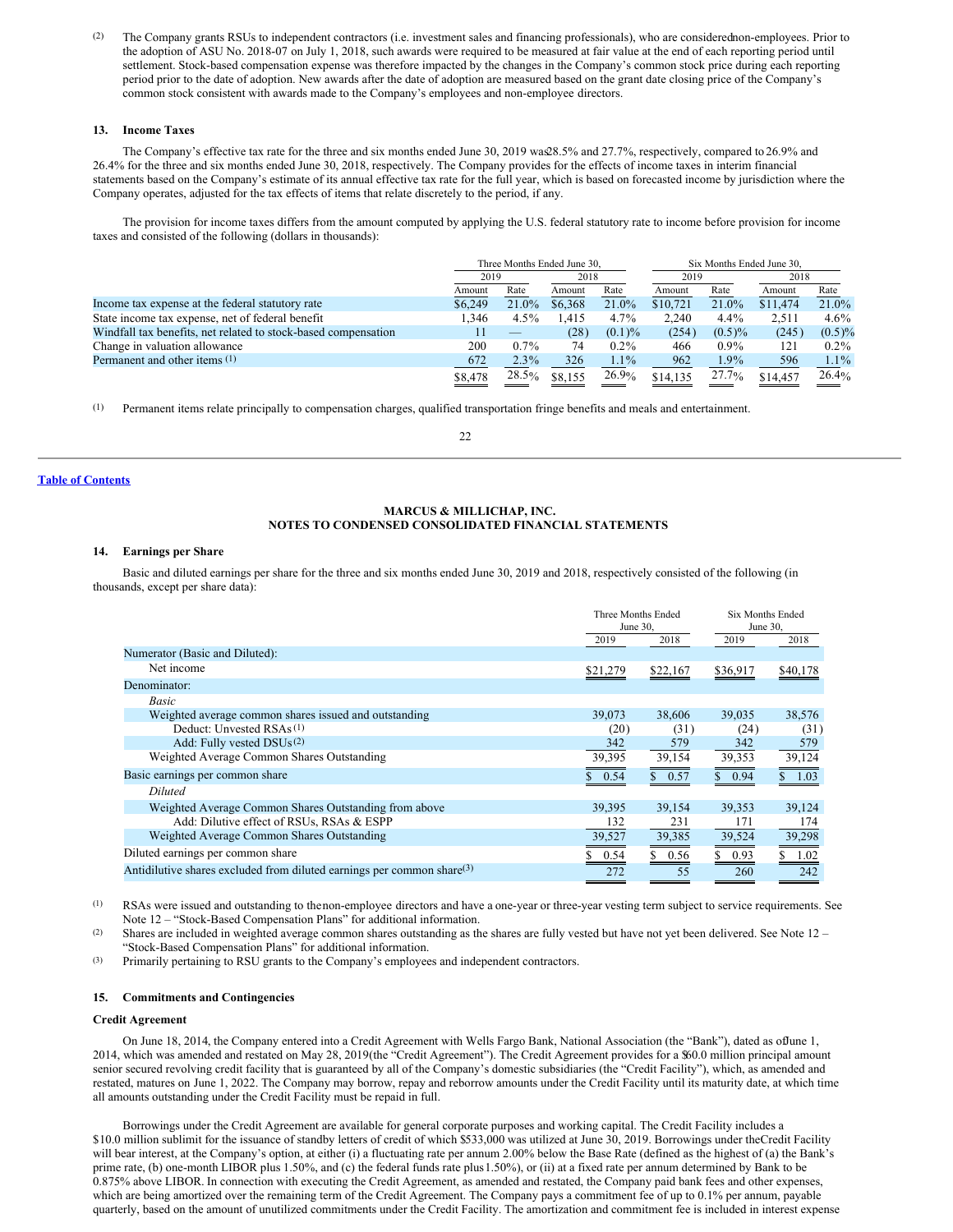(2) The Company grants RSUs to independent contractors (i.e. investment sales and financing professionals), who are considered non-employees. Prior to the adoption of ASU No. 2018-07 on July 1, 2018, such awards were required to be measured at fair value at the end of each reporting period until settlement. Stock-based compensation expense was therefore impacted by the changes in the Company's common stock price during each reporting period prior to the date of adoption. New awards after the date of adoption are measured based on the grant date closing price of the Company's common stock consistent with awards made to the Company's employees and non-employee directors.

### 13. Income Taxes

The Company's effective tax rate for the three and six months ended June 30, 2019 was 28.5% and 27.7%, respectively, compared to 26.9% and 26.4% for the three and six months ended June 30, 2018, respectively. The Company provides for the effects of income taxes in interim financial statements based on the Company's estimate of its annual effective tax rate for the full year, which is based on forecasted income by jurisdiction where the Company operates, adjusted for the tax effects of items that relate discretely to the period, if any.

The provision for income taxes differs from the amount computed by applying the U.S. federal statutory rate to income before provision for income taxes and consisted of the following (dollars in thousands):

| | Three Months Ended June 30, | | | | Six Months Ended June 30, | | | |
|---|---|---|---|---|---|---|---|---|
| | 2019 | | 2018 | | 2019 | | 2018 | |
| | Amount | Rate | Amount | Rate | Amount | Rate | Amount | Rate |
| Income tax expense at the federal statutory rate | $6,249 | 21.0% | $6,368 | 21.0% | $10,721 | 21.0% | $11,474 | 21.0% |
| State income tax expense, net of federal benefit | 1,346 | 4.5% | 1,415 | 4.7% | 2,240 | 4.4% | 2,511 | 4.6% |
| Windfall tax benefits, net related to stock-based compensation | 11 | — | (28) | (0.1)% | (254) | (0.5)% | (245) | (0.5)% |
| Change in valuation allowance | 200 | 0.7% | 74 | 0.2% | 466 | 0.9% | 121 | 0.2% |
| Permanent and other items (1) | 672 | 2.3% | 326 | 1.1% | 962 | 1.9% | 596 | 1.1% |
| | $8,478 | 28.5% | $8,155 | 26.9% | $14,135 | 27.7% | $14,457 | 26.4% |

(1) Permanent items relate principally to compensation charges, qualified transportation fringe benefits and meals and entertainment.

**MARCUS & MILLICHAP, INC.**
**NOTES TO CONDENSED CONSOLIDATED FINANCIAL STATEMENTS**

### 14. Earnings per Share

Basic and diluted earnings per share for the three and six months ended June 30, 2019 and 2018, respectively consisted of the following (in thousands, except per share data):

| | Three Months Ended June 30, | | Six Months Ended June 30, | |
|---|---|---|---|---|
| | 2019 | 2018 | 2019 | 2018 |
| Numerator (Basic and Diluted): | | | | |
| Net income | $21,279 | $22,167 | $36,917 | $40,178 |
| Denominator: | | | | |
| *Basic* | | | | |
| Weighted average common shares issued and outstanding | 39,073 | 38,606 | 39,035 | 38,576 |
| Deduct: Unvested RSAs (1) | (20) | (31) | (24) | (31) |
| Add: Fully vested DSUs (2) | 342 | 579 | 342 | 579 |
| Weighted Average Common Shares Outstanding | 39,395 | 39,154 | 39,353 | 39,124 |
| Basic earnings per common share | $ 0.54 | $ 0.57 | $ 0.94 | $ 1.03 |
| *Diluted* | | | | |
| Weighted Average Common Shares Outstanding from above | 39,395 | 39,154 | 39,353 | 39,124 |
| Add: Dilutive effect of RSUs, RSAs & ESPP | 132 | 231 | 171 | 174 |
| Weighted Average Common Shares Outstanding | 39,527 | 39,385 | 39,524 | 39,298 |
| Diluted earnings per common share | $ 0.54 | $ 0.56 | $ 0.93 | $ 1.02 |
| Antidilutive shares excluded from diluted earnings per common share (3) | 272 | 55 | 260 | 242 |

(1) RSAs were issued and outstanding to the non-employee directors and have a one-year or three-year vesting term subject to service requirements. See Note 12 – "Stock-Based Compensation Plans" for additional information.

(2) Shares are included in weighted average common shares outstanding as the shares are fully vested but have not yet been delivered. See Note 12 – "Stock-Based Compensation Plans" for additional information.

(3) Primarily pertaining to RSU grants to the Company's employees and independent contractors.

### 15. Commitments and Contingencies

**Credit Agreement**

On June 18, 2014, the Company entered into a Credit Agreement with Wells Fargo Bank, National Association (the "Bank"), dated as of June 1, 2014, which was amended and restated on May 28, 2019 (the "Credit Agreement"). The Credit Agreement provides for a $60.0 million principal amount senior secured revolving credit facility that is guaranteed by all of the Company's domestic subsidiaries (the "Credit Facility"), which, as amended and restated, matures on June 1, 2022. The Company may borrow, repay and reborrow amounts under the Credit Facility until its maturity date, at which time all amounts outstanding under the Credit Facility must be repaid in full.

Borrowings under the Credit Agreement are available for general corporate purposes and working capital. The Credit Facility includes a $10.0 million sublimit for the issuance of standby letters of credit of which $533,000 was utilized at June 30, 2019. Borrowings under the Credit Facility will bear interest, at the Company's option, at either (i) a fluctuating rate per annum 2.00% below the Base Rate (defined as the highest of (a) the Bank's prime rate, (b) one-month LIBOR plus 1.50%, and (c) the federal funds rate plus 1.50%), or (ii) at a fixed rate per annum determined by Bank to be 0.875% above LIBOR. In connection with executing the Credit Agreement, as amended and restated, the Company paid bank fees and other expenses, which are being amortized over the remaining term of the Credit Agreement. The Company pays a commitment fee of up to 0.1% per annum, payable quarterly, based on the amount of unutilized commitments under the Credit Facility. The amortization and commitment fee is included in interest expense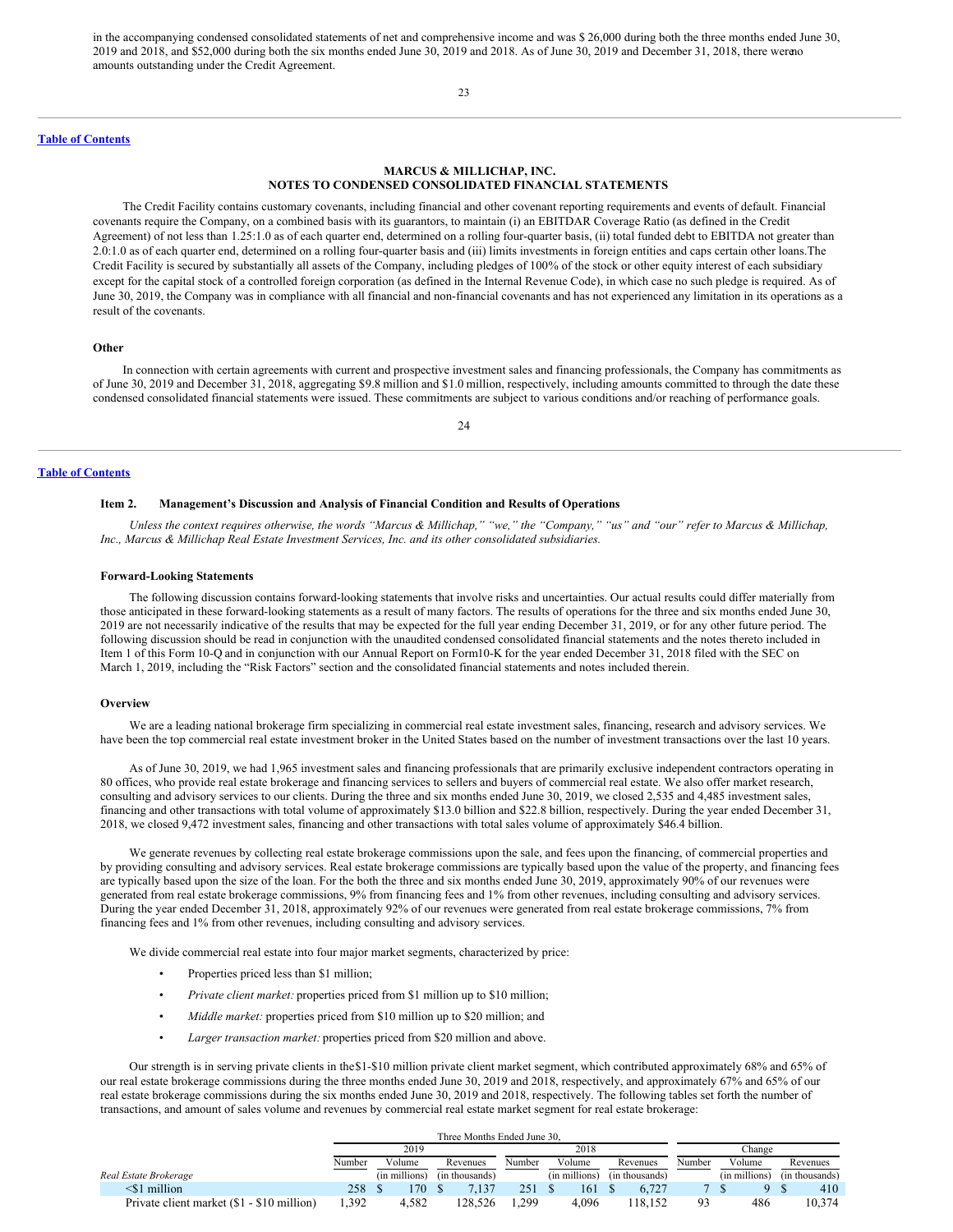in the accompanying condensed consolidated statements of net and comprehensive income and was $ 26,000 during both the three months ended June 30, 2019 and 2018, and $52,000 during both the six months ended June 30, 2019 and 2018. As of June 30, 2019 and December 31, 2018, there wereno amounts outstanding under the Credit Agreement.

**MARCUS & MILLICHAP, INC.**
**NOTES TO CONDENSED CONSOLIDATED FINANCIAL STATEMENTS**

The Credit Facility contains customary covenants, including financial and other covenant reporting requirements and events of default. Financial covenants require the Company, on a combined basis with its guarantors, to maintain (i) an EBITDAR Coverage Ratio (as defined in the Credit Agreement) of not less than 1.25:1.0 as of each quarter end, determined on a rolling four-quarter basis, (ii) total funded debt to EBITDA not greater than 2.0:1.0 as of each quarter end, determined on a rolling four-quarter basis and (iii) limits investments in foreign entities and caps certain other loans.The Credit Facility is secured by substantially all assets of the Company, including pledges of 100% of the stock or other equity interest of each subsidiary except for the capital stock of a controlled foreign corporation (as defined in the Internal Revenue Code), in which case no such pledge is required. As of June 30, 2019, the Company was in compliance with all financial and non-financial covenants and has not experienced any limitation in its operations as a result of the covenants.

### Other

In connection with certain agreements with current and prospective investment sales and financing professionals, the Company has commitments as of June 30, 2019 and December 31, 2018, aggregating $9.8 million and $1.0 million, respectively, including amounts committed to through the date these condensed consolidated financial statements were issued. These commitments are subject to various conditions and/or reaching of performance goals.

## Item 2. Management's Discussion and Analysis of Financial Condition and Results of Operations

*Unless the context requires otherwise, the words "Marcus & Millichap," "we," the "Company," "us" and "our" refer to Marcus & Millichap, Inc., Marcus & Millichap Real Estate Investment Services, Inc. and its other consolidated subsidiaries.*

### Forward-Looking Statements

The following discussion contains forward-looking statements that involve risks and uncertainties. Our actual results could differ materially from those anticipated in these forward-looking statements as a result of many factors. The results of operations for the three and six months ended June 30, 2019 are not necessarily indicative of the results that may be expected for the full year ending December 31, 2019, or for any other future period. The following discussion should be read in conjunction with the unaudited condensed consolidated financial statements and the notes thereto included in Item 1 of this Form 10-Q and in conjunction with our Annual Report on Form10-K for the year ended December 31, 2018 filed with the SEC on March 1, 2019, including the "Risk Factors" section and the consolidated financial statements and notes included therein.

### Overview

We are a leading national brokerage firm specializing in commercial real estate investment sales, financing, research and advisory services. We have been the top commercial real estate investment broker in the United States based on the number of investment transactions over the last 10 years.

As of June 30, 2019, we had 1,965 investment sales and financing professionals that are primarily exclusive independent contractors operating in 80 offices, who provide real estate brokerage and financing services to sellers and buyers of commercial real estate. We also offer market research, consulting and advisory services to our clients. During the three and six months ended June 30, 2019, we closed 2,535 and 4,485 investment sales, financing and other transactions with total volume of approximately $13.0 billion and $22.8 billion, respectively. During the year ended December 31, 2018, we closed 9,472 investment sales, financing and other transactions with total sales volume of approximately $46.4 billion.

We generate revenues by collecting real estate brokerage commissions upon the sale, and fees upon the financing, of commercial properties and by providing consulting and advisory services. Real estate brokerage commissions are typically based upon the value of the property, and financing fees are typically based upon the size of the loan. For the both the three and six months ended June 30, 2019, approximately 90% of our revenues were generated from real estate brokerage commissions, 9% from financing fees and 1% from other revenues, including consulting and advisory services. During the year ended December 31, 2018, approximately 92% of our revenues were generated from real estate brokerage commissions, 7% from financing fees and 1% from other revenues, including consulting and advisory services.

We divide commercial real estate into four major market segments, characterized by price:

- Properties priced less than $1 million;
- *Private client market:* properties priced from $1 million up to $10 million;
- *Middle market:* properties priced from $10 million up to $20 million; and
- *Larger transaction market:* properties priced from $20 million and above.

Our strength is in serving private clients in the$1-$10 million private client market segment, which contributed approximately 68% and 65% of our real estate brokerage commissions during the three months ended June 30, 2019 and 2018, respectively, and approximately 67% and 65% of our real estate brokerage commissions during the six months ended June 30, 2019 and 2018, respectively. The following tables set forth the number of transactions, and amount of sales volume and revenues by commercial real estate market segment for real estate brokerage:

| | Three Months Ended June 30, | | | | | | | | |
|---|---|---|---|---|---|---|---|---|---|
| | 2019 | | | 2018 | | | Change | | |
| | Number | Volume | Revenues | Number | Volume | Revenues | Number | Volume | Revenues |
| *Real Estate Brokerage* | | (in millions) | (in thousands) | | (in millions) | (in thousands) | | (in millions) | (in thousands) |
| <$1 million | 258 | $ 170 | $ 7,137 | 251 | $ 161 | $ 6,727 | 7 | $ 9 | $ 410 |
| Private client market ($1 - $10 million) | 1,392 | 4,582 | 128,526 | 1,299 | 4,096 | 118,152 | 93 | 486 | 10,374 |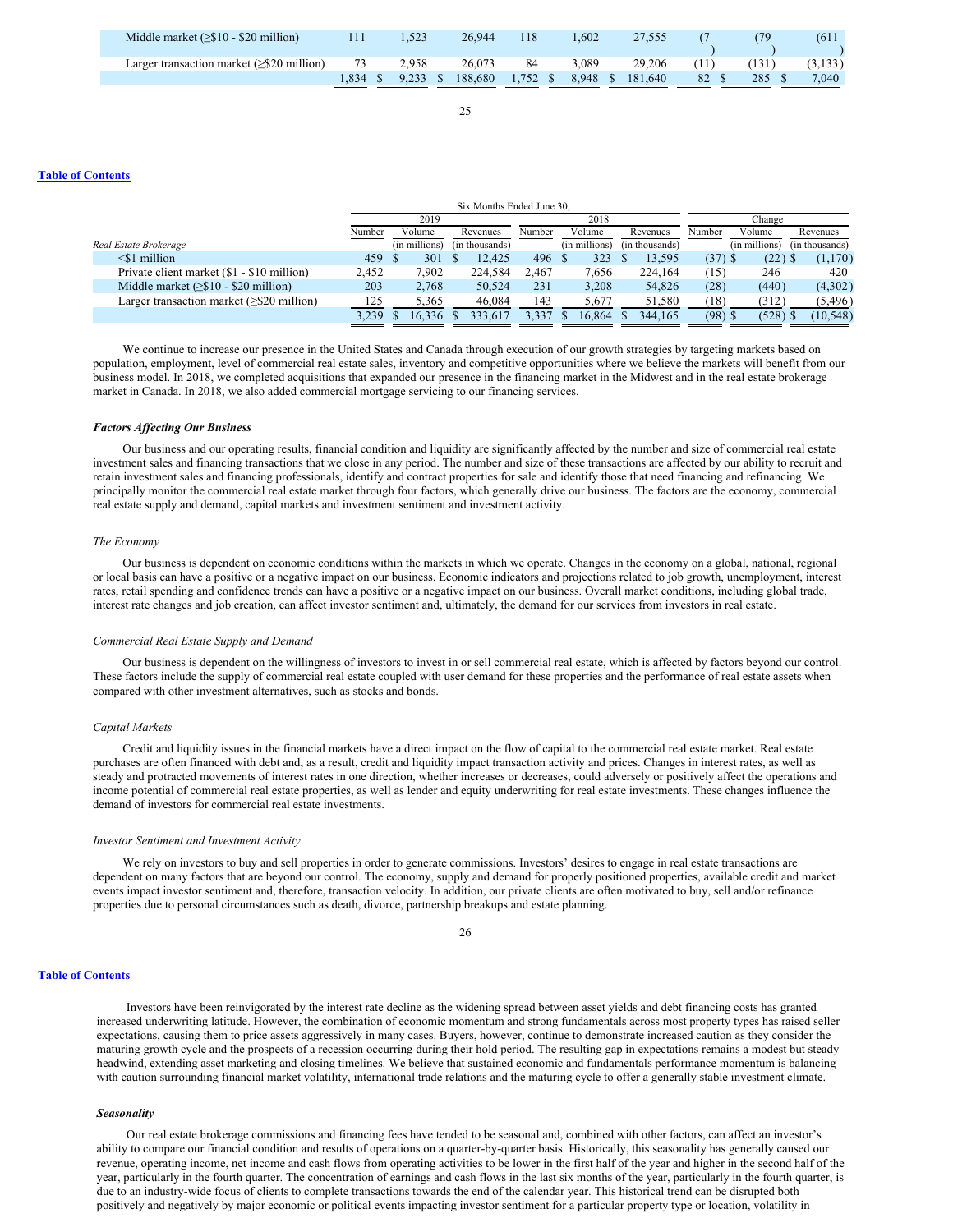| | | | | | | | | | |
|---|---|---|---|---|---|---|---|---|---|
| Middle market (≥$10 - $20 million) | 111 | 1,523 | 26,944 | 118 | 1,602 | 27,555 | (7) | (79) | (611) |
| Larger transaction market (≥$20 million) | 73 | 2,958 | 26,073 | 84 | 3,089 | 29,206 | (11) | (131) | (3,133) |
| | 1,834 | $ 9,233 | $ 188,680 | 1,752 | $ 8,948 | $ 181,640 | 82 | $ 285 | $ 7,040 |

| | Six Months Ended June 30, | | | | | | | | |
|---|---|---|---|---|---|---|---|---|---|
| | 2019 | | | 2018 | | | Change | | |
| | Number | Volume | Revenues | Number | Volume | Revenues | Number | Volume | Revenues |
| *Real Estate Brokerage* | | (in millions) | (in thousands) | | (in millions) | (in thousands) | | (in millions) | (in thousands) |
| <$1 million | 459 | $ 301 | $ 12,425 | 496 | $ 323 | $ 13,595 | (37) | $ (22) | $ (1,170) |
| Private client market ($1 - $10 million) | 2,452 | 7,902 | 224,584 | 2,467 | 7,656 | 224,164 | (15) | 246 | 420 |
| Middle market (≥$10 - $20 million) | 203 | 2,768 | 50,524 | 231 | 3,208 | 54,826 | (28) | (440) | (4,302) |
| Larger transaction market (≥$20 million) | 125 | 5,365 | 46,084 | 143 | 5,677 | 51,580 | (18) | (312) | (5,496) |
| | 3,239 | $ 16,336 | $ 333,617 | 3,337 | $ 16,864 | $ 344,165 | (98) | $ (528) | $ (10,548) |

We continue to increase our presence in the United States and Canada through execution of our growth strategies by targeting markets based on population, employment, level of commercial real estate sales, inventory and competitive opportunities where we believe the markets will benefit from our business model. In 2018, we completed acquisitions that expanded our presence in the financing market in the Midwest and in the real estate brokerage market in Canada. In 2018, we also added commercial mortgage servicing to our financing services.

***Factors Affecting Our Business***

Our business and our operating results, financial condition and liquidity are significantly affected by the number and size of commercial real estate investment sales and financing transactions that we close in any period. The number and size of these transactions are affected by our ability to recruit and retain investment sales and financing professionals, identify and contract properties for sale and identify those that need financing and refinancing. We principally monitor the commercial real estate market through four factors, which generally drive our business. The factors are the economy, commercial real estate supply and demand, capital markets and investment sentiment and investment activity.

*The Economy*

Our business is dependent on economic conditions within the markets in which we operate. Changes in the economy on a global, national, regional or local basis can have a positive or a negative impact on our business. Economic indicators and projections related to job growth, unemployment, interest rates, retail spending and confidence trends can have a positive or a negative impact on our business. Overall market conditions, including global trade, interest rate changes and job creation, can affect investor sentiment and, ultimately, the demand for our services from investors in real estate.

*Commercial Real Estate Supply and Demand*

Our business is dependent on the willingness of investors to invest in or sell commercial real estate, which is affected by factors beyond our control. These factors include the supply of commercial real estate coupled with user demand for these properties and the performance of real estate assets when compared with other investment alternatives, such as stocks and bonds.

*Capital Markets*

Credit and liquidity issues in the financial markets have a direct impact on the flow of capital to the commercial real estate market. Real estate purchases are often financed with debt and, as a result, credit and liquidity impact transaction activity and prices. Changes in interest rates, as well as steady and protracted movements of interest rates in one direction, whether increases or decreases, could adversely or positively affect the operations and income potential of commercial real estate properties, as well as lender and equity underwriting for real estate investments. These changes influence the demand of investors for commercial real estate investments.

*Investor Sentiment and Investment Activity*

We rely on investors to buy and sell properties in order to generate commissions. Investors' desires to engage in real estate transactions are dependent on many factors that are beyond our control. The economy, supply and demand for properly positioned properties, available credit and market events impact investor sentiment and, therefore, transaction velocity. In addition, our private clients are often motivated to buy, sell and/or refinance properties due to personal circumstances such as death, divorce, partnership breakups and estate planning.

Investors have been reinvigorated by the interest rate decline as the widening spread between asset yields and debt financing costs has granted increased underwriting latitude. However, the combination of economic momentum and strong fundamentals across most property types has raised seller expectations, causing them to price assets aggressively in many cases. Buyers, however, continue to demonstrate increased caution as they consider the maturing growth cycle and the prospects of a recession occurring during their hold period. The resulting gap in expectations remains a modest but steady headwind, extending asset marketing and closing timelines. We believe that sustained economic and fundamentals performance momentum is balancing with caution surrounding financial market volatility, international trade relations and the maturing cycle to offer a generally stable investment climate.

***Seasonality***

Our real estate brokerage commissions and financing fees have tended to be seasonal and, combined with other factors, can affect an investor's ability to compare our financial condition and results of operations on a quarter-by-quarter basis. Historically, this seasonality has generally caused our revenue, operating income, net income and cash flows from operating activities to be lower in the first half of the year and higher in the second half of the year, particularly in the fourth quarter. The concentration of earnings and cash flows in the last six months of the year, particularly in the fourth quarter, is due to an industry-wide focus of clients to complete transactions towards the end of the calendar year. This historical trend can be disrupted both positively and negatively by major economic or political events impacting investor sentiment for a particular property type or location, volatility in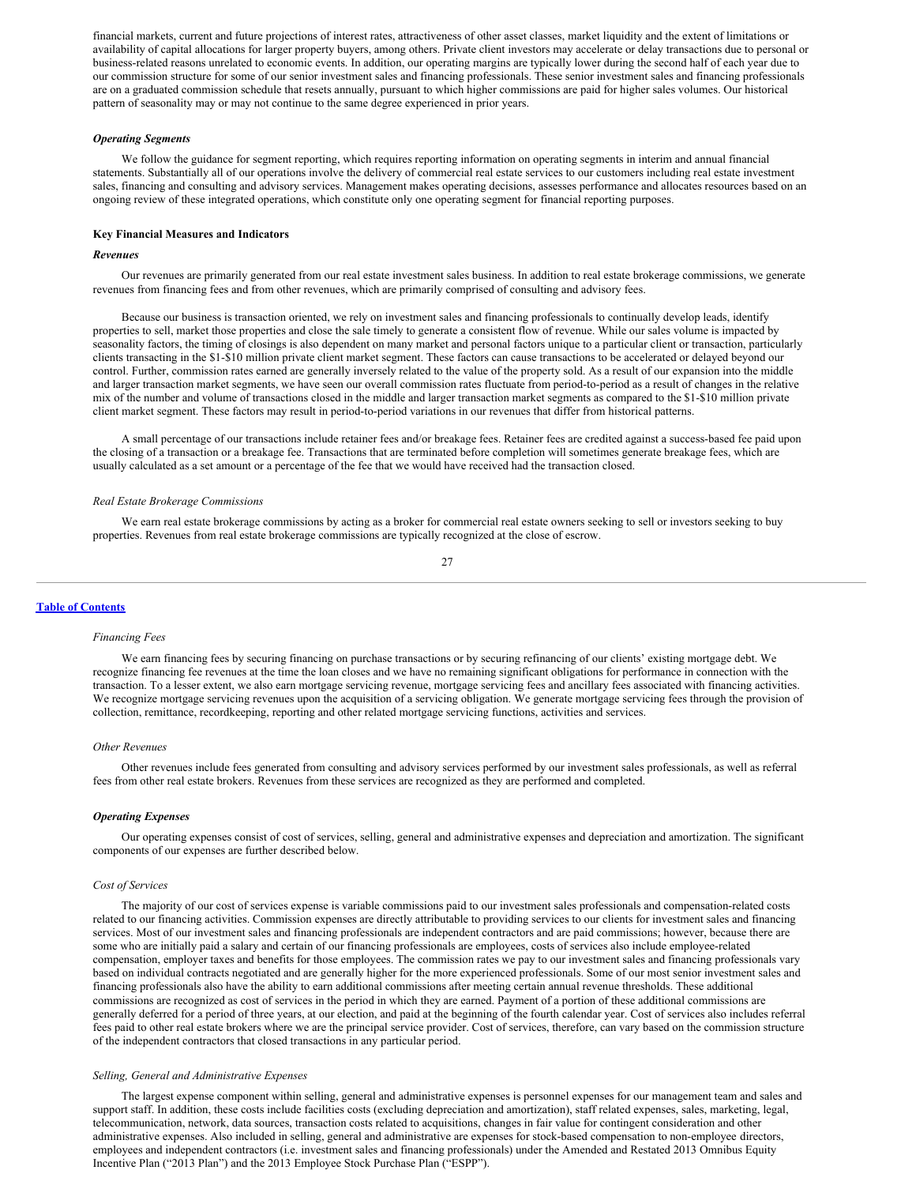financial markets, current and future projections of interest rates, attractiveness of other asset classes, market liquidity and the extent of limitations or availability of capital allocations for larger property buyers, among others. Private client investors may accelerate or delay transactions due to personal or business-related reasons unrelated to economic events. In addition, our operating margins are typically lower during the second half of each year due to our commission structure for some of our senior investment sales and financing professionals. These senior investment sales and financing professionals are on a graduated commission schedule that resets annually, pursuant to which higher commissions are paid for higher sales volumes. Our historical pattern of seasonality may or may not continue to the same degree experienced in prior years.

***Operating Segments***

We follow the guidance for segment reporting, which requires reporting information on operating segments in interim and annual financial statements. Substantially all of our operations involve the delivery of commercial real estate services to our customers including real estate investment sales, financing and consulting and advisory services. Management makes operating decisions, assesses performance and allocates resources based on an ongoing review of these integrated operations, which constitute only one operating segment for financial reporting purposes.

**Key Financial Measures and Indicators**

***Revenues***

Our revenues are primarily generated from our real estate investment sales business. In addition to real estate brokerage commissions, we generate revenues from financing fees and from other revenues, which are primarily comprised of consulting and advisory fees.

Because our business is transaction oriented, we rely on investment sales and financing professionals to continually develop leads, identify properties to sell, market those properties and close the sale timely to generate a consistent flow of revenue. While our sales volume is impacted by seasonality factors, the timing of closings is also dependent on many market and personal factors unique to a particular client or transaction, particularly clients transacting in the $1-$10 million private client market segment. These factors can cause transactions to be accelerated or delayed beyond our control. Further, commission rates earned are generally inversely related to the value of the property sold. As a result of our expansion into the middle and larger transaction market segments, we have seen our overall commission rates fluctuate from period-to-period as a result of changes in the relative mix of the number and volume of transactions closed in the middle and larger transaction market segments as compared to the $1-$10 million private client market segment. These factors may result in period-to-period variations in our revenues that differ from historical patterns.

A small percentage of our transactions include retainer fees and/or breakage fees. Retainer fees are credited against a success-based fee paid upon the closing of a transaction or a breakage fee. Transactions that are terminated before completion will sometimes generate breakage fees, which are usually calculated as a set amount or a percentage of the fee that we would have received had the transaction closed.

*Real Estate Brokerage Commissions*

We earn real estate brokerage commissions by acting as a broker for commercial real estate owners seeking to sell or investors seeking to buy properties. Revenues from real estate brokerage commissions are typically recognized at the close of escrow.

*Financing Fees*

We earn financing fees by securing financing on purchase transactions or by securing refinancing of our clients' existing mortgage debt. We recognize financing fee revenues at the time the loan closes and we have no remaining significant obligations for performance in connection with the transaction. To a lesser extent, we also earn mortgage servicing revenue, mortgage servicing fees and ancillary fees associated with financing activities. We recognize mortgage servicing revenues upon the acquisition of a servicing obligation. We generate mortgage servicing fees through the provision of collection, remittance, recordkeeping, reporting and other related mortgage servicing functions, activities and services.

*Other Revenues*

Other revenues include fees generated from consulting and advisory services performed by our investment sales professionals, as well as referral fees from other real estate brokers. Revenues from these services are recognized as they are performed and completed.

***Operating Expenses***

Our operating expenses consist of cost of services, selling, general and administrative expenses and depreciation and amortization. The significant components of our expenses are further described below.

*Cost of Services*

The majority of our cost of services expense is variable commissions paid to our investment sales professionals and compensation-related costs related to our financing activities. Commission expenses are directly attributable to providing services to our clients for investment sales and financing services. Most of our investment sales and financing professionals are independent contractors and are paid commissions; however, because there are some who are initially paid a salary and certain of our financing professionals are employees, costs of services also include employee-related compensation, employer taxes and benefits for those employees. The commission rates we pay to our investment sales and financing professionals vary based on individual contracts negotiated and are generally higher for the more experienced professionals. Some of our most senior investment sales and financing professionals also have the ability to earn additional commissions after meeting certain annual revenue thresholds. These additional commissions are recognized as cost of services in the period in which they are earned. Payment of a portion of these additional commissions are generally deferred for a period of three years, at our election, and paid at the beginning of the fourth calendar year. Cost of services also includes referral fees paid to other real estate brokers where we are the principal service provider. Cost of services, therefore, can vary based on the commission structure of the independent contractors that closed transactions in any particular period.

*Selling, General and Administrative Expenses*

The largest expense component within selling, general and administrative expenses is personnel expenses for our management team and sales and support staff. In addition, these costs include facilities costs (excluding depreciation and amortization), staff related expenses, sales, marketing, legal, telecommunication, network, data sources, transaction costs related to acquisitions, changes in fair value for contingent consideration and other administrative expenses. Also included in selling, general and administrative are expenses for stock-based compensation to non-employee directors, employees and independent contractors (i.e. investment sales and financing professionals) under the Amended and Restated 2013 Omnibus Equity Incentive Plan ("2013 Plan") and the 2013 Employee Stock Purchase Plan ("ESPP").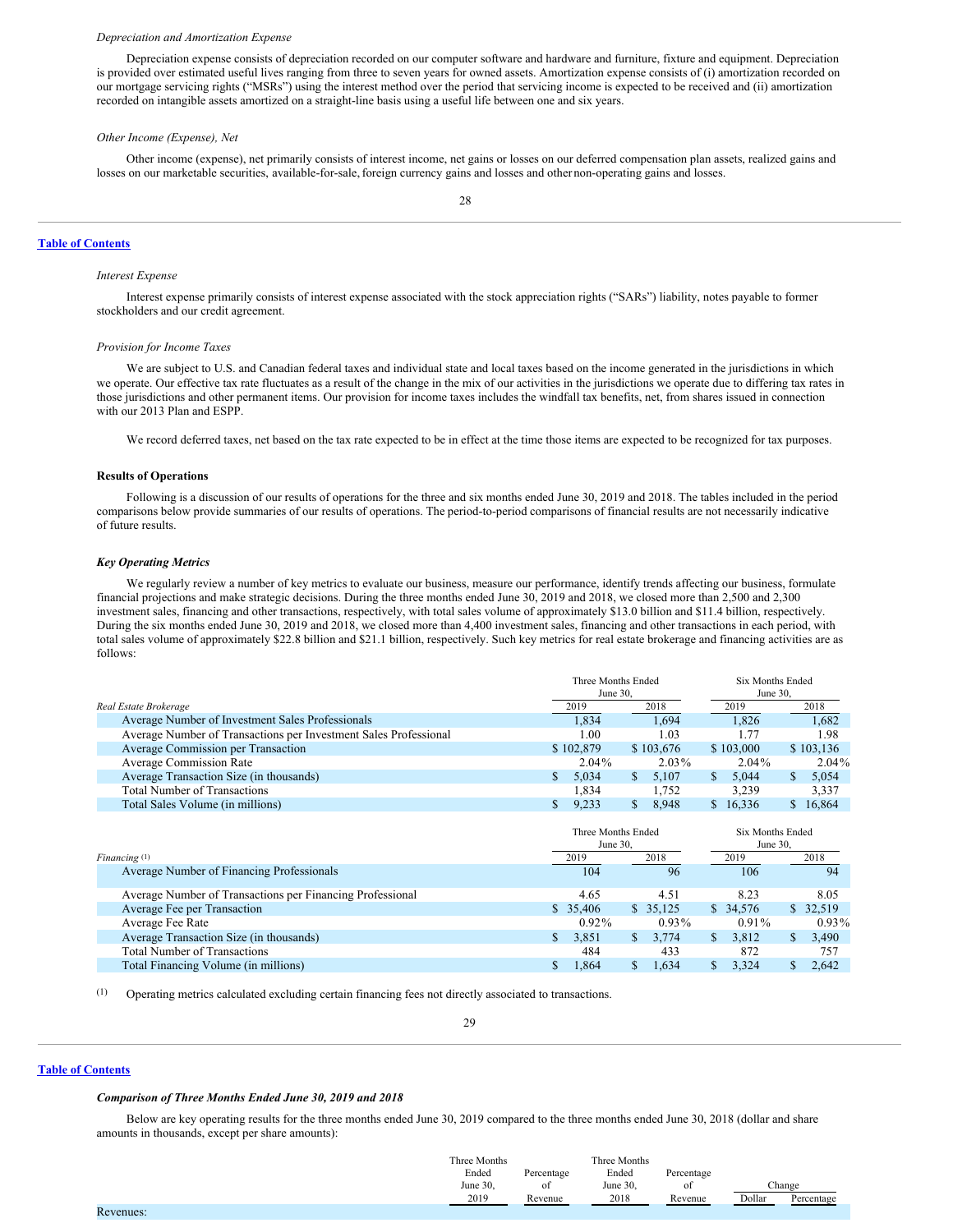*Depreciation and Amortization Expense*

Depreciation expense consists of depreciation recorded on our computer software and hardware and furniture, fixture and equipment. Depreciation is provided over estimated useful lives ranging from three to seven years for owned assets. Amortization expense consists of (i) amortization recorded on our mortgage servicing rights ("MSRs") using the interest method over the period that servicing income is expected to be received and (ii) amortization recorded on intangible assets amortized on a straight-line basis using a useful life between one and six years.

*Other Income (Expense), Net*

Other income (expense), net primarily consists of interest income, net gains or losses on our deferred compensation plan assets, realized gains and losses on our marketable securities, available-for-sale, foreign currency gains and losses and other non-operating gains and losses.

*Interest Expense*

Interest expense primarily consists of interest expense associated with the stock appreciation rights ("SARs") liability, notes payable to former stockholders and our credit agreement.

*Provision for Income Taxes*

We are subject to U.S. and Canadian federal taxes and individual state and local taxes based on the income generated in the jurisdictions in which we operate. Our effective tax rate fluctuates as a result of the change in the mix of our activities in the jurisdictions we operate due to differing tax rates in those jurisdictions and other permanent items. Our provision for income taxes includes the windfall tax benefits, net, from shares issued in connection with our 2013 Plan and ESPP.

We record deferred taxes, net based on the tax rate expected to be in effect at the time those items are expected to be recognized for tax purposes.

**Results of Operations**

Following is a discussion of our results of operations for the three and six months ended June 30, 2019 and 2018. The tables included in the period comparisons below provide summaries of our results of operations. The period-to-period comparisons of financial results are not necessarily indicative of future results.

***Key Operating Metrics***

We regularly review a number of key metrics to evaluate our business, measure our performance, identify trends affecting our business, formulate financial projections and make strategic decisions. During the three months ended June 30, 2019 and 2018, we closed more than 2,500 and 2,300 investment sales, financing and other transactions, respectively, with total sales volume of approximately $13.0 billion and $11.4 billion, respectively. During the six months ended June 30, 2019 and 2018, we closed more than 4,400 investment sales, financing and other transactions in each period, with total sales volume of approximately $22.8 billion and $21.1 billion, respectively. Such key metrics for real estate brokerage and financing activities are as follows:

| | Three Months Ended June 30, | | Six Months Ended June 30, | |
|---|---|---|---|---|
| *Real Estate Brokerage* | 2019 | 2018 | 2019 | 2018 |
| Average Number of Investment Sales Professionals | 1,834 | 1,694 | 1,826 | 1,682 |
| Average Number of Transactions per Investment Sales Professional | 1.00 | 1.03 | 1.77 | 1.98 |
| Average Commission per Transaction | $ 102,879 | $ 103,676 | $ 103,000 | $ 103,136 |
| Average Commission Rate | 2.04% | 2.03% | 2.04% | 2.04% |
| Average Transaction Size (in thousands) | $ 5,034 | $ 5,107 | $ 5,044 | $ 5,054 |
| Total Number of Transactions | 1,834 | 1,752 | 3,239 | 3,337 |
| Total Sales Volume (in millions) | $ 9,233 | $ 8,948 | $ 16,336 | $ 16,864 |

| | Three Months Ended June 30, | | Six Months Ended June 30, | |
|---|---|---|---|---|
| *Financing* (1) | 2019 | 2018 | 2019 | 2018 |
| Average Number of Financing Professionals | 104 | 96 | 106 | 94 |
| Average Number of Transactions per Financing Professional | 4.65 | 4.51 | 8.23 | 8.05 |
| Average Fee per Transaction | $ 35,406 | $ 35,125 | $ 34,576 | $ 32,519 |
| Average Fee Rate | 0.92% | 0.93% | 0.91% | 0.93% |
| Average Transaction Size (in thousands) | $ 3,851 | $ 3,774 | $ 3,812 | $ 3,490 |
| Total Number of Transactions | 484 | 433 | 872 | 757 |
| Total Financing Volume (in millions) | $ 1,864 | $ 1,634 | $ 3,324 | $ 2,642 |

(1) Operating metrics calculated excluding certain financing fees not directly associated to transactions.

***Comparison of Three Months Ended June 30, 2019 and 2018***

Below are key operating results for the three months ended June 30, 2019 compared to the three months ended June 30, 2018 (dollar and share amounts in thousands, except per share amounts):

| | Three Months Ended June 30, 2019 | Percentage of Revenue | Three Months Ended June 30, 2018 | Percentage of Revenue | Change Dollar | Change Percentage |
|---|---|---|---|---|---|---|
| Revenues: | | | | | | |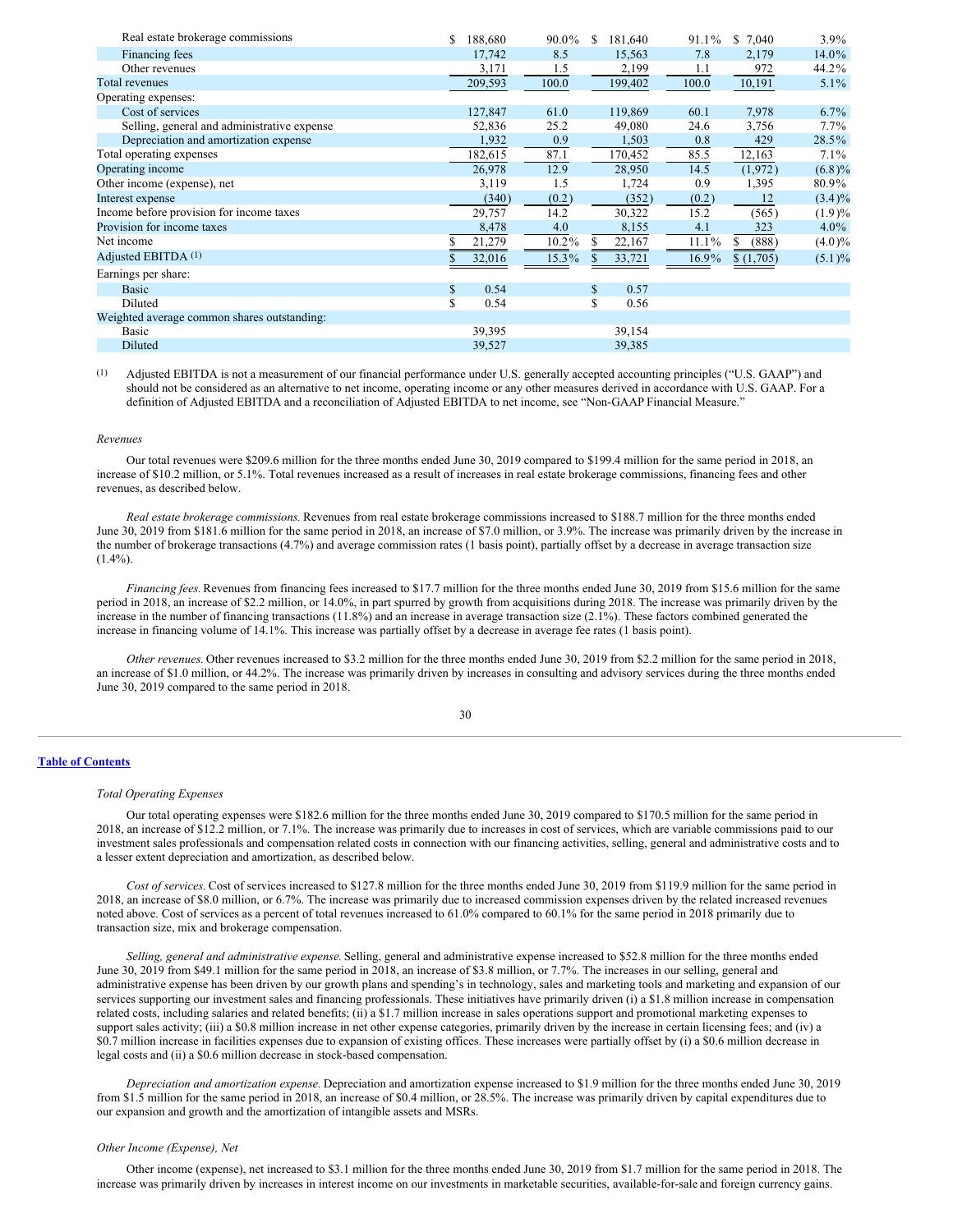| | 2019 | % | 2018 | % | Change | % |
|---|---|---|---|---|---|---|
| Real estate brokerage commissions | $ 188,680 | 90.0% | $ 181,640 | 91.1% | $ 7,040 | 3.9% |
| Financing fees | 17,742 | 8.5 | 15,563 | 7.8 | 2,179 | 14.0% |
| Other revenues | 3,171 | 1.5 | 2,199 | 1.1 | 972 | 44.2% |
| Total revenues | 209,593 | 100.0 | 199,402 | 100.0 | 10,191 | 5.1% |
| Operating expenses: | | | | | | |
| Cost of services | 127,847 | 61.0 | 119,869 | 60.1 | 7,978 | 6.7% |
| Selling, general and administrative expense | 52,836 | 25.2 | 49,080 | 24.6 | 3,756 | 7.7% |
| Depreciation and amortization expense | 1,932 | 0.9 | 1,503 | 0.8 | 429 | 28.5% |
| Total operating expenses | 182,615 | 87.1 | 170,452 | 85.5 | 12,163 | 7.1% |
| Operating income | 26,978 | 12.9 | 28,950 | 14.5 | (1,972) | (6.8)% |
| Other income (expense), net | 3,119 | 1.5 | 1,724 | 0.9 | 1,395 | 80.9% |
| Interest expense | (340) | (0.2) | (352) | (0.2) | 12 | (3.4)% |
| Income before provision for income taxes | 29,757 | 14.2 | 30,322 | 15.2 | (565) | (1.9)% |
| Provision for income taxes | 8,478 | 4.0 | 8,155 | 4.1 | 323 | 4.0% |
| Net income | $ 21,279 | 10.2% | $ 22,167 | 11.1% | $ (888) | (4.0)% |
| Adjusted EBITDA (1) | $ 32,016 | 15.3% | $ 33,721 | 16.9% | $ (1,705) | (5.1)% |
| Earnings per share: | | | | | | |
| Basic | $ 0.54 | | $ 0.57 | | | |
| Diluted | $ 0.54 | | $ 0.56 | | | |
| Weighted average common shares outstanding: | | | | | | |
| Basic | 39,395 | | 39,154 | | | |
| Diluted | 39,527 | | 39,385 | | | |

(1) Adjusted EBITDA is not a measurement of our financial performance under U.S. generally accepted accounting principles ("U.S. GAAP") and should not be considered as an alternative to net income, operating income or any other measures derived in accordance with U.S. GAAP. For a definition of Adjusted EBITDA and a reconciliation of Adjusted EBITDA to net income, see "Non-GAAP Financial Measure."

*Revenues*

Our total revenues were $209.6 million for the three months ended June 30, 2019 compared to $199.4 million for the same period in 2018, an increase of $10.2 million, or 5.1%. Total revenues increased as a result of increases in real estate brokerage commissions, financing fees and other revenues, as described below.

*Real estate brokerage commissions.* Revenues from real estate brokerage commissions increased to $188.7 million for the three months ended June 30, 2019 from $181.6 million for the same period in 2018, an increase of $7.0 million, or 3.9%. The increase was primarily driven by the increase in the number of brokerage transactions (4.7%) and average commission rates (1 basis point), partially offset by a decrease in average transaction size (1.4%).

*Financing fees.* Revenues from financing fees increased to $17.7 million for the three months ended June 30, 2019 from $15.6 million for the same period in 2018, an increase of $2.2 million, or 14.0%, in part spurred by growth from acquisitions during 2018. The increase was primarily driven by the increase in the number of financing transactions (11.8%) and an increase in average transaction size (2.1%). These factors combined generated the increase in financing volume of 14.1%. This increase was partially offset by a decrease in average fee rates (1 basis point).

*Other revenues.* Other revenues increased to $3.2 million for the three months ended June 30, 2019 from $2.2 million for the same period in 2018, an increase of $1.0 million, or 44.2%. The increase was primarily driven by increases in consulting and advisory services during the three months ended June 30, 2019 compared to the same period in 2018.

*Total Operating Expenses*

Our total operating expenses were $182.6 million for the three months ended June 30, 2019 compared to $170.5 million for the same period in 2018, an increase of $12.2 million, or 7.1%. The increase was primarily due to increases in cost of services, which are variable commissions paid to our investment sales professionals and compensation related costs in connection with our financing activities, selling, general and administrative costs and to a lesser extent depreciation and amortization, as described below.

*Cost of services.* Cost of services increased to $127.8 million for the three months ended June 30, 2019 from $119.9 million for the same period in 2018, an increase of $8.0 million, or 6.7%. The increase was primarily due to increased commission expenses driven by the related increased revenues noted above. Cost of services as a percent of total revenues increased to 61.0% compared to 60.1% for the same period in 2018 primarily due to transaction size, mix and brokerage compensation.

*Selling, general and administrative expense.* Selling, general and administrative expense increased to $52.8 million for the three months ended June 30, 2019 from $49.1 million for the same period in 2018, an increase of $3.8 million, or 7.7%. The increases in our selling, general and administrative expense has been driven by our growth plans and spending's in technology, sales and marketing tools and marketing and expansion of our services supporting our investment sales and financing professionals. These initiatives have primarily driven (i) a $1.8 million increase in compensation related costs, including salaries and related benefits; (ii) a $1.7 million increase in sales operations support and promotional marketing expenses to support sales activity; (iii) a $0.8 million increase in net other expense categories, primarily driven by the increase in certain licensing fees; and (iv) a $0.7 million increase in facilities expenses due to expansion of existing offices. These increases were partially offset by (i) a $0.6 million decrease in legal costs and (ii) a $0.6 million decrease in stock-based compensation.

*Depreciation and amortization expense.* Depreciation and amortization expense increased to $1.9 million for the three months ended June 30, 2019 from $1.5 million for the same period in 2018, an increase of $0.4 million, or 28.5%. The increase was primarily driven by capital expenditures due to our expansion and growth and the amortization of intangible assets and MSRs.

*Other Income (Expense), Net*

Other income (expense), net increased to $3.1 million for the three months ended June 30, 2019 from $1.7 million for the same period in 2018. The increase was primarily driven by increases in interest income on our investments in marketable securities, available-for-sale and foreign currency gains.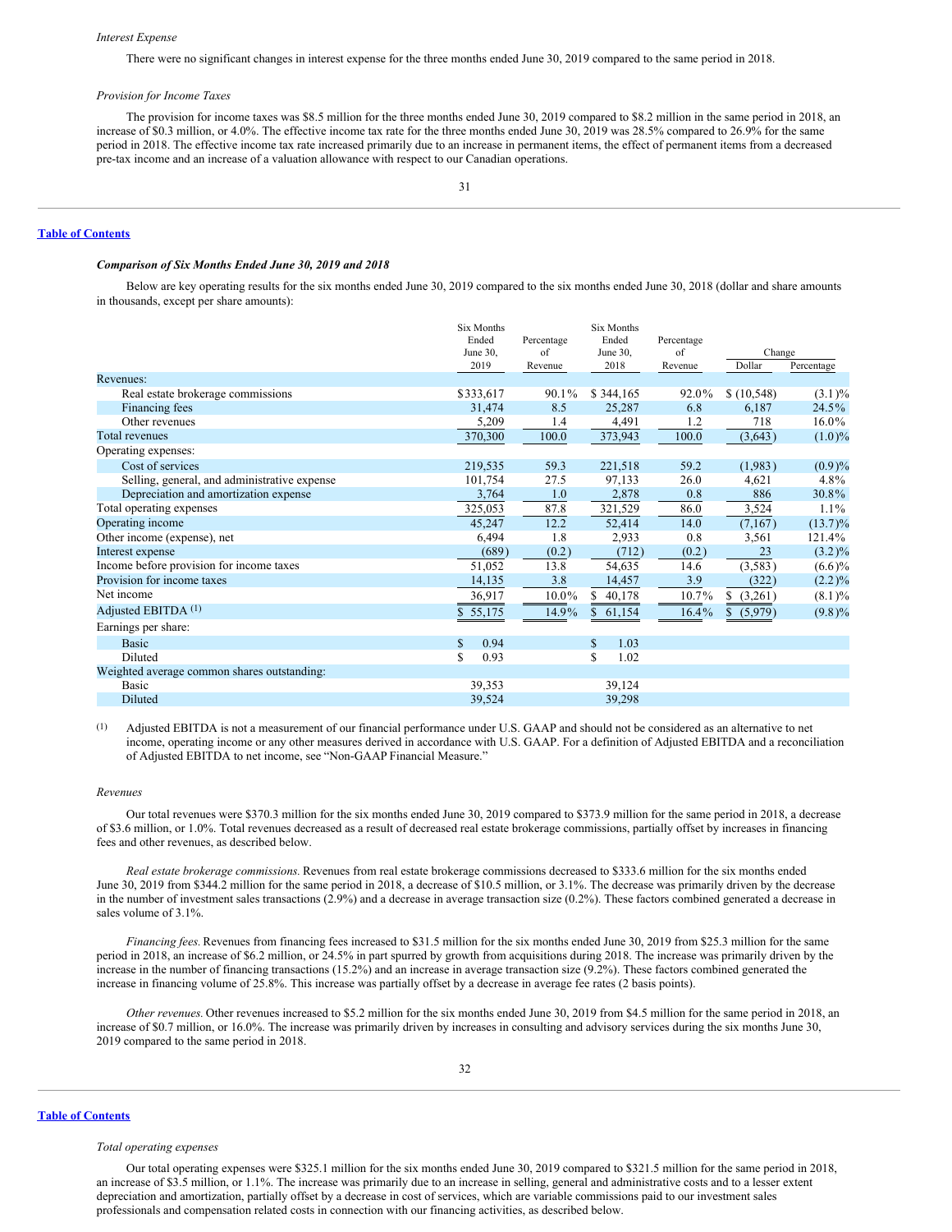*Interest Expense*

There were no significant changes in interest expense for the three months ended June 30, 2019 compared to the same period in 2018.

*Provision for Income Taxes*

The provision for income taxes was $8.5 million for the three months ended June 30, 2019 compared to $8.2 million in the same period in 2018, an increase of $0.3 million, or 4.0%. The effective income tax rate for the three months ended June 30, 2019 was 28.5% compared to 26.9% for the same period in 2018. The effective income tax rate increased primarily due to an increase in permanent items, the effect of permanent items from a decreased pre-tax income and an increase of a valuation allowance with respect to our Canadian operations.

***Comparison of Six Months Ended June 30, 2019 and 2018***

Below are key operating results for the six months ended June 30, 2019 compared to the six months ended June 30, 2018 (dollar and share amounts in thousands, except per share amounts):

| | Six Months Ended June 30, 2019 | Percentage of Revenue | Six Months Ended June 30, 2018 | Percentage of Revenue | Change | |
|---|---|---|---|---|---|---|
| | | | | | Dollar | Percentage |
| Revenues: | | | | | | |
| Real estate brokerage commissions | $333,617 | 90.1% | $ 344,165 | 92.0% | $ (10,548) | (3.1)% |
| Financing fees | 31,474 | 8.5 | 25,287 | 6.8 | 6,187 | 24.5% |
| Other revenues | 5,209 | 1.4 | 4,491 | 1.2 | 718 | 16.0% |
| Total revenues | 370,300 | 100.0 | 373,943 | 100.0 | (3,643) | (1.0)% |
| Operating expenses: | | | | | | |
| Cost of services | 219,535 | 59.3 | 221,518 | 59.2 | (1,983) | (0.9)% |
| Selling, general, and administrative expense | 101,754 | 27.5 | 97,133 | 26.0 | 4,621 | 4.8% |
| Depreciation and amortization expense | 3,764 | 1.0 | 2,878 | 0.8 | 886 | 30.8% |
| Total operating expenses | 325,053 | 87.8 | 321,529 | 86.0 | 3,524 | 1.1% |
| Operating income | 45,247 | 12.2 | 52,414 | 14.0 | (7,167) | (13.7)% |
| Other income (expense), net | 6,494 | 1.8 | 2,933 | 0.8 | 3,561 | 121.4% |
| Interest expense | (689) | (0.2) | (712) | (0.2) | 23 | (3.2)% |
| Income before provision for income taxes | 51,052 | 13.8 | 54,635 | 14.6 | (3,583) | (6.6)% |
| Provision for income taxes | 14,135 | 3.8 | 14,457 | 3.9 | (322) | (2.2)% |
| Net income | 36,917 | 10.0% | $ 40,178 | 10.7% | $ (3,261) | (8.1)% |
| Adjusted EBITDA [(1)] | $ 55,175 | 14.9% | $ 61,154 | 16.4% | $ (5,979) | (9.8)% |
| Earnings per share: | | | | | | |
| Basic | $ 0.94 | | $ 1.03 | | | |
| Diluted | $ 0.93 | | $ 1.02 | | | |
| Weighted average common shares outstanding: | | | | | | |
| Basic | 39,353 | | 39,124 | | | |
| Diluted | 39,524 | | 39,298 | | | |

(1) Adjusted EBITDA is not a measurement of our financial performance under U.S. GAAP and should not be considered as an alternative to net income, operating income or any other measures derived in accordance with U.S. GAAP. For a definition of Adjusted EBITDA and a reconciliation of Adjusted EBITDA to net income, see "Non-GAAP Financial Measure."

*Revenues*

Our total revenues were $370.3 million for the six months ended June 30, 2019 compared to $373.9 million for the same period in 2018, a decrease of $3.6 million, or 1.0%. Total revenues decreased as a result of decreased real estate brokerage commissions, partially offset by increases in financing fees and other revenues, as described below.

*Real estate brokerage commissions.* Revenues from real estate brokerage commissions decreased to $333.6 million for the six months ended June 30, 2019 from $344.2 million for the same period in 2018, a decrease of $10.5 million, or 3.1%. The decrease was primarily driven by the decrease in the number of investment sales transactions (2.9%) and a decrease in average transaction size (0.2%). These factors combined generated a decrease in sales volume of 3.1%.

*Financing fees.* Revenues from financing fees increased to $31.5 million for the six months ended June 30, 2019 from $25.3 million for the same period in 2018, an increase of $6.2 million, or 24.5% in part spurred by growth from acquisitions during 2018. The increase was primarily driven by the increase in the number of financing transactions (15.2%) and an increase in average transaction size (9.2%). These factors combined generated the increase in financing volume of 25.8%. This increase was partially offset by a decrease in average fee rates (2 basis points).

*Other revenues.* Other revenues increased to $5.2 million for the six months ended June 30, 2019 from $4.5 million for the same period in 2018, an increase of $0.7 million, or 16.0%. The increase was primarily driven by increases in consulting and advisory services during the six months June 30, 2019 compared to the same period in 2018.

*Total operating expenses*

Our total operating expenses were $325.1 million for the six months ended June 30, 2019 compared to $321.5 million for the same period in 2018, an increase of $3.5 million, or 1.1%. The increase was primarily due to an increase in selling, general and administrative costs and to a lesser extent depreciation and amortization, partially offset by a decrease in cost of services, which are variable commissions paid to our investment sales professionals and compensation related costs in connection with our financing activities, as described below.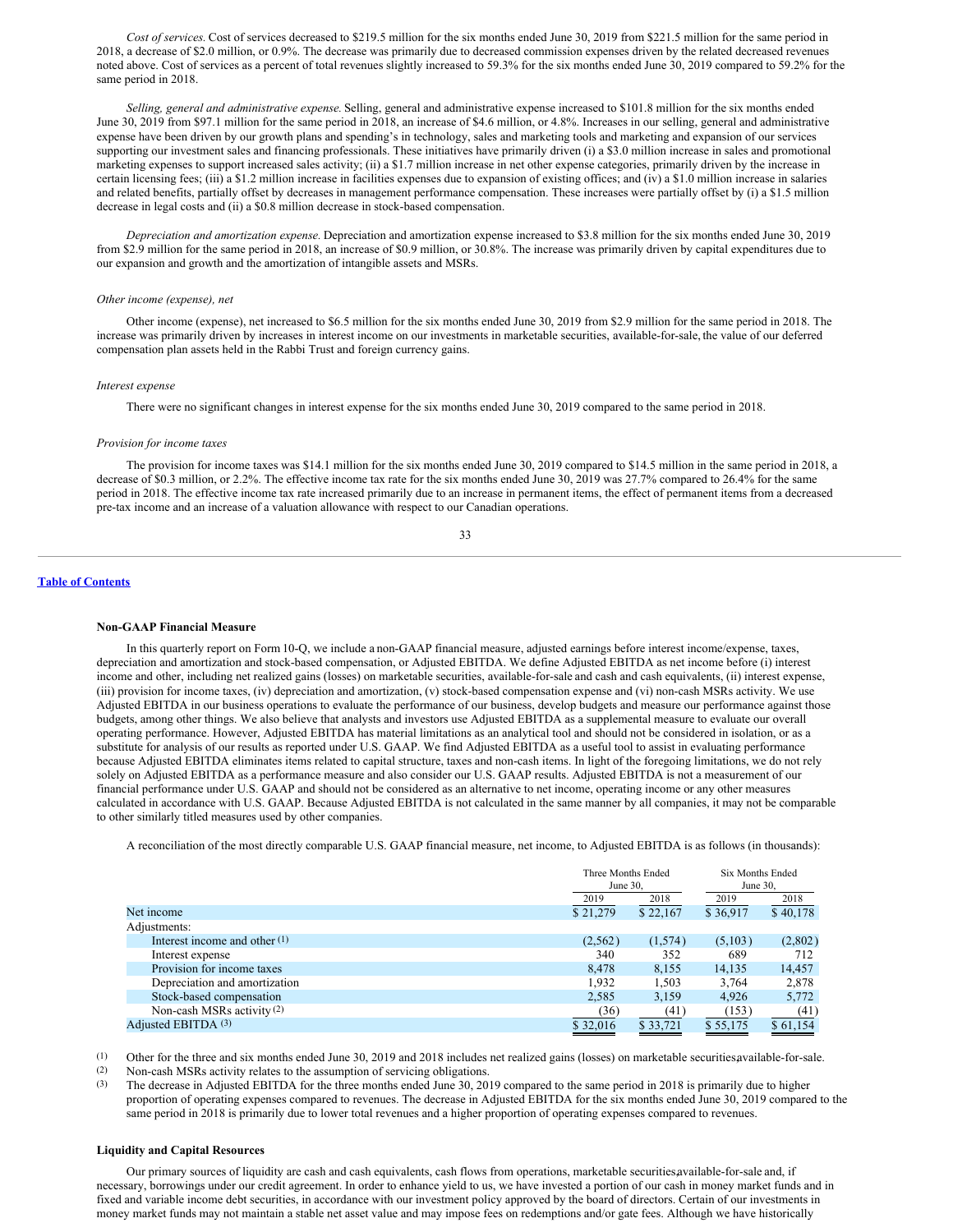*Cost of services.* Cost of services decreased to $219.5 million for the six months ended June 30, 2019 from $221.5 million for the same period in 2018, a decrease of $2.0 million, or 0.9%. The decrease was primarily due to decreased commission expenses driven by the related decreased revenues noted above. Cost of services as a percent of total revenues slightly increased to 59.3% for the six months ended June 30, 2019 compared to 59.2% for the same period in 2018.

*Selling, general and administrative expense.* Selling, general and administrative expense increased to $101.8 million for the six months ended June 30, 2019 from $97.1 million for the same period in 2018, an increase of $4.6 million, or 4.8%. Increases in our selling, general and administrative expense have been driven by our growth plans and spending's in technology, sales and marketing tools and marketing and expansion of our services supporting our investment sales and financing professionals. These initiatives have primarily driven (i) a $3.0 million increase in sales and promotional marketing expenses to support increased sales activity; (ii) a $1.7 million increase in net other expense categories, primarily driven by the increase in certain licensing fees; (iii) a $1.2 million increase in facilities expenses due to expansion of existing offices; and (iv) a $1.0 million increase in salaries and related benefits, partially offset by decreases in management performance compensation. These increases were partially offset by (i) a $1.5 million decrease in legal costs and (ii) a $0.8 million decrease in stock-based compensation.

*Depreciation and amortization expense.* Depreciation and amortization expense increased to $3.8 million for the six months ended June 30, 2019 from $2.9 million for the same period in 2018, an increase of $0.9 million, or 30.8%. The increase was primarily driven by capital expenditures due to our expansion and growth and the amortization of intangible assets and MSRs.

*Other income (expense), net*

Other income (expense), net increased to $6.5 million for the six months ended June 30, 2019 from $2.9 million for the same period in 2018. The increase was primarily driven by increases in interest income on our investments in marketable securities, available-for-sale, the value of our deferred compensation plan assets held in the Rabbi Trust and foreign currency gains.

*Interest expense*

There were no significant changes in interest expense for the six months ended June 30, 2019 compared to the same period in 2018.

*Provision for income taxes*

The provision for income taxes was $14.1 million for the six months ended June 30, 2019 compared to $14.5 million in the same period in 2018, a decrease of $0.3 million, or 2.2%. The effective income tax rate for the six months ended June 30, 2019 was 27.7% compared to 26.4% for the same period in 2018. The effective income tax rate increased primarily due to an increase in permanent items, the effect of permanent items from a decreased pre-tax income and an increase of a valuation allowance with respect to our Canadian operations.

**Non-GAAP Financial Measure**

In this quarterly report on Form 10-Q, we include a non-GAAP financial measure, adjusted earnings before interest income/expense, taxes, depreciation and amortization and stock-based compensation, or Adjusted EBITDA. We define Adjusted EBITDA as net income before (i) interest income and other, including net realized gains (losses) on marketable securities, available-for-sale and cash and cash equivalents, (ii) interest expense, (iii) provision for income taxes, (iv) depreciation and amortization, (v) stock-based compensation expense and (vi) non-cash MSRs activity. We use Adjusted EBITDA in our business operations to evaluate the performance of our business, develop budgets and measure our performance against those budgets, among other things. We also believe that analysts and investors use Adjusted EBITDA as a supplemental measure to evaluate our overall operating performance. However, Adjusted EBITDA has material limitations as an analytical tool and should not be considered in isolation, or as a substitute for analysis of our results as reported under U.S. GAAP. We find Adjusted EBITDA as a useful tool to assist in evaluating performance because Adjusted EBITDA eliminates items related to capital structure, taxes and non-cash items. In light of the foregoing limitations, we do not rely solely on Adjusted EBITDA as a performance measure and also consider our U.S. GAAP results. Adjusted EBITDA is not a measurement of our financial performance under U.S. GAAP and should not be considered as an alternative to net income, operating income or any other measures calculated in accordance with U.S. GAAP. Because Adjusted EBITDA is not calculated in the same manner by all companies, it may not be comparable to other similarly titled measures used by other companies.

A reconciliation of the most directly comparable U.S. GAAP financial measure, net income, to Adjusted EBITDA is as follows (in thousands):

| | Three Months Ended June 30, | | Six Months Ended June 30, | |
|---|---|---|---|---|
| | 2019 | 2018 | 2019 | 2018 |
| Net income | $ 21,279 | $ 22,167 | $ 36,917 | $ 40,178 |
| Adjustments: | | | | |
| Interest income and other (1) | (2,562) | (1,574) | (5,103) | (2,802) |
| Interest expense | 340 | 352 | 689 | 712 |
| Provision for income taxes | 8,478 | 8,155 | 14,135 | 14,457 |
| Depreciation and amortization | 1,932 | 1,503 | 3,764 | 2,878 |
| Stock-based compensation | 2,585 | 3,159 | 4,926 | 5,772 |
| Non-cash MSRs activity (2) | (36) | (41) | (153) | (41) |
| Adjusted EBITDA (3) | $ 32,016 | $ 33,721 | $ 55,175 | $ 61,154 |

(1) Other for the three and six months ended June 30, 2019 and 2018 includes net realized gains (losses) on marketable securities, available-for-sale.

(2) Non-cash MSRs activity relates to the assumption of servicing obligations.

(3) The decrease in Adjusted EBITDA for the three months ended June 30, 2019 compared to the same period in 2018 is primarily due to higher proportion of operating expenses compared to revenues. The decrease in Adjusted EBITDA for the six months ended June 30, 2019 compared to the same period in 2018 is primarily due to lower total revenues and a higher proportion of operating expenses compared to revenues.

**Liquidity and Capital Resources**

Our primary sources of liquidity are cash and cash equivalents, cash flows from operations, marketable securities, available-for-sale and, if necessary, borrowings under our credit agreement. In order to enhance yield to us, we have invested a portion of our cash in money market funds and in fixed and variable income debt securities, in accordance with our investment policy approved by the board of directors. Certain of our investments in money market funds may not maintain a stable net asset value and may impose fees on redemptions and/or gate fees. Although we have historically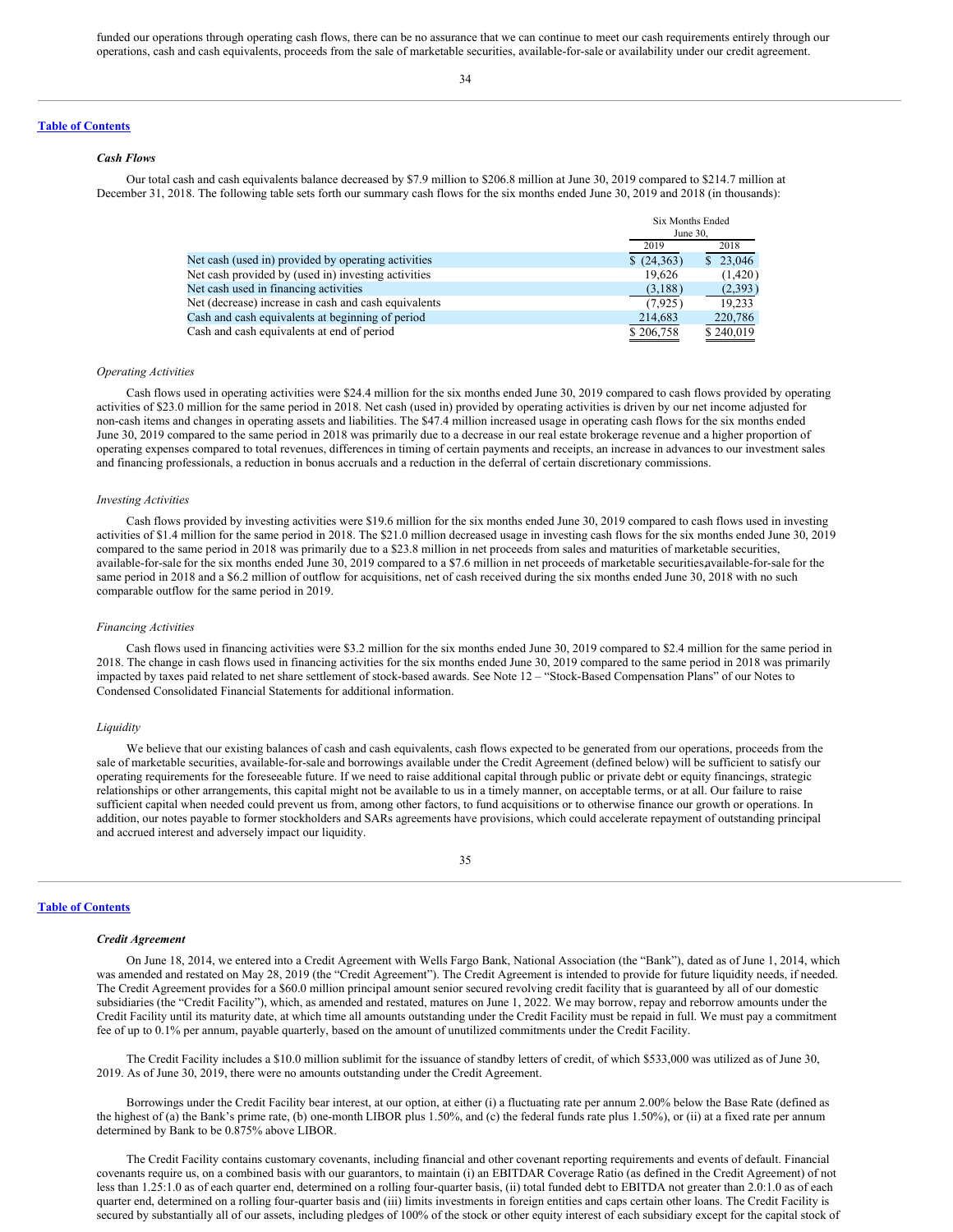funded our operations through operating cash flows, there can be no assurance that we can continue to meet our cash requirements entirely through our operations, cash and cash equivalents, proceeds from the sale of marketable securities, available-for-sale or availability under our credit agreement.

**Table of Contents**

### *Cash Flows*

Our total cash and cash equivalents balance decreased by $7.9 million to $206.8 million at June 30, 2019 compared to $214.7 million at December 31, 2018. The following table sets forth our summary cash flows for the six months ended June 30, 2019 and 2018 (in thousands):

| | Six Months Ended June 30, | |
|---|---|---|
| | 2019 | 2018 |
| Net cash (used in) provided by operating activities | $ (24,363) | $ 23,046 |
| Net cash provided by (used in) investing activities | 19,626 | (1,420) |
| Net cash used in financing activities | (3,188) | (2,393) |
| Net (decrease) increase in cash and cash equivalents | (7,925) | 19,233 |
| Cash and cash equivalents at beginning of period | 214,683 | 220,786 |
| Cash and cash equivalents at end of period | $ 206,758 | $ 240,019 |

*Operating Activities*

Cash flows used in operating activities were $24.4 million for the six months ended June 30, 2019 compared to cash flows provided by operating activities of $23.0 million for the same period in 2018. Net cash (used in) provided by operating activities is driven by our net income adjusted for non-cash items and changes in operating assets and liabilities. The $47.4 million increased usage in operating cash flows for the six months ended June 30, 2019 compared to the same period in 2018 was primarily due to a decrease in our real estate brokerage revenue and a higher proportion of operating expenses compared to total revenues, differences in timing of certain payments and receipts, an increase in advances to our investment sales and financing professionals, a reduction in bonus accruals and a reduction in the deferral of certain discretionary commissions.

*Investing Activities*

Cash flows provided by investing activities were $19.6 million for the six months ended June 30, 2019 compared to cash flows used in investing activities of $1.4 million for the same period in 2018. The $21.0 million decreased usage in investing cash flows for the six months ended June 30, 2019 compared to the same period in 2018 was primarily due to a $23.8 million in net proceeds from sales and maturities of marketable securities, available-for-sale for the six months ended June 30, 2019 compared to a $7.6 million in net proceeds of marketable securities, available-for-sale for the same period in 2018 and a $6.2 million of outflow for acquisitions, net of cash received during the six months ended June 30, 2018 with no such comparable outflow for the same period in 2019.

*Financing Activities*

Cash flows used in financing activities were $3.2 million for the six months ended June 30, 2019 compared to $2.4 million for the same period in 2018. The change in cash flows used in financing activities for the six months ended June 30, 2019 compared to the same period in 2018 was primarily impacted by taxes paid related to net share settlement of stock-based awards. See Note 12 – "Stock-Based Compensation Plans" of our Notes to Condensed Consolidated Financial Statements for additional information.

*Liquidity*

We believe that our existing balances of cash and cash equivalents, cash flows expected to be generated from our operations, proceeds from the sale of marketable securities, available-for-sale and borrowings available under the Credit Agreement (defined below) will be sufficient to satisfy our operating requirements for the foreseeable future. If we need to raise additional capital through public or private debt or equity financings, strategic relationships or other arrangements, this capital might not be available to us in a timely manner, on acceptable terms, or at all. Our failure to raise sufficient capital when needed could prevent us from, among other factors, to fund acquisitions or to otherwise finance our growth or operations. In addition, our notes payable to former stockholders and SARs agreements have provisions, which could accelerate repayment of outstanding principal and accrued interest and adversely impact our liquidity.

**Table of Contents**

### *Credit Agreement*

On June 18, 2014, we entered into a Credit Agreement with Wells Fargo Bank, National Association (the "Bank"), dated as of June 1, 2014, which was amended and restated on May 28, 2019 (the "Credit Agreement"). The Credit Agreement is intended to provide for future liquidity needs, if needed. The Credit Agreement provides for a $60.0 million principal amount senior secured revolving credit facility that is guaranteed by all of our domestic subsidiaries (the "Credit Facility"), which, as amended and restated, matures on June 1, 2022. We may borrow, repay and reborrow amounts under the Credit Facility until its maturity date, at which time all amounts outstanding under the Credit Facility must be repaid in full. We must pay a commitment fee of up to 0.1% per annum, payable quarterly, based on the amount of unutilized commitments under the Credit Facility.

The Credit Facility includes a $10.0 million sublimit for the issuance of standby letters of credit, of which $533,000 was utilized as of June 30, 2019. As of June 30, 2019, there were no amounts outstanding under the Credit Agreement.

Borrowings under the Credit Facility bear interest, at our option, at either (i) a fluctuating rate per annum 2.00% below the Base Rate (defined as the highest of (a) the Bank's prime rate, (b) one-month LIBOR plus 1.50%, and (c) the federal funds rate plus 1.50%), or (ii) at a fixed rate per annum determined by Bank to be 0.875% above LIBOR.

The Credit Facility contains customary covenants, including financial and other covenant reporting requirements and events of default. Financial covenants require us, on a combined basis with our guarantors, to maintain (i) an EBITDAR Coverage Ratio (as defined in the Credit Agreement) of not less than 1.25:1.0 as of each quarter end, determined on a rolling four-quarter basis, (ii) total funded debt to EBITDA not greater than 2.0:1.0 as of each quarter end, determined on a rolling four-quarter basis and (iii) limits investments in foreign entities and caps certain other loans. The Credit Facility is secured by substantially all of our assets, including pledges of 100% of the stock or other equity interest of each subsidiary except for the capital stock of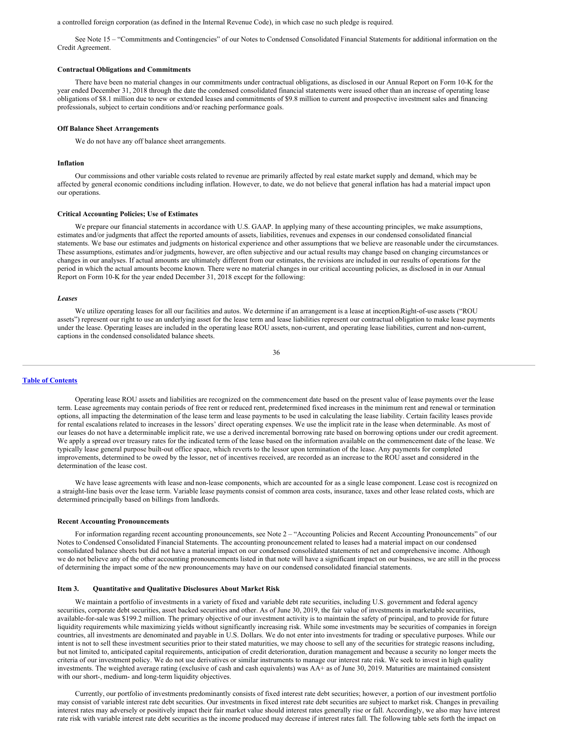a controlled foreign corporation (as defined in the Internal Revenue Code), in which case no such pledge is required.

See Note 15 – "Commitments and Contingencies" of our Notes to Condensed Consolidated Financial Statements for additional information on the Credit Agreement.

**Contractual Obligations and Commitments**

There have been no material changes in our commitments under contractual obligations, as disclosed in our Annual Report on Form 10-K for the year ended December 31, 2018 through the date the condensed consolidated financial statements were issued other than an increase of operating lease obligations of $8.1 million due to new or extended leases and commitments of $9.8 million to current and prospective investment sales and financing professionals, subject to certain conditions and/or reaching performance goals.

**Off Balance Sheet Arrangements**

We do not have any off balance sheet arrangements.

**Inflation**

Our commissions and other variable costs related to revenue are primarily affected by real estate market supply and demand, which may be affected by general economic conditions including inflation. However, to date, we do not believe that general inflation has had a material impact upon our operations.

**Critical Accounting Policies; Use of Estimates**

We prepare our financial statements in accordance with U.S. GAAP. In applying many of these accounting principles, we make assumptions, estimates and/or judgments that affect the reported amounts of assets, liabilities, revenues and expenses in our condensed consolidated financial statements. We base our estimates and judgments on historical experience and other assumptions that we believe are reasonable under the circumstances. These assumptions, estimates and/or judgments, however, are often subjective and our actual results may change based on changing circumstances or changes in our analyses. If actual amounts are ultimately different from our estimates, the revisions are included in our results of operations for the period in which the actual amounts become known. There were no material changes in our critical accounting policies, as disclosed in in our Annual Report on Form 10-K for the year ended December 31, 2018 except for the following:

***Leases***

We utilize operating leases for all our facilities and autos. We determine if an arrangement is a lease at inception.Right-of-use assets ("ROU assets") represent our right to use an underlying asset for the lease term and lease liabilities represent our contractual obligation to make lease payments under the lease. Operating leases are included in the operating lease ROU assets, non-current, and operating lease liabilities, current and non-current, captions in the condensed consolidated balance sheets.

Operating lease ROU assets and liabilities are recognized on the commencement date based on the present value of lease payments over the lease term. Lease agreements may contain periods of free rent or reduced rent, predetermined fixed increases in the minimum rent and renewal or termination options, all impacting the determination of the lease term and lease payments to be used in calculating the lease liability. Certain facility leases provide for rental escalations related to increases in the lessors' direct operating expenses. We use the implicit rate in the lease when determinable. As most of our leases do not have a determinable implicit rate, we use a derived incremental borrowing rate based on borrowing options under our credit agreement. We apply a spread over treasury rates for the indicated term of the lease based on the information available on the commencement date of the lease. We typically lease general purpose built-out office space, which reverts to the lessor upon termination of the lease. Any payments for completed improvements, determined to be owed by the lessor, net of incentives received, are recorded as an increase to the ROU asset and considered in the determination of the lease cost.

We have lease agreements with lease and non-lease components, which are accounted for as a single lease component. Lease cost is recognized on a straight-line basis over the lease term. Variable lease payments consist of common area costs, insurance, taxes and other lease related costs, which are determined principally based on billings from landlords.

**Recent Accounting Pronouncements**

For information regarding recent accounting pronouncements, see Note 2 – "Accounting Policies and Recent Accounting Pronouncements" of our Notes to Condensed Consolidated Financial Statements. The accounting pronouncement related to leases had a material impact on our condensed consolidated balance sheets but did not have a material impact on our condensed consolidated statements of net and comprehensive income. Although we do not believe any of the other accounting pronouncements listed in that note will have a significant impact on our business, we are still in the process of determining the impact some of the new pronouncements may have on our condensed consolidated financial statements.

## Item 3. Quantitative and Qualitative Disclosures About Market Risk

We maintain a portfolio of investments in a variety of fixed and variable debt rate securities, including U.S. government and federal agency securities, corporate debt securities, asset backed securities and other. As of June 30, 2019, the fair value of investments in marketable securities, available-for-sale was $199.2 million. The primary objective of our investment activity is to maintain the safety of principal, and to provide for future liquidity requirements while maximizing yields without significantly increasing risk. While some investments may be securities of companies in foreign countries, all investments are denominated and payable in U.S. Dollars. We do not enter into investments for trading or speculative purposes. While our intent is not to sell these investment securities prior to their stated maturities, we may choose to sell any of the securities for strategic reasons including, but not limited to, anticipated capital requirements, anticipation of credit deterioration, duration management and because a security no longer meets the criteria of our investment policy. We do not use derivatives or similar instruments to manage our interest rate risk. We seek to invest in high quality investments. The weighted average rating (exclusive of cash and cash equivalents) was AA+ as of June 30, 2019. Maturities are maintained consistent with our short-, medium- and long-term liquidity objectives.

Currently, our portfolio of investments predominantly consists of fixed interest rate debt securities; however, a portion of our investment portfolio may consist of variable interest rate debt securities. Our investments in fixed interest rate debt securities are subject to market risk. Changes in prevailing interest rates may adversely or positively impact their fair market value should interest rates generally rise or fall. Accordingly, we also may have interest rate risk with variable interest rate debt securities as the income produced may decrease if interest rates fall. The following table sets forth the impact on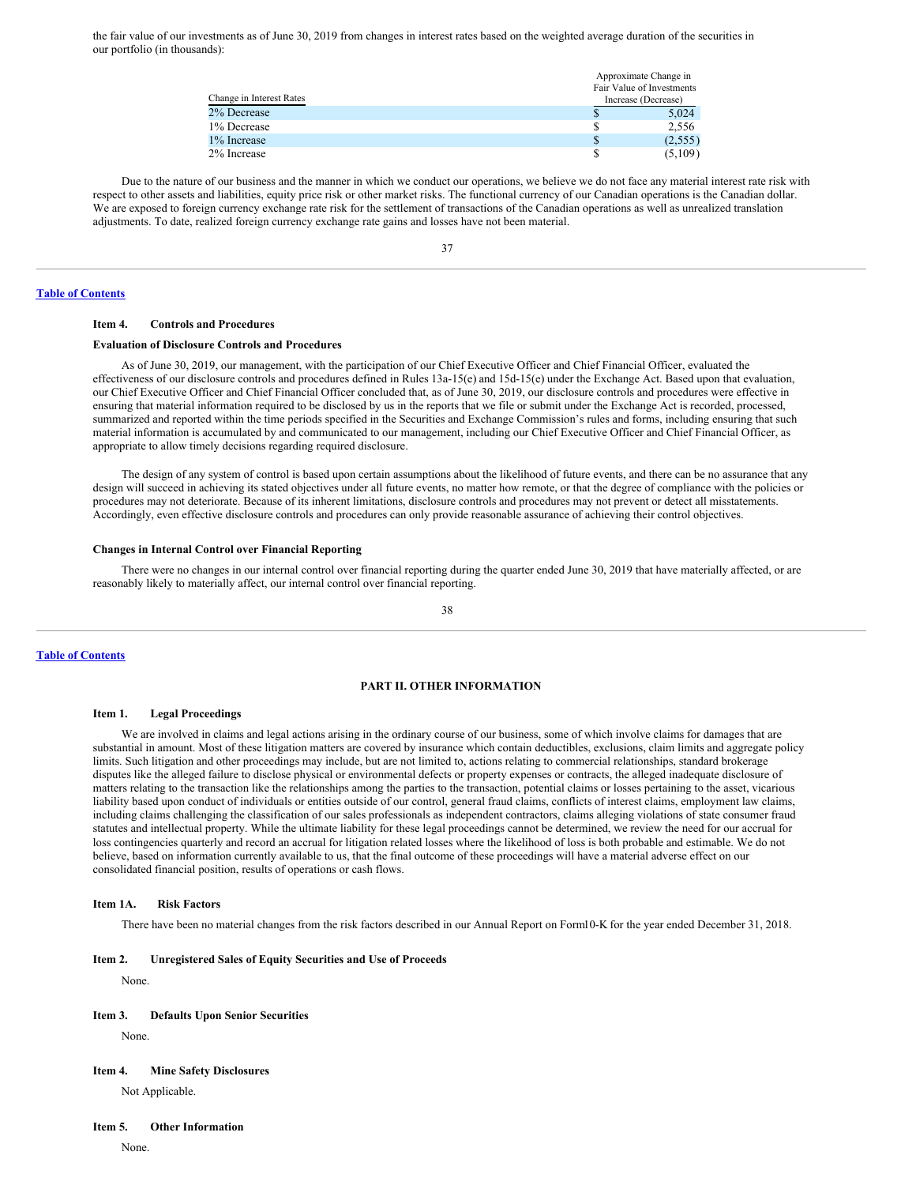the fair value of our investments as of June 30, 2019 from changes in interest rates based on the weighted average duration of the securities in our portfolio (in thousands):

| Change in Interest Rates | Approximate Change in Fair Value of Investments Increase (Decrease) |
|---|---|
| 2% Decrease | $ 5,024 |
| 1% Decrease | $ 2,556 |
| 1% Increase | $ (2,555) |
| 2% Increase | $ (5,109) |

Due to the nature of our business and the manner in which we conduct our operations, we believe we do not face any material interest rate risk with respect to other assets and liabilities, equity price risk or other market risks. The functional currency of our Canadian operations is the Canadian dollar. We are exposed to foreign currency exchange rate risk for the settlement of transactions of the Canadian operations as well as unrealized translation adjustments. To date, realized foreign currency exchange rate gains and losses have not been material.

Table of Contents

### Item 4. Controls and Procedures

**Evaluation of Disclosure Controls and Procedures**

As of June 30, 2019, our management, with the participation of our Chief Executive Officer and Chief Financial Officer, evaluated the effectiveness of our disclosure controls and procedures defined in Rules 13a-15(e) and 15d-15(e) under the Exchange Act. Based upon that evaluation, our Chief Executive Officer and Chief Financial Officer concluded that, as of June 30, 2019, our disclosure controls and procedures were effective in ensuring that material information required to be disclosed by us in the reports that we file or submit under the Exchange Act is recorded, processed, summarized and reported within the time periods specified in the Securities and Exchange Commission's rules and forms, including ensuring that such material information is accumulated by and communicated to our management, including our Chief Executive Officer and Chief Financial Officer, as appropriate to allow timely decisions regarding required disclosure.

The design of any system of control is based upon certain assumptions about the likelihood of future events, and there can be no assurance that any design will succeed in achieving its stated objectives under all future events, no matter how remote, or that the degree of compliance with the policies or procedures may not deteriorate. Because of its inherent limitations, disclosure controls and procedures may not prevent or detect all misstatements. Accordingly, even effective disclosure controls and procedures can only provide reasonable assurance of achieving their control objectives.

**Changes in Internal Control over Financial Reporting**

There were no changes in our internal control over financial reporting during the quarter ended June 30, 2019 that have materially affected, or are reasonably likely to materially affect, our internal control over financial reporting.

Table of Contents

## PART II. OTHER INFORMATION

### Item 1. Legal Proceedings

We are involved in claims and legal actions arising in the ordinary course of our business, some of which involve claims for damages that are substantial in amount. Most of these litigation matters are covered by insurance which contain deductibles, exclusions, claim limits and aggregate policy limits. Such litigation and other proceedings may include, but are not limited to, actions relating to commercial relationships, standard brokerage disputes like the alleged failure to disclose physical or environmental defects or property expenses or contracts, the alleged inadequate disclosure of matters relating to the transaction like the relationships among the parties to the transaction, potential claims or losses pertaining to the asset, vicarious liability based upon conduct of individuals or entities outside of our control, general fraud claims, conflicts of interest claims, employment law claims, including claims challenging the classification of our sales professionals as independent contractors, claims alleging violations of state consumer fraud statutes and intellectual property. While the ultimate liability for these legal proceedings cannot be determined, we review the need for our accrual for loss contingencies quarterly and record an accrual for litigation related losses where the likelihood of loss is both probable and estimable. We do not believe, based on information currently available to us, that the final outcome of these proceedings will have a material adverse effect on our consolidated financial position, results of operations or cash flows.

### Item 1A. Risk Factors

There have been no material changes from the risk factors described in our Annual Report on Form10-K for the year ended December 31, 2018.

### Item 2. Unregistered Sales of Equity Securities and Use of Proceeds

None.

### Item 3. Defaults Upon Senior Securities

None.

### Item 4. Mine Safety Disclosures

Not Applicable.

### Item 5. Other Information

None.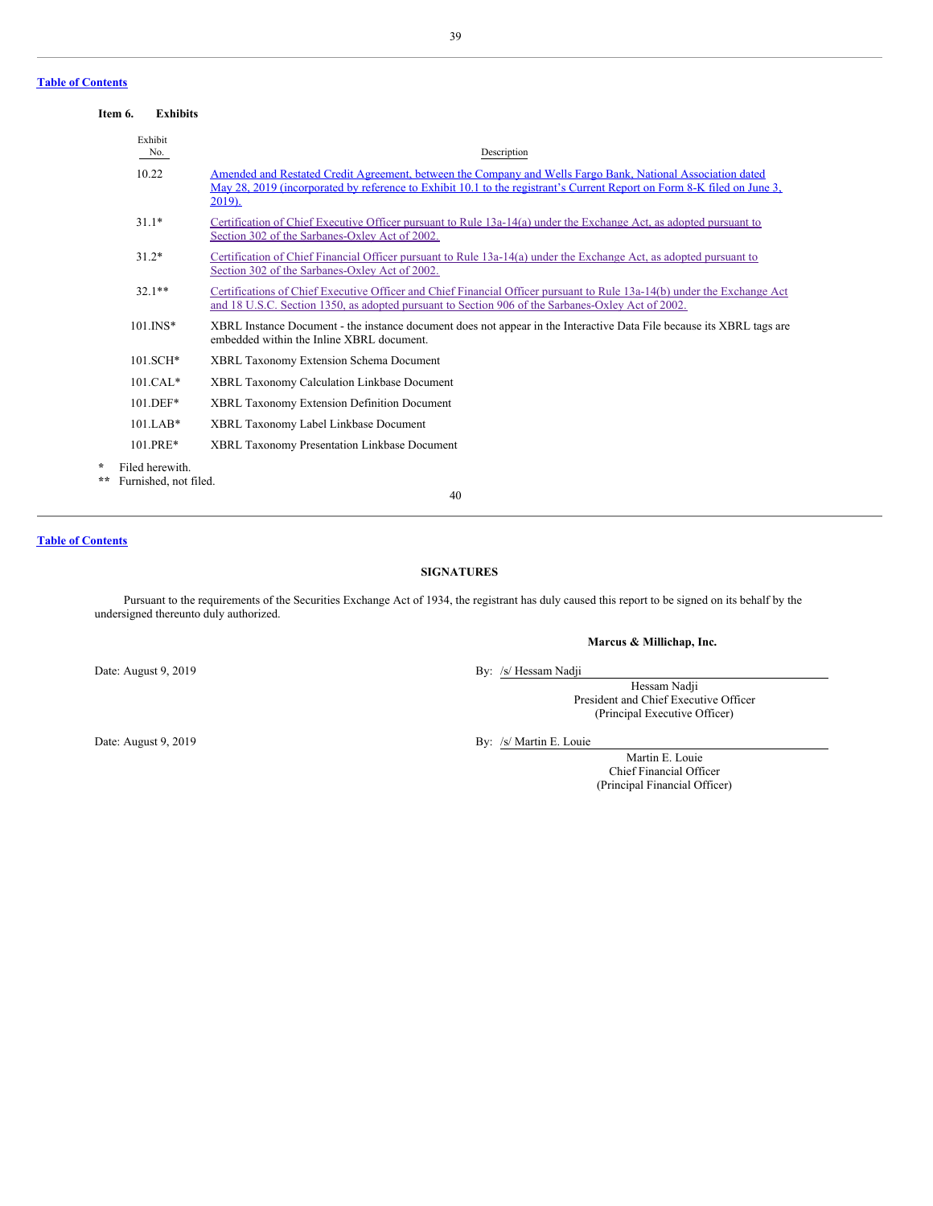**Item 6. Exhibits**

| Exhibit No. | Description |
|---|---|
| 10.22 | Amended and Restated Credit Agreement, between the Company and Wells Fargo Bank, National Association dated May 28, 2019 (incorporated by reference to Exhibit 10.1 to the registrant's Current Report on Form 8-K filed on June 3, 2019). |
| 31.1* | Certification of Chief Executive Officer pursuant to Rule 13a-14(a) under the Exchange Act, as adopted pursuant to Section 302 of the Sarbanes-Oxley Act of 2002. |
| 31.2* | Certification of Chief Financial Officer pursuant to Rule 13a-14(a) under the Exchange Act, as adopted pursuant to Section 302 of the Sarbanes-Oxley Act of 2002. |
| 32.1** | Certifications of Chief Executive Officer and Chief Financial Officer pursuant to Rule 13a-14(b) under the Exchange Act and 18 U.S.C. Section 1350, as adopted pursuant to Section 906 of the Sarbanes-Oxley Act of 2002. |
| 101.INS* | XBRL Instance Document - the instance document does not appear in the Interactive Data File because its XBRL tags are embedded within the Inline XBRL document. |
| 101.SCH* | XBRL Taxonomy Extension Schema Document |
| 101.CAL* | XBRL Taxonomy Calculation Linkbase Document |
| 101.DEF* | XBRL Taxonomy Extension Definition Document |
| 101.LAB* | XBRL Taxonomy Label Linkbase Document |
| 101.PRE* | XBRL Taxonomy Presentation Linkbase Document |

\* Filed herewith.
\*\* Furnished, not filed.

**SIGNATURES**

Pursuant to the requirements of the Securities Exchange Act of 1934, the registrant has duly caused this report to be signed on its behalf by the undersigned thereunto duly authorized.

**Marcus & Millichap, Inc.**

Date: August 9, 2019

By: /s/ Hessam Nadji
Hessam Nadji
President and Chief Executive Officer
(Principal Executive Officer)

Date: August 9, 2019

By: /s/ Martin E. Louie
Martin E. Louie
Chief Financial Officer
(Principal Financial Officer)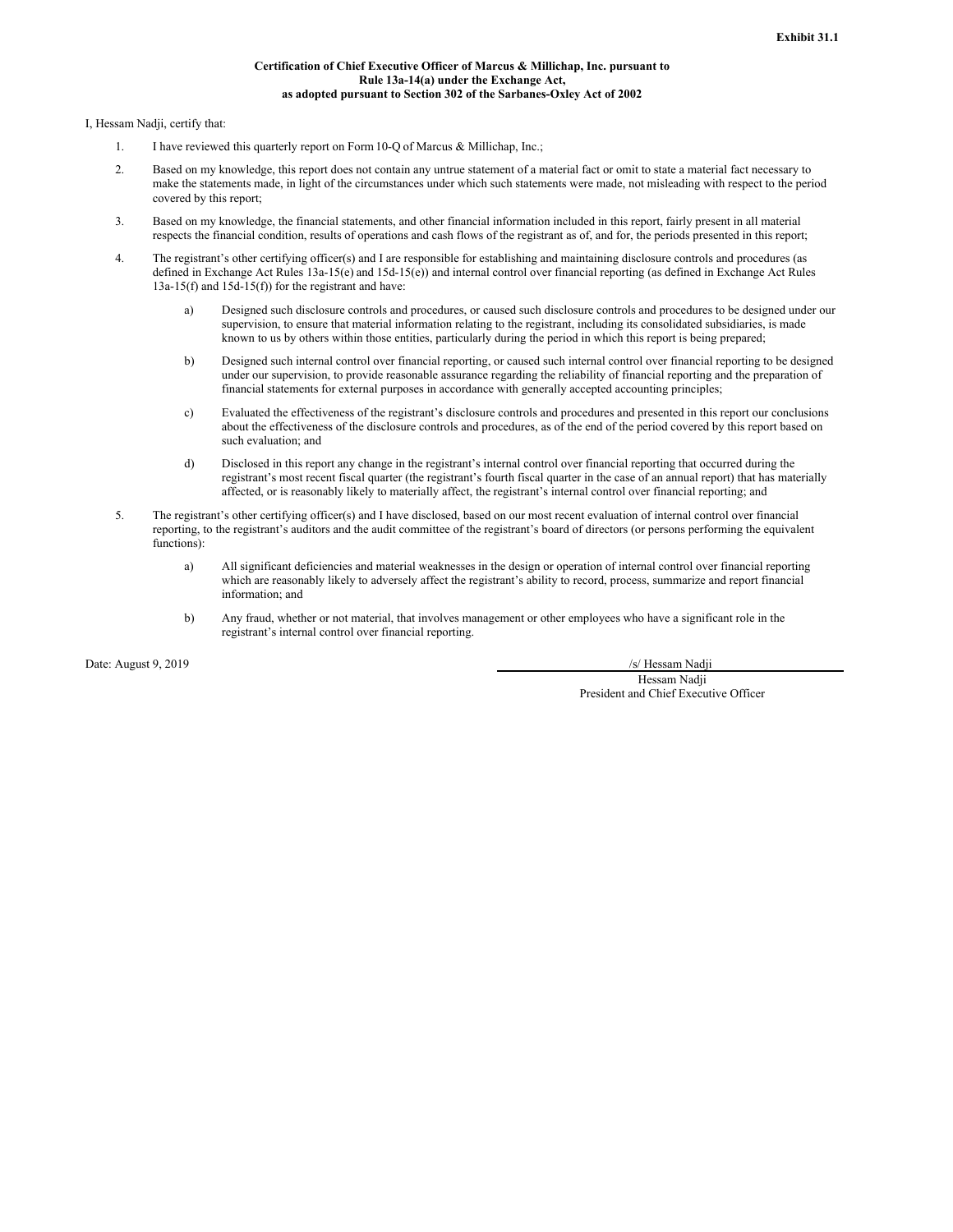**Exhibit 31.1**

**Certification of Chief Executive Officer of Marcus & Millichap, Inc. pursuant to Rule 13a-14(a) under the Exchange Act, as adopted pursuant to Section 302 of the Sarbanes-Oxley Act of 2002**

I, Hessam Nadji, certify that:

1. I have reviewed this quarterly report on Form 10-Q of Marcus & Millichap, Inc.;
2. Based on my knowledge, this report does not contain any untrue statement of a material fact or omit to state a material fact necessary to make the statements made, in light of the circumstances under which such statements were made, not misleading with respect to the period covered by this report;
3. Based on my knowledge, the financial statements, and other financial information included in this report, fairly present in all material respects the financial condition, results of operations and cash flows of the registrant as of, and for, the periods presented in this report;
4. The registrant's other certifying officer(s) and I are responsible for establishing and maintaining disclosure controls and procedures (as defined in Exchange Act Rules 13a-15(e) and 15d-15(e)) and internal control over financial reporting (as defined in Exchange Act Rules 13a-15(f) and 15d-15(f)) for the registrant and have:
   a) Designed such disclosure controls and procedures, or caused such disclosure controls and procedures to be designed under our supervision, to ensure that material information relating to the registrant, including its consolidated subsidiaries, is made known to us by others within those entities, particularly during the period in which this report is being prepared;
   b) Designed such internal control over financial reporting, or caused such internal control over financial reporting to be designed under our supervision, to provide reasonable assurance regarding the reliability of financial reporting and the preparation of financial statements for external purposes in accordance with generally accepted accounting principles;
   c) Evaluated the effectiveness of the registrant's disclosure controls and procedures and presented in this report our conclusions about the effectiveness of the disclosure controls and procedures, as of the end of the period covered by this report based on such evaluation; and
   d) Disclosed in this report any change in the registrant's internal control over financial reporting that occurred during the registrant's most recent fiscal quarter (the registrant's fourth fiscal quarter in the case of an annual report) that has materially affected, or is reasonably likely to materially affect, the registrant's internal control over financial reporting; and
5. The registrant's other certifying officer(s) and I have disclosed, based on our most recent evaluation of internal control over financial reporting, to the registrant's auditors and the audit committee of the registrant's board of directors (or persons performing the equivalent functions):
   a) All significant deficiencies and material weaknesses in the design or operation of internal control over financial reporting which are reasonably likely to adversely affect the registrant's ability to record, process, summarize and report financial information; and
   b) Any fraud, whether or not material, that involves management or other employees who have a significant role in the registrant's internal control over financial reporting.

Date: August 9, 2019

/s/ Hessam Nadji

Hessam Nadji
President and Chief Executive Officer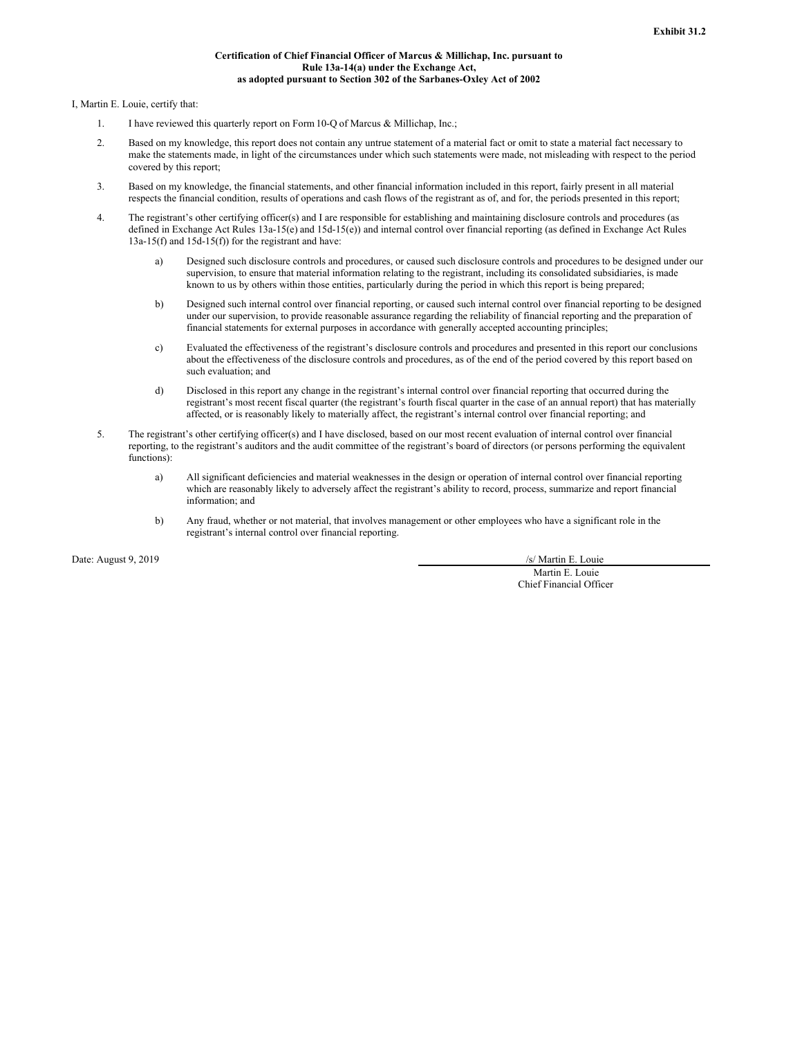**Exhibit 31.2**

**Certification of Chief Financial Officer of Marcus & Millichap, Inc. pursuant to Rule 13a-14(a) under the Exchange Act, as adopted pursuant to Section 302 of the Sarbanes-Oxley Act of 2002**

I, Martin E. Louie, certify that:

1. I have reviewed this quarterly report on Form 10-Q of Marcus & Millichap, Inc.;
2. Based on my knowledge, this report does not contain any untrue statement of a material fact or omit to state a material fact necessary to make the statements made, in light of the circumstances under which such statements were made, not misleading with respect to the period covered by this report;
3. Based on my knowledge, the financial statements, and other financial information included in this report, fairly present in all material respects the financial condition, results of operations and cash flows of the registrant as of, and for, the periods presented in this report;
4. The registrant's other certifying officer(s) and I are responsible for establishing and maintaining disclosure controls and procedures (as defined in Exchange Act Rules 13a-15(e) and 15d-15(e)) and internal control over financial reporting (as defined in Exchange Act Rules 13a-15(f) and 15d-15(f)) for the registrant and have:
   a) Designed such disclosure controls and procedures, or caused such disclosure controls and procedures to be designed under our supervision, to ensure that material information relating to the registrant, including its consolidated subsidiaries, is made known to us by others within those entities, particularly during the period in which this report is being prepared;
   b) Designed such internal control over financial reporting, or caused such internal control over financial reporting to be designed under our supervision, to provide reasonable assurance regarding the reliability of financial reporting and the preparation of financial statements for external purposes in accordance with generally accepted accounting principles;
   c) Evaluated the effectiveness of the registrant's disclosure controls and procedures and presented in this report our conclusions about the effectiveness of the disclosure controls and procedures, as of the end of the period covered by this report based on such evaluation; and
   d) Disclosed in this report any change in the registrant's internal control over financial reporting that occurred during the registrant's most recent fiscal quarter (the registrant's fourth fiscal quarter in the case of an annual report) that has materially affected, or is reasonably likely to materially affect, the registrant's internal control over financial reporting; and
5. The registrant's other certifying officer(s) and I have disclosed, based on our most recent evaluation of internal control over financial reporting, to the registrant's auditors and the audit committee of the registrant's board of directors (or persons performing the equivalent functions):
   a) All significant deficiencies and material weaknesses in the design or operation of internal control over financial reporting which are reasonably likely to adversely affect the registrant's ability to record, process, summarize and report financial information; and
   b) Any fraud, whether or not material, that involves management or other employees who have a significant role in the registrant's internal control over financial reporting.

Date: August 9, 2019

/s/ Martin E. Louie

Martin E. Louie
Chief Financial Officer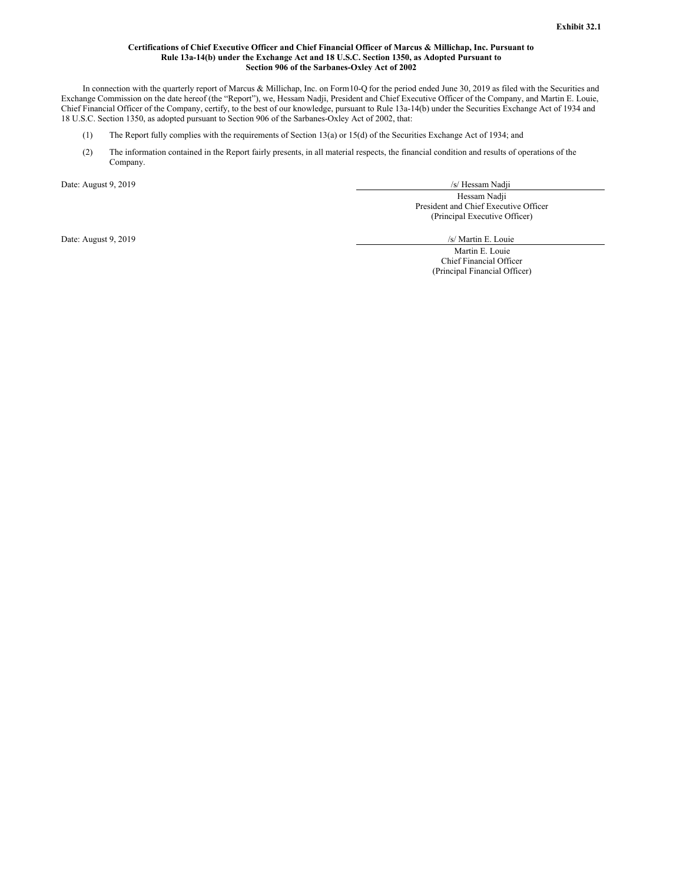**Exhibit 32.1**

**Certifications of Chief Executive Officer and Chief Financial Officer of Marcus & Millichap, Inc. Pursuant to Rule 13a-14(b) under the Exchange Act and 18 U.S.C. Section 1350, as Adopted Pursuant to Section 906 of the Sarbanes-Oxley Act of 2002**

In connection with the quarterly report of Marcus & Millichap, Inc. on Form10-Q for the period ended June 30, 2019 as filed with the Securities and Exchange Commission on the date hereof (the "Report"), we, Hessam Nadji, President and Chief Executive Officer of the Company, and Martin E. Louie, Chief Financial Officer of the Company, certify, to the best of our knowledge, pursuant to Rule 13a-14(b) under the Securities Exchange Act of 1934 and 18 U.S.C. Section 1350, as adopted pursuant to Section 906 of the Sarbanes-Oxley Act of 2002, that:

(1) The Report fully complies with the requirements of Section 13(a) or 15(d) of the Securities Exchange Act of 1934; and

(2) The information contained in the Report fairly presents, in all material respects, the financial condition and results of operations of the Company.

Date: August 9, 2019

/s/ Hessam Nadji

Hessam Nadji
President and Chief Executive Officer
(Principal Executive Officer)

Date: August 9, 2019

/s/ Martin E. Louie

Martin E. Louie
Chief Financial Officer
(Principal Financial Officer)